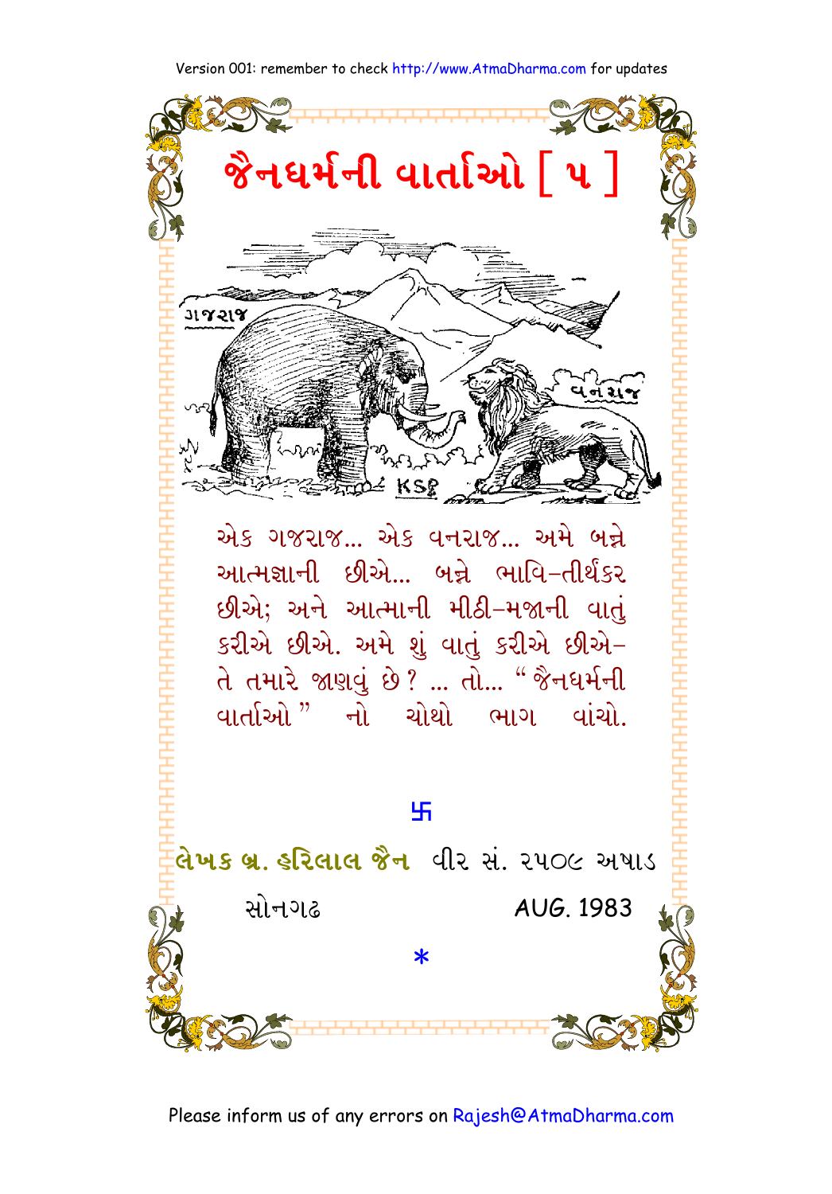# જૈનધર્મની વાર્તાઓ [ ૫ ]

એક ગજરાજ... એક વનરાજ... અમે બન્ને આત્મજ્ઞાની છીએ... બન્ને ભાવિ-તીર્થંકર છીએ; અને આત્માની મીઠી-મજાની વાતું કરીએ છીએ. અમે શું વાતું કરીએ છીએ- તે તમારે જાણવું છે? ... તો... "જૈનધર્મની વાર્તાઓ" નો ચોથો ભાગ વાંચો.

卐

**લેખક બ્ર. હરિલાલ જૈન** વીર સં. ૨૫૦૯ અષાડ

સોનગઢ AUG. 1983

*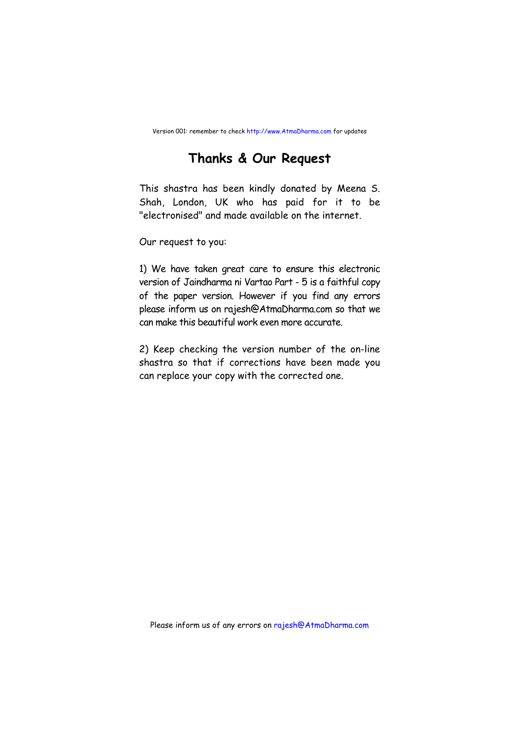Version 001: remember to check http://www.AtmaDharma.com for updates

# Thanks & Our Request

This shastra has been kindly donated by Meena S. Shah, London, UK who has paid for it to be "electronised" and made available on the internet.

Our request to you:

1) We have taken great care to ensure this electronic version of Jaindharma ni Vartao Part - 5 is a faithful copy of the paper version. However if you find any errors please inform us on rajesh@AtmaDharma.com so that we can make this beautiful work even more accurate.

2) Keep checking the version number of the on-line shastra so that if corrections have been made you can replace your copy with the corrected one.

Please inform us of any errors on rajesh@AtmaDharma.com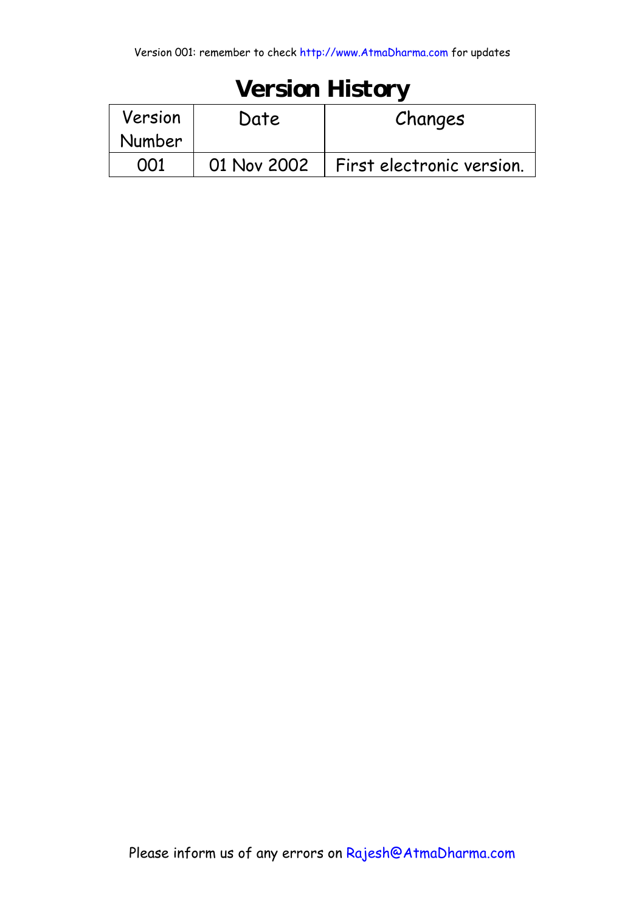# Version History

| Version Number | Date | Changes |
|---|---|---|
| 001 | 01 Nov 2002 | First electronic version. |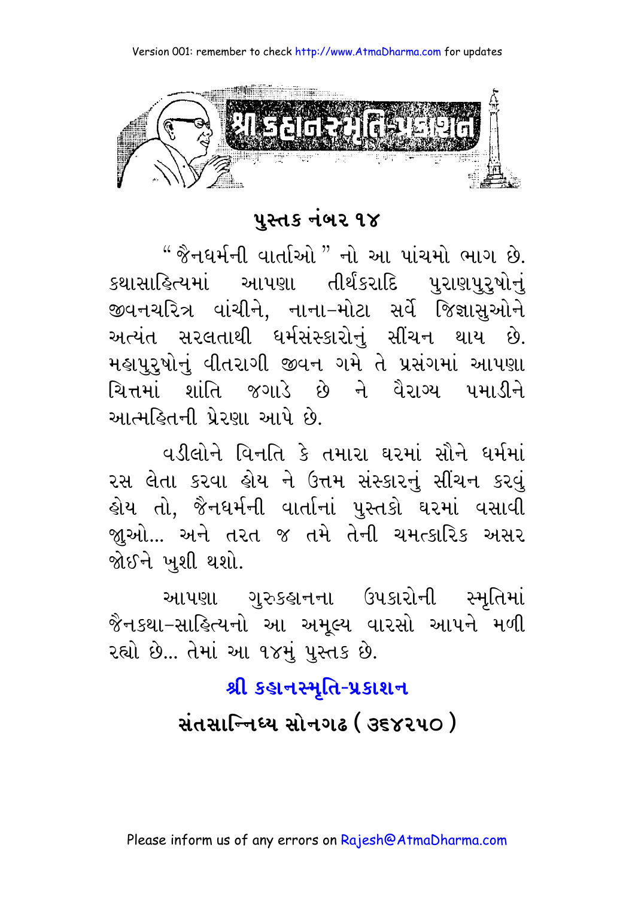## પુસ્તક નંબર ૧૪

" જૈનધર્મની વાર્તાઓ " નો આ પાંચમો ભાગ છે. કથાસાહિત્યમાં આપણા તીર્થંકરાદિ પુરાણપુરુષોનું જીવનચરિત્ર વાંચીને, નાના-મોટા સર્વે જિજ્ઞાસુઓને અત્યંત સરલતાથી ધર્મસંસ્કારોનું સીંચન થાય છે. મહાપુરુષોનું વીતરાગી જીવન ગમે તે પ્રસંગમાં આપણા ચિત્તમાં શાંતિ જગાડે છે ને વૈરાગ્ય પમાડીને આત્મહિતની પ્રેરણા આપે છે.

વડીલોને વિનતિ કે તમારા ઘરમાં સૌને ધર્મમાં રસ લેતા કરવા હોય ને ઉત્તમ સંસ્કારનું સીંચન કરવું હોય તો, જૈનધર્મની વાર્તાનાં પુસ્તકો ઘરમાં વસાવી જુઓ... અને તરત જ તમે તેની ચમત્કારિક અસર જોઈને ખુશી થશો.

આપણા ગુરુકહાનના ઉપકારોની સ્મૃતિમાં જૈનકથા-સાહિત્યનો આ અમૂલ્ય વારસો આપને મળી રહ્યો છે... તેમાં આ ૧૪મું પુસ્તક છે.

**શ્રી કહાનસ્મૃતિ-પ્રકાશન**

**સંતસાન્નિધ્ય સોનગઢ ( ૩૬૪૨૫૦ )**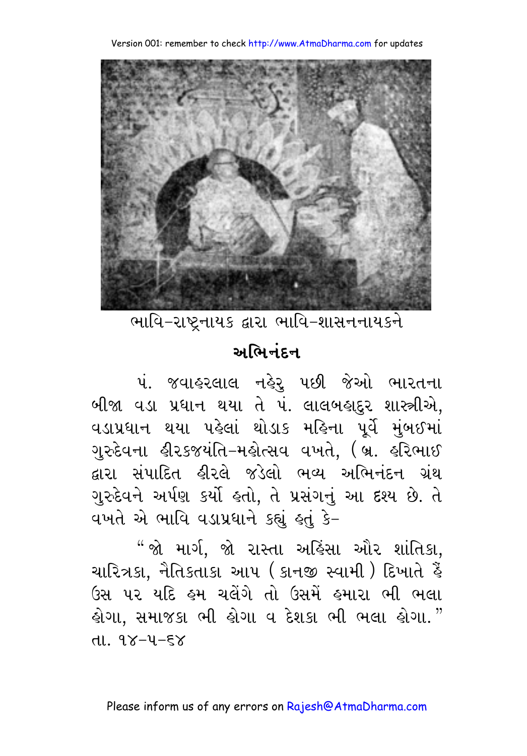ભાવિ–રાષ્ટ્રનાયક દ્વારા ભાવિ–શાસનનાયકને

## અભિનંદન

પં. જવાહરલાલ નહેરુ પછી જેઓ ભારતના બીજા વડા પ્રધાન થયા તે પં. લાલબહાદુર શાસ્ત્રીએ, વડાપ્રધાન થયા પહેલાં થોડાક મહિના પૂર્વે મુંબઈમાં ગુરુદેવના હીરકજયંતિ–મહોત્સવ વખતે, (બ્ર. હરિભાઈ દ્વારા સંપાદિત હીરલે જડેલો ભવ્ય અભિનંદન ગ્રંથ ગુરુદેવને અર્પણ કર્યો હતો, તે પ્રસંગનું આ દ્રશ્ય છે. તે વખતે એ ભાવિ વડાપ્રધાને કહ્યું હતું કે–

"જો માર્ગ, જો રાસ્તા અહિંસા ઔર શાંતિકા, ચારિત્રકા, નૈતિકતાકા આપ (કાનજી સ્વામી) દિખાતે હૈં ઉસ પર યદિ હમ ચલેંગે તો ઉસમેં હમારા ભી ભલા હોગા, સમાજકા ભી હોગા વ દેશકા ભી ભલા હોગા."
તા. ૧૪–૫–૬૪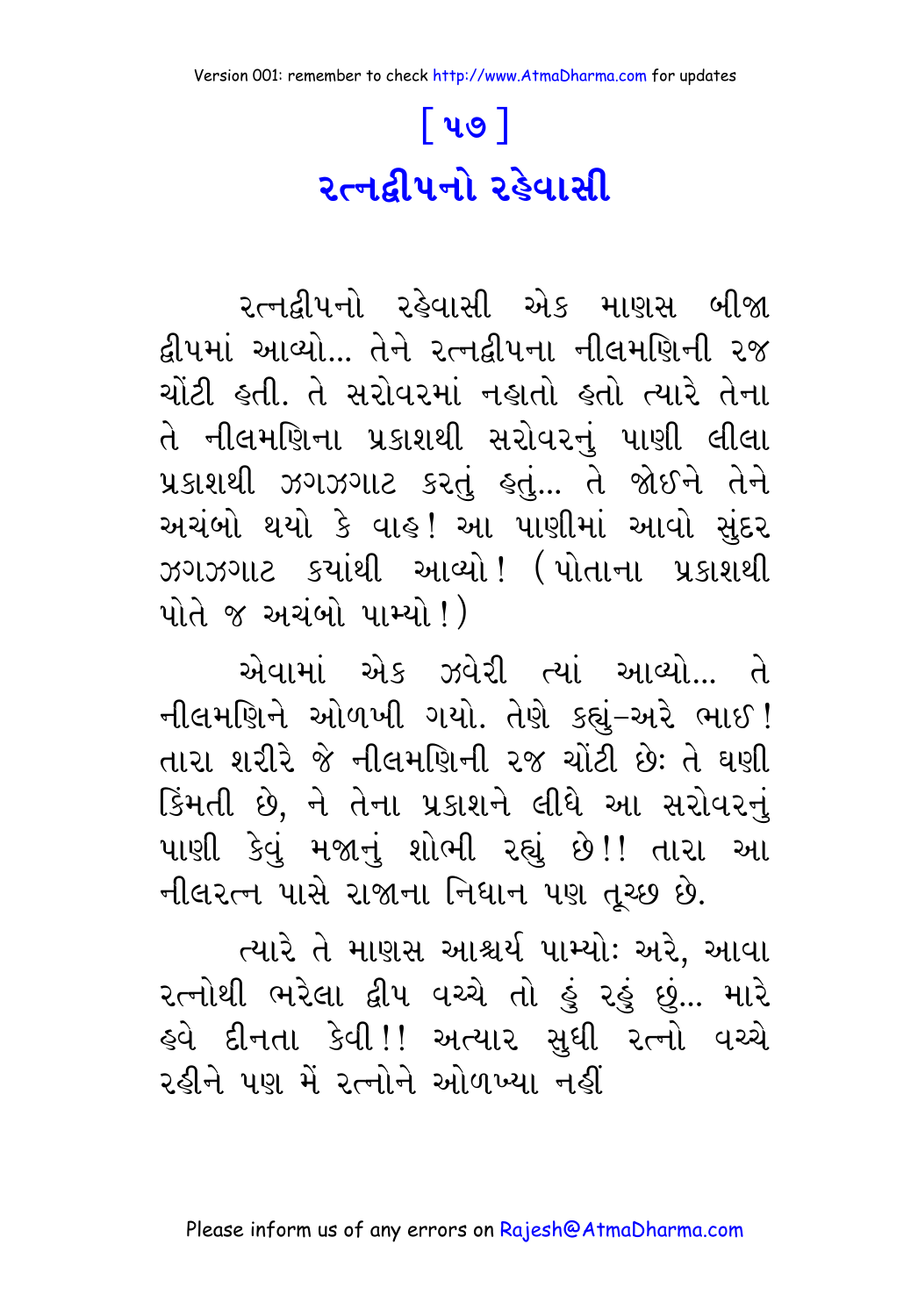# [ ૫૭ ]

## રત્નદ્વીપનો રહેવાસી

રત્નદ્વીપનો રહેવાસી એક માણસ બીજા દ્વીપમાં આવ્યો... તેને રત્નદ્વીપના નીલમણિની રજ ચોંટી હતી. તે સરોવરમાં નહાતો હતો ત્યારે તેના તે નીલમણિના પ્રકાશથી સરોવરનું પાણી લીલા પ્રકાશથી ઝગઝગાટ કરતું હતું... તે જોઈને તેને અચંબો થયો કે વાહ! આ પાણીમાં આવો સુંદર ઝગઝગાટ કયાંથી આવ્યો! (પોતાના પ્રકાશથી પોતે જ અચંબો પામ્યો!)

એવામાં એક ઝવેરી ત્યાં આવ્યો... તે નીલમણિને ઓળખી ગયો. તેણે કહ્યું–અરે ભાઈ! તારા શરીરે જે નીલમણિની રજ ચોંટી છેઃ તે ઘણી કિંમતી છે, ને તેના પ્રકાશને લીધે આ સરોવરનું પાણી કેવું મજાનું શોભી રહ્યું છે!! તારા આ નીલરત્ન પાસે રાજાના નિધાન પણ તૂચ્છ છે.

ત્યારે તે માણસ આશ્ચર્ય પામ્યોઃ અરે, આવા રત્નોથી ભરેલા દ્વીપ વચ્ચે તો હું રહું છું... મારે હવે દીનતા કેવી!! અત્યાર સુધી રત્નો વચ્ચે રહીને પણ મેં રત્નોને ઓળખ્યા નહીં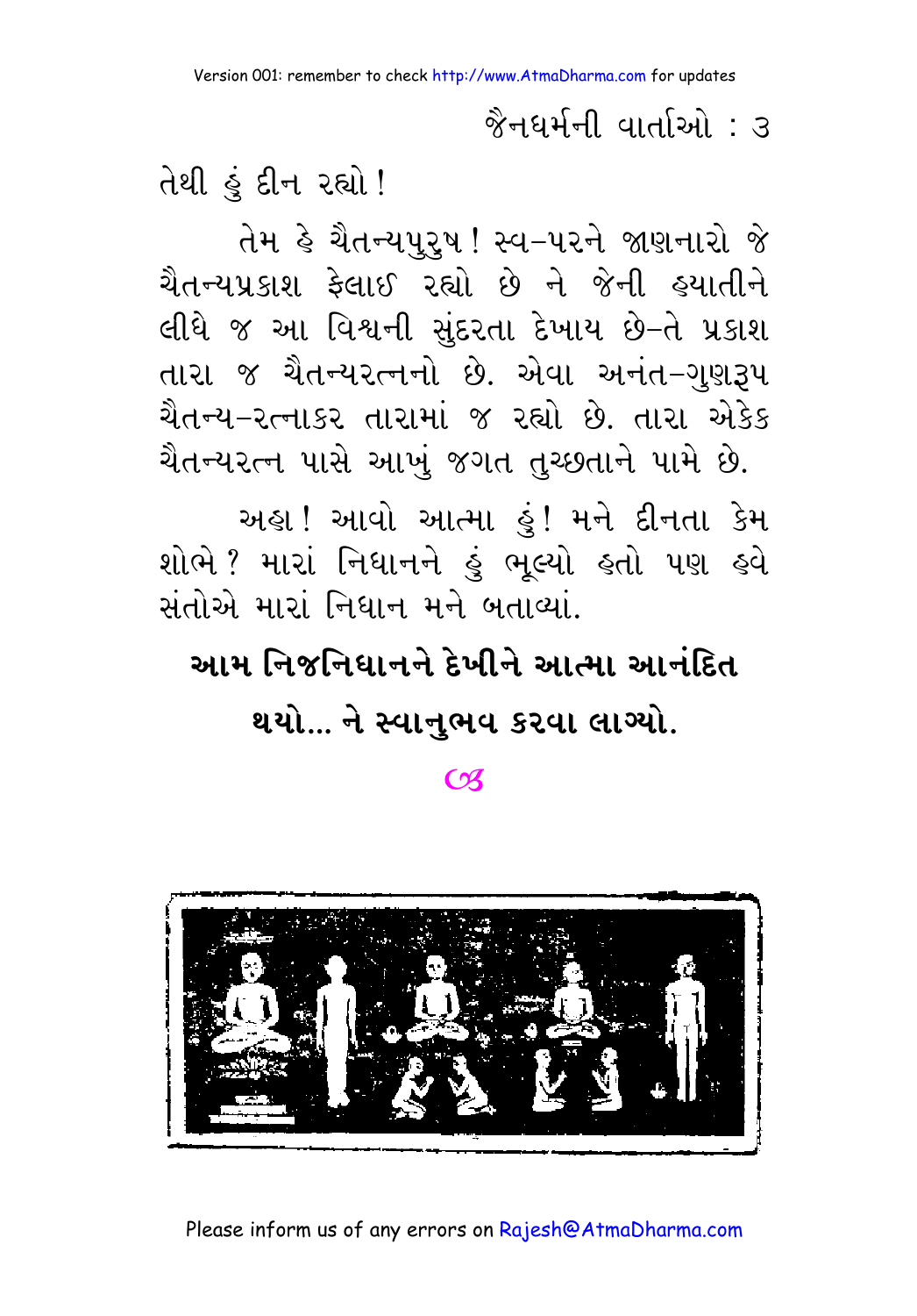તેથી હું દીન રહ્યો!

તેમ હે ચૈતન્યપુરુષ! સ્વ-પરને જાણનારો જે ચૈતન્યપ્રકાશ ફેલાઈ રહ્યો છે ને જેની હયાતીને લીધે જ આ વિશ્વની સુંદરતા દેખાય છે-તે પ્રકાશ તારા જ ચૈતન્યરત્નનો છે. એવા અનંત-ગુણરૂપ ચૈતન્ય-રત્નાકર તારામાં જ રહ્યો છે. તારા એકેક ચૈતન્યરત્ન પાસે આખું જગત તુચ્છતાને પામે છે.

અહા! આવો આત્મા હું! મને દીનતા કેમ શોભે? મારાં નિધાનને હું ભૂલ્યો હતો પણ હવે સંતોએ મારાં નિધાન મને બતાવ્યાં.

**આમ નિજનિધાનને દેખીને આત્મા આનંદિત થયો... ને સ્વાનુભવ કરવા લાગ્યો.**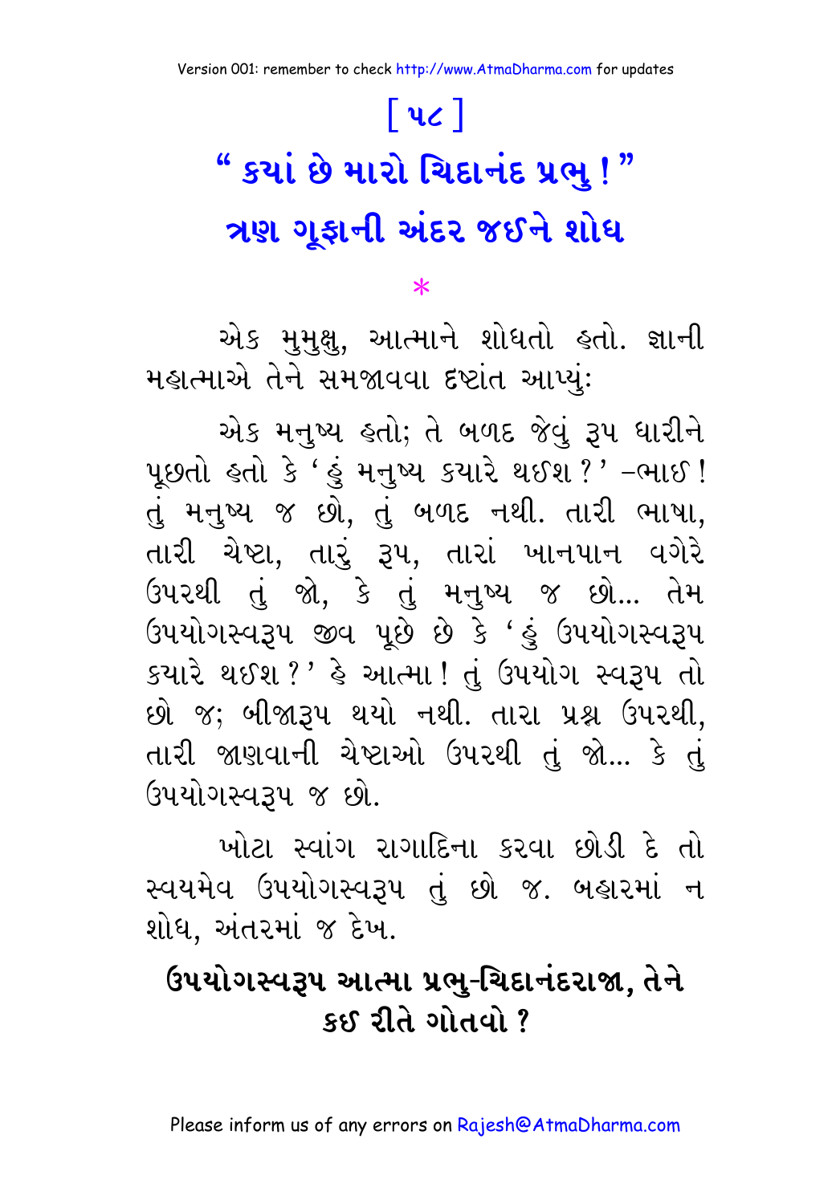# [ ૫૮ ]

# " ક્યાં છે મારો ચિદાનંદ પ્રભુ ! "

## ત્રણ ગૂફાની અંદર જઈને શોધ

*

એક મુમુક્ષુ, આત્માને શોધતો હતો. જ્ઞાની મહાત્માએ તેને સમજાવવા દૃષ્ટાંત આપ્યું:

એક મનુષ્ય હતો; તે બળદ જેવું રૂપ ધારીને પૂછતો હતો કે 'હું મનુષ્ય ક્યારે થઈશ ?' –ભાઈ ! તું મનુષ્ય જ છો, તું બળદ નથી. તારી ભાષા, તારી ચેષ્ટા, તારું રૂપ, તારાં ખાનપાન વગેરે ઉપરથી તું જો, કે તું મનુષ્ય જ છો... તેમ ઉપયોગસ્વરૂપ જીવ પૂછે છે કે 'હું ઉપયોગસ્વરૂપ ક્યારે થઈશ ?' હે આત્મા ! તું ઉપયોગ સ્વરૂપ તો છો જ; બીજારૂપ થયો નથી. તારા પ્રશ્ન ઉપરથી, તારી જાણવાની ચેષ્ટાઓ ઉપરથી તું જો... કે તું ઉપયોગસ્વરૂપ જ છો.

ખોટા સ્વાંગ રાગાદિના કરવા છોડી દે તો સ્વયમેવ ઉપયોગસ્વરૂપ તું છો જ. બહારમાં ન શોધ, અંતરમાં જ દેખ.

**ઉપયોગસ્વરૂપ આત્મા પ્રભુ-ચિદાનંદરાજા, તેને કઈ રીતે ગોતવો ?**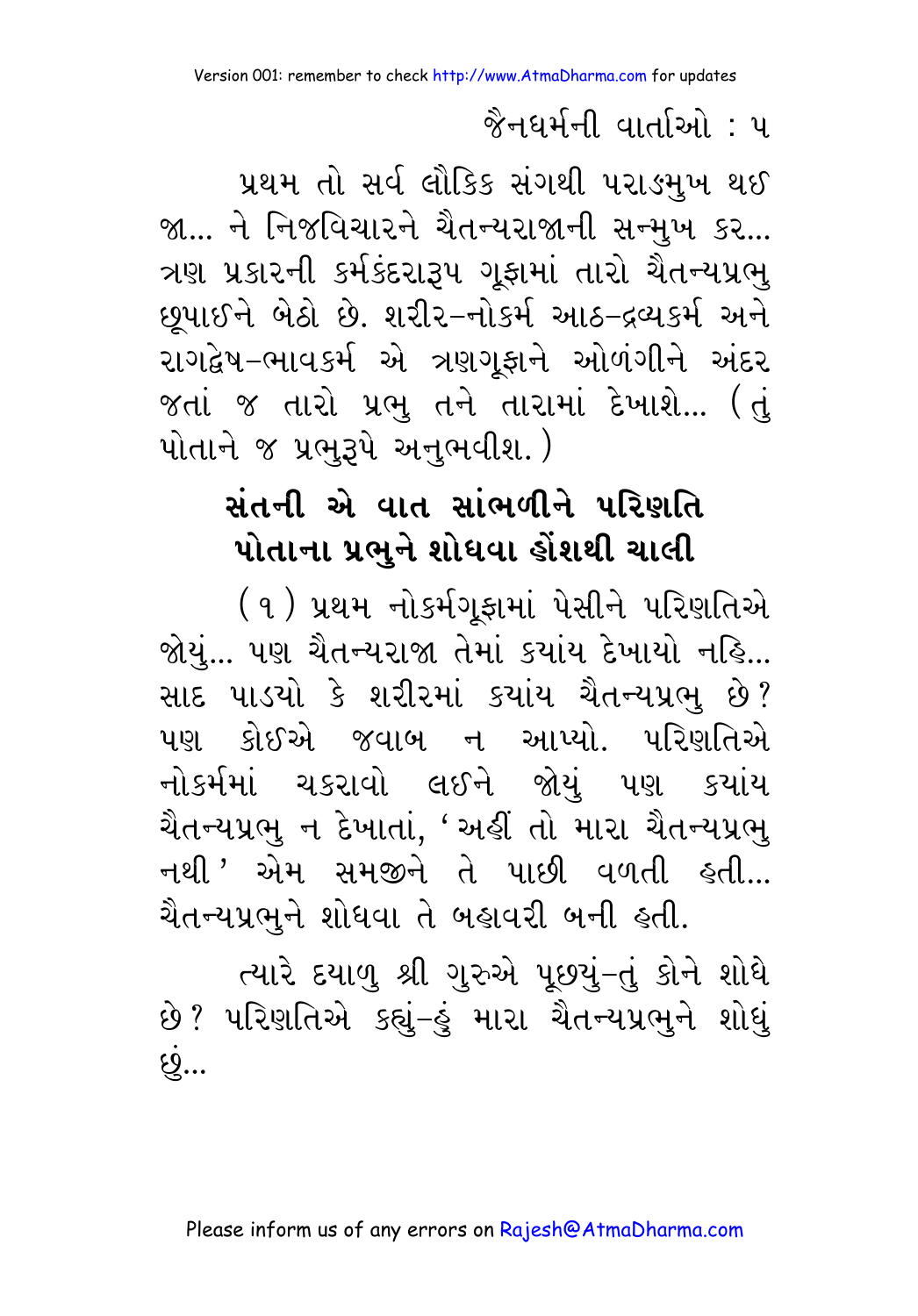પ્રથમ તો સર્વ લૌકિક સંગથી પરાઙ્મુખ થઈ જા... ને નિજવિચારને ચૈતન્યરાજાની સન્મુખ કર... ત્રણ પ્રકારની કર્મકંદરારૂપ ગૂફામાં તારો ચૈતન્યપ્રભુ છૂપાઈને બેઠો છે. શરીર–નોકર્મ આઠ–દ્રવ્યકર્મ અને રાગદ્વેષ–ભાવકર્મ એ ત્રણગૂફાને ઓળંગીને અંદર જતાં જ તારો પ્રભુ તને તારામાં દેખાશે... (તું પોતાને જ પ્રભુરૂપે અનુભવીશ.)

## સંતની એ વાત સાંભળીને પરિણતિ પોતાના પ્રભુને શોધવા હોંશથી ચાલી

(૧) પ્રથમ નોકર્મગૂફામાં પેસીને પરિણતિએ જોયું... પણ ચૈતન્યરાજા તેમાં કયાંય દેખાયો નહિ... સાદ પાડયો કે શરીરમાં કયાંય ચૈતન્યપ્રભુ છે? પણ કોઈએ જવાબ ન આપ્યો. પરિણતિએ નોકર્મમાં ચકરાવો લઈને જોયું પણ કયાંય ચૈતન્યપ્રભુ ન દેખાતાં, 'અહીં તો મારા ચૈતન્યપ્રભુ નથી' એમ સમજીને તે પાછી વળતી હતી... ચૈતન્યપ્રભુને શોધવા તે બહાવરી બની હતી.

ત્યારે દયાળુ શ્રી ગુરુએ પૂછયું–તું કોને શોધે છે? પરિણતિએ કહ્યું–હું મારા ચૈતન્યપ્રભુને શોધું છું...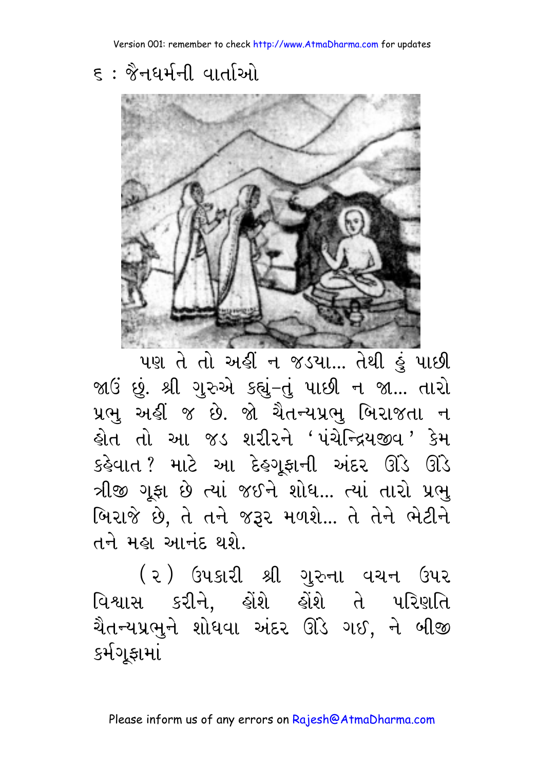પણ તે તો અહીં ન જડયા... તેથી હું પાછી જાઉં છું. શ્રી ગુરુએ કહ્યું–તું પાછી ન જા... તારો પ્રભુ અહીં જ છે. જો ચૈતન્યપ્રભુ બિરાજતા ન હોત તો આ જડ શરીરને 'પંચેન્દ્રિયજીવ' કેમ કહેવાત? માટે આ દેહગૂફાની અંદર ઊંડે ઊંડે ત્રીજી ગૂફા છે ત્યાં જઈને શોધ... ત્યાં તારો પ્રભુ બિરાજે છે, તે તને જરૂર મળશે... તે તેને ભેટીને તને મહા આનંદ થશે.

(૨) ઉપકારી શ્રી ગુરુના વચન ઉપર વિશ્વાસ કરીને, હોંશે હોંશે તે પરિણતિ ચૈતન્યપ્રભુને શોધવા અંદર ઊંડે ગઈ, ને બીજી કર્મગૂફામાં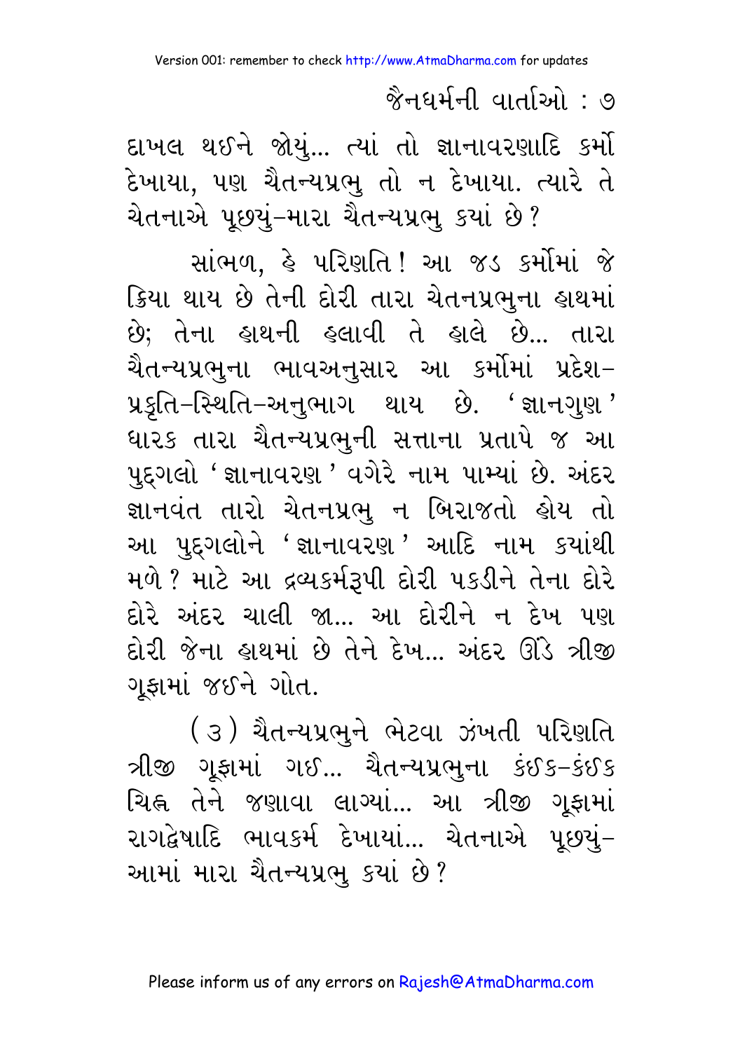દાખલ થઈને જોયું... ત્યાં તો જ્ઞાનાવરણાદિ કર્મો દેખાયા, પણ ચૈતન્યપ્રભુ તો ન દેખાયા. ત્યારે તે ચેતનાએ પૂછ્યું–મારા ચૈતન્યપ્રભુ ક્યાં છે?

સાંભળ, હે પરિણતિ! આ જડ કર્મોમાં જે ક્રિયા થાય છે તેની દોરી તારા ચેતનપ્રભુના હાથમાં છે; તેના હાથની હલાવી તે હાલે છે... તારા ચૈતન્યપ્રભુના ભાવઅનુસાર આ કર્મોમાં પ્રદેશ–પ્રકૃતિ–સ્થિતિ–અનુભાગ થાય છે. 'જ્ઞાનગુણ' ધારક તારા ચૈતન્યપ્રભુની સત્તાના પ્રતાપે જ આ પુદ્ગલો 'જ્ઞાનાવરણ' વગેરે નામ પામ્યાં છે. અંદર જ્ઞાનવંત તારો ચેતનપ્રભુ ન બિરાજતો હોય તો આ પુદ્ગલોને 'જ્ઞાનાવરણ' આદિ નામ ક્યાંથી મળે? માટે આ દ્રવ્યકર્મરૂપી દોરી પકડીને તેના દોરે દોરે અંદર ચાલી જા... આ દોરીને ન દેખ પણ દોરી જેના હાથમાં છે તેને દેખ... અંદર ઊંડે ત્રીજી ગૂફામાં જઈને ગોત.

(૩) ચૈતન્યપ્રભુને ભેટવા ઝંખતી પરિણતિ ત્રીજી ગૂફામાં ગઈ... ચૈતન્યપ્રભુના કંઈક–કંઈક ચિહ્ન તેને જણાવા લાગ્યાં... આ ત્રીજી ગૂફામાં રાગદ્વેષાદિ ભાવકર્મ દેખાયાં... ચેતનાએ પૂછ્યું–આમાં મારા ચૈતન્યપ્રભુ ક્યાં છે?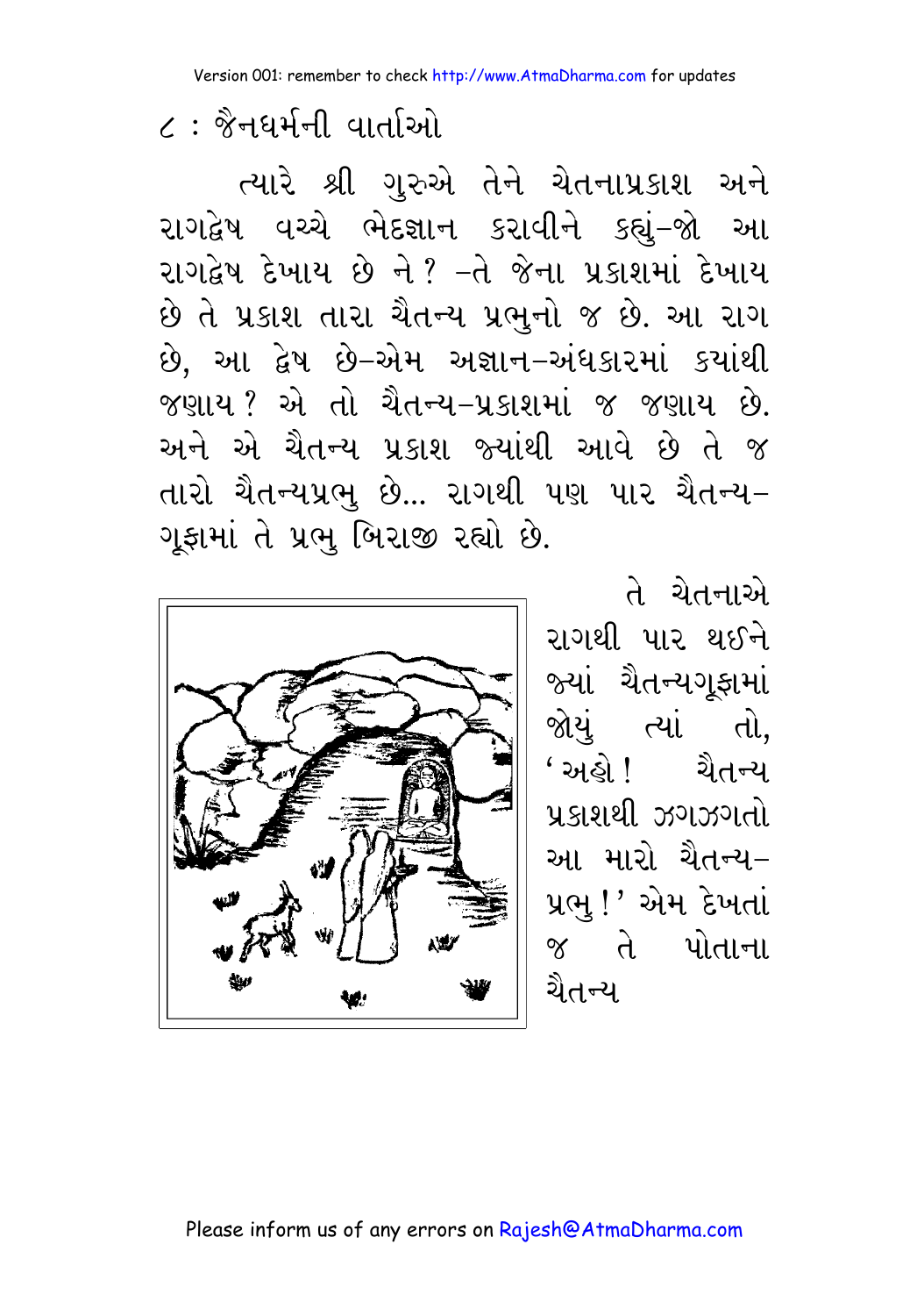ત્યારે શ્રી ગુરુએ તેને ચેતનાપ્રકાશ અને રાગદ્વેષ વચ્ચે ભેદજ્ઞાન કરાવીને કહ્યું–જો આ રાગદ્વેષ દેખાય છે ને? –તે જેના પ્રકાશમાં દેખાય છે તે પ્રકાશ તારા ચૈતન્ય પ્રભુનો જ છે. આ રાગ છે, આ દ્વેષ છે–એમ અજ્ઞાન–અંધકારમાં ક્યાંથી જણાય? એ તો ચૈતન્ય–પ્રકાશમાં જ જણાય છે. અને એ ચૈતન્ય પ્રકાશ જ્યાંથી આવે છે તે જ તારો ચૈતન્યપ્રભુ છે... રાગથી પણ પાર ચૈતન્ય–ગૂફામાં તે પ્રભુ બિરાજી રહ્યો છે.

તે ચેતનાએ રાગથી પાર થઈને જ્યાં ચૈતન્યગૂફામાં જોયું ત્યાં તો, 'અહો! ચૈતન્ય પ્રકાશથી ઝગઝગતો આ મારો ચૈતન્ય–પ્રભુ!' એમ દેખતાં જ તે પોતાના ચૈતન્ય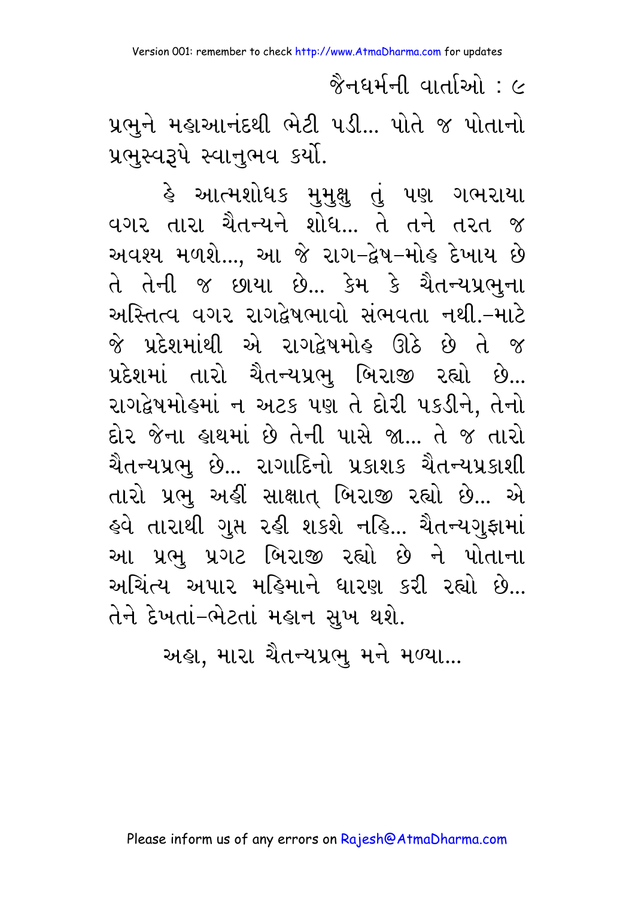પ્રભુને મહાઆનંદથી ભેટી પડી... પોતે જ પોતાનો પ્રભુસ્વરૂપે સ્વાનુભવ કર્યો.

હે આત્મશોધક મુમુક્ષુ તું પણ ગભરાયા વગર તારા ચૈતન્યને શોધ... તે તને તરત જ અવશ્ય મળશે..., આ જે રાગ-દ્વેષ-મોહ દેખાય છે તે તેની જ છાયા છે... કેમ કે ચૈતન્યપ્રભુના અસ્તિત્વ વગર રાગદ્વેષભાવો સંભવતા નથી.-માટે જે પ્રદેશમાંથી એ રાગદ્વેષમોહ ઊઠે છે તે જ પ્રદેશમાં તારો ચૈતન્યપ્રભુ બિરાજી રહ્યો છે... રાગદ્વેષમોહમાં ન અટક પણ તે દોરી પકડીને, તેનો દોર જેના હાથમાં છે તેની પાસે જા... તે જ તારો ચૈતન્યપ્રભુ છે... રાગાદિનો પ્રકાશક ચૈતન્યપ્રકાશી તારો પ્રભુ અહીં સાક્ષાત્ બિરાજી રહ્યો છે... એ હવે તારાથી ગુપ્ત રહી શકશે નહિ... ચૈતન્યગુફામાં આ પ્રભુ પ્રગટ બિરાજી રહ્યો છે ને પોતાના અચિંત્ય અપાર મહિમાને ધારણ કરી રહ્યો છે... તેને દેખતાં-ભેટતાં મહાન સુખ થશે.

અહા, મારા ચૈતન્યપ્રભુ મને મળ્યા...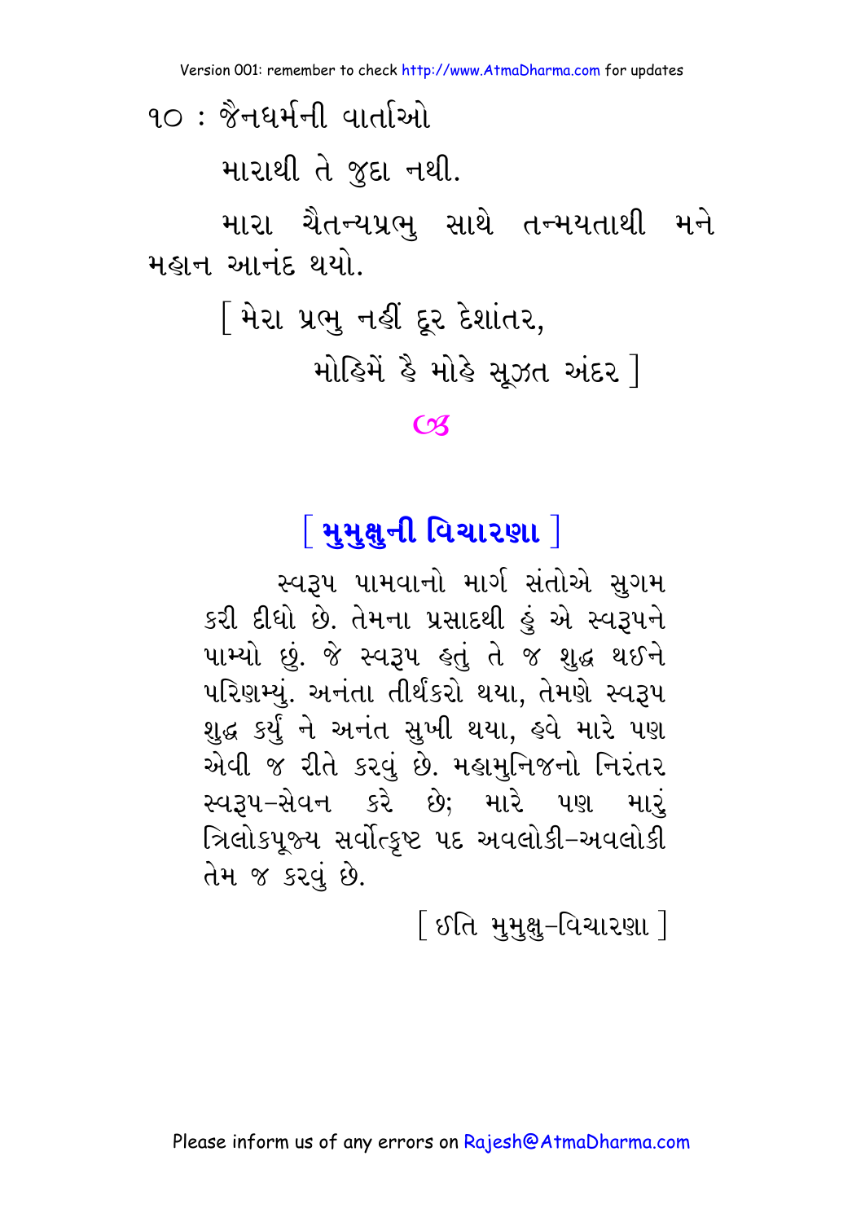મારાથી તે જુદા નથી.

મારા ચૈતન્યપ્રભુ સાથે તન્મયતાથી મને મહાન આનંદ થયો.

[ મેરા પ્રભુ નહીં દૂર દેશાંતર,
મોહિમેં હૈ મોહે સૂઝત અંદર ]

## [ મુમુક્ષુની વિચારણા ]

સ્વરૂપ પામવાનો માર્ગ સંતોએ સુગમ કરી દીધો છે. તેમના પ્રસાદથી હું એ સ્વરૂપને પામ્યો છું. જે સ્વરૂપ હતું તે જ શુદ્ધ થઈને પરિણમ્યું. અનંતા તીર્થંકરો થયા, તેમણે સ્વરૂપ શુદ્ધ કર્યું ને અનંત સુખી થયા, હવે મારે પણ એવી જ રીતે કરવું છે. મહામુનિજનો નિરંતર સ્વરૂપ-સેવન કરે છે; મારે પણ મારું ત્રિલોકપૂજ્ય સર્વોત્કૃષ્ટ પદ અવલોકી-અવલોકી તેમ જ કરવું છે.

[ ઇતિ મુમુક્ષુ-વિચારણા ]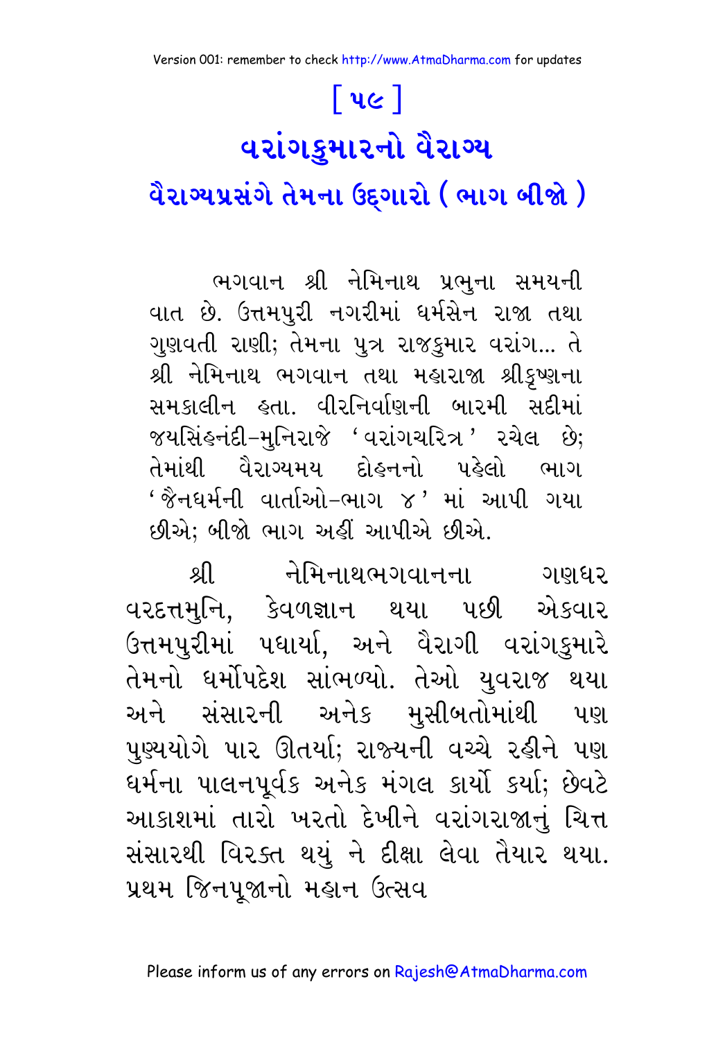# [ ૫૯ ]

# વરાંગકુમારનો વૈરાગ્ય

## વૈરાગ્યપ્રસંગે તેમના ઉદ્‌ગારો ( ભાગ બીજો )

ભગવાન શ્રી નેમિનાથ પ્રભુના સમયની વાત છે. ઉત્તમપુરી નગરીમાં ધર્મસેન રાજા તથા ગુણવતી રાણી; તેમના પુત્ર રાજકુમાર વરાંગ... તે શ્રી નેમિનાથ ભગવાન તથા મહારાજા શ્રીકૃષ્ણના સમકાલીન હતા. વીરનિર્વાણની બારમી સદીમાં જયસિંહનંદી-મુનિરાજે 'વરાંગચરિત્ર' રચેલ છે; તેમાંથી વૈરાગ્યમય દોહનનો પહેલો ભાગ 'જૈનધર્મની વાર્તાઓ-ભાગ ૪' માં આપી ગયા છીએ; બીજો ભાગ અહીં આપીએ છીએ.

શ્રી નેમિનાથભગવાનના ગણધર વરદત્તમુનિ, કેવળજ્ઞાન થયા પછી એકવાર ઉત્તમપુરીમાં પધાર્યા, અને વૈરાગી વરાંગકુમારે તેમનો ધર્મોપદેશ સાંભળ્યો. તેઓ યુવરાજ થયા અને સંસારની અનેક મુસીબતોમાંથી પણ પુણ્યયોગે પાર ઊતર્યા; રાજ્યની વચ્ચે રહીને પણ ધર્મના પાલનપૂર્વક અનેક મંગલ કાર્યો કર્યા; છેવટે આકાશમાં તારો ખરતો દેખીને વરાંગરાજાનું ચિત્ત સંસારથી વિરક્ત થયું ને દીક્ષા લેવા તૈયાર થયા. પ્રથમ જિનપૂજાનો મહાન ઉત્સવ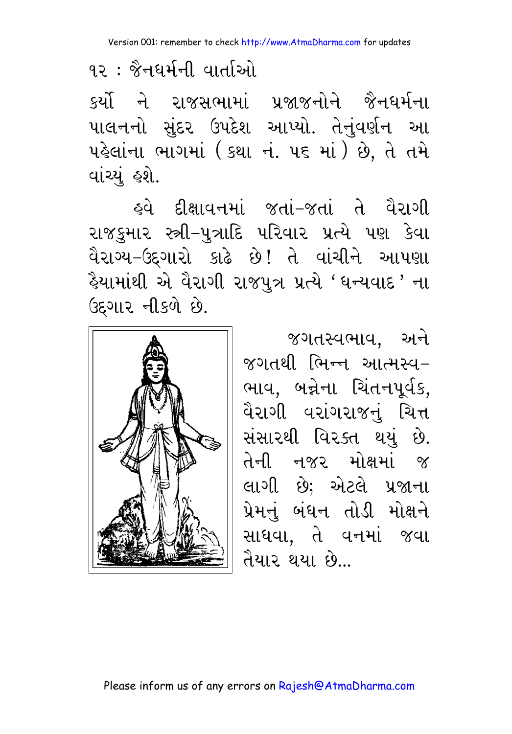કર્યો ને રાજસભામાં પ્રજાજનોને જૈનધર્મના પાલનનો સુંદર ઉપદેશ આપ્યો. તેનુંવર્ણન આ પહેલાંના ભાગમાં ( કથા નં. ૫૬ માં ) છે, તે તમે વાંચ્યું હશે.

હવે દીક્ષાવનમાં જતાં-જતાં તે વૈરાગી રાજકુમાર સ્ત્રી-પુત્રાદિ પરિવાર પ્રત્યે પણ કેવા વૈરાગ્ય-ઉદ્ગારો કાઢે છે! તે વાંચીને આપણા હૈયામાંથી એ વૈરાગી રાજપુત્ર પ્રત્યે ‘ધન્યવાદ’ ના ઉદ્ગાર નીકળે છે.

જગતસ્વભાવ, અને જગતથી ભિન્ન આત્મસ્વભાવ, બન્નેના ચિંતનપૂર્વક, વૈરાગી વરાંગરાજનું ચિત્ત સંસારથી વિરક્ત થયું છે. તેની નજર મોક્ષમાં જ લાગી છે; એટલે પ્રજાના પ્રેમનું બંધન તોડી મોક્ષને સાધવા, તે વનમાં જવા તૈયાર થયા છે...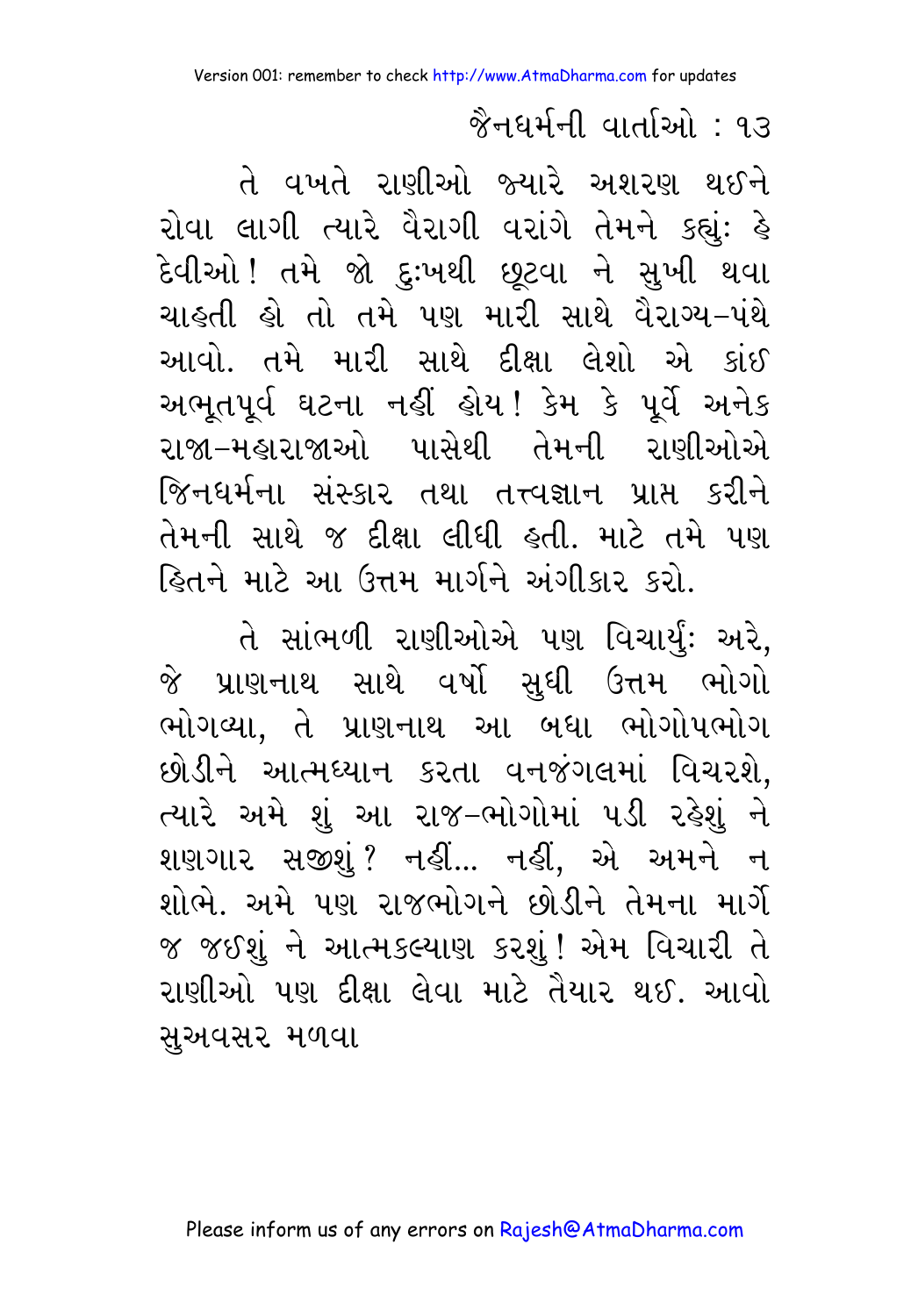તે વખતે રાણીઓ જ્યારે અશરણ થઈને રોવા લાગી ત્યારે વૈરાગી વરાંગે તેમને કહ્યું: હે દેવીઓ! તમે જો દુઃખથી છૂટવા ને સુખી થવા ચાહતી હો તો તમે પણ મારી સાથે વૈરાગ્ય-પંથે આવો. તમે મારી સાથે દીક્ષા લેશો એ કાંઈ અભૂતપૂર્વ ઘટના નહીં હોય! કેમ કે પૂર્વે અનેક રાજા-મહારાજાઓ પાસેથી તેમની રાણીઓએ જિનધર્મના સંસ્કાર તથા તત્ત્વજ્ઞાન પ્રાપ્ત કરીને તેમની સાથે જ દીક્ષા લીધી હતી. માટે તમે પણ હિતને માટે આ ઉત્તમ માર્ગને અંગીકાર કરો.

તે સાંભળી રાણીઓએ પણ વિચાર્યું: અરે, જે પ્રાણનાથ સાથે વર્ષો સુધી ઉત્તમ ભોગો ભોગવ્યા, તે પ્રાણનાથ આ બધા ભોગોપભોગ છોડીને આત્મધ્યાન કરતા વનજંગલમાં વિચરશે, ત્યારે અમે શું આ રાજ-ભોગોમાં પડી રહેશું ને શણગાર સજીશું? નહીં... નહીં, એ અમને ન શોભે. અમે પણ રાજભોગને છોડીને તેમના માર્ગે જ જઈશું ને આત્મકલ્યાણ કરશું! એમ વિચારી તે રાણીઓ પણ દીક્ષા લેવા માટે તૈયાર થઈ. આવો સુઅવસર મળવા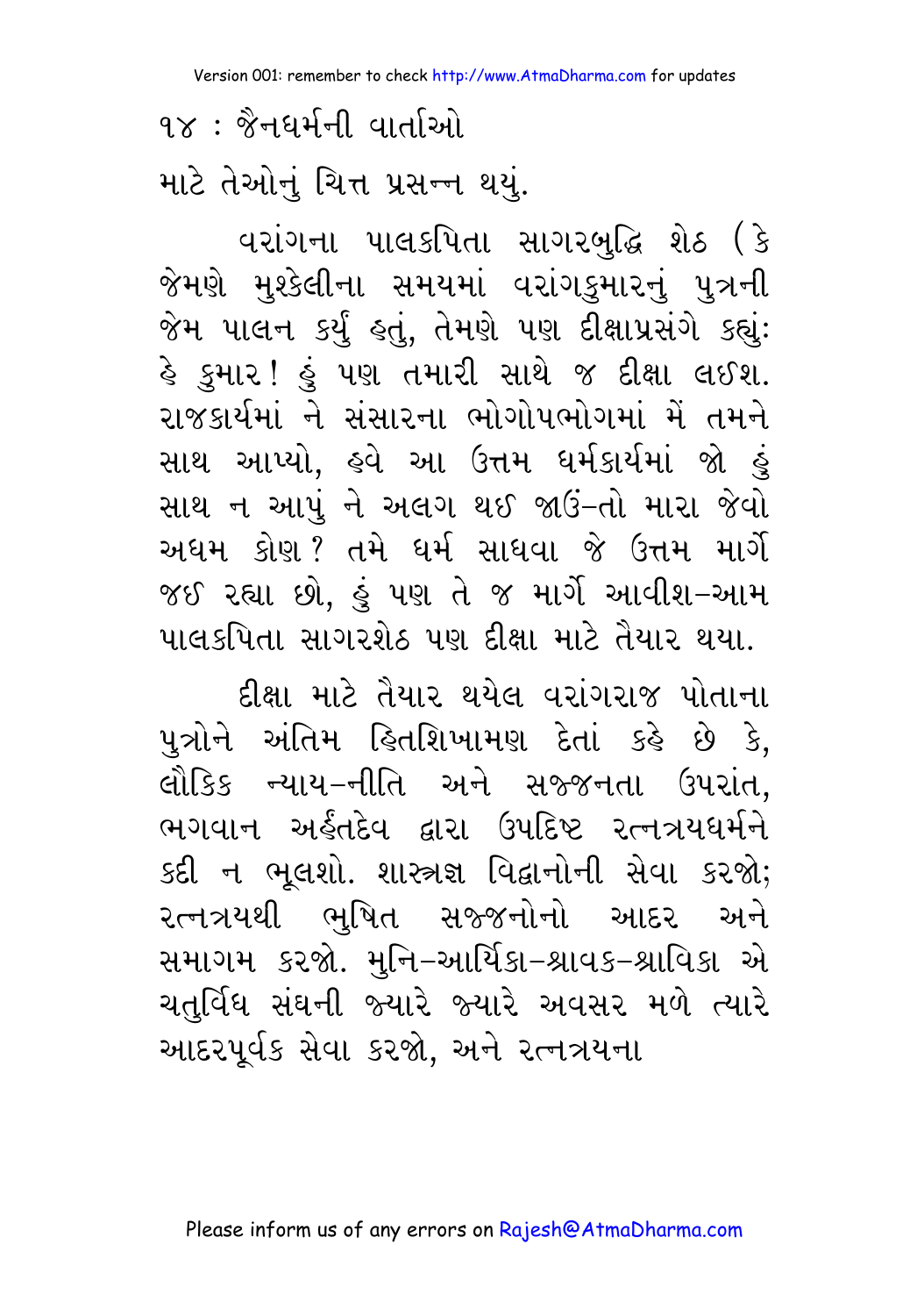માટે તેઓનું ચિત્ત પ્રસન્ન થયું.

વરાંગના પાલકપિતા સાગરબુદ્ધિ શેઠ (કે જેમણે મુશ્કેલીના સમયમાં વરાંગકુમારનું પુત્રની જેમ પાલન કર્યું હતું, તેમણે પણ દીક્ષાપ્રસંગે કહ્યું: હે કુમાર! હું પણ તમારી સાથે જ દીક્ષા લઈશ. રાજકાર્યમાં ને સંસારના ભોગોપભોગમાં મેં તમને સાથ આપ્યો, હવે આ ઉત્તમ ધર્મકાર્યમાં જો હું સાથ ન આપું ને અલગ થઈ જાઉં–તો મારા જેવો અધમ કોણ? તમે ધર્મ સાધવા જે ઉત્તમ માર્ગે જઈ રહ્યા છો, હું પણ તે જ માર્ગે આવીશ–આમ પાલકપિતા સાગરશેઠ પણ દીક્ષા માટે તૈયાર થયા.

દીક્ષા માટે તૈયાર થયેલ વરાંગરાજ પોતાના પુત્રોને અંતિમ હિતશિખામણ દેતાં કહે છે કે, લૌકિક ન્યાય–નીતિ અને સજ્જનતા ઉપરાંત, ભગવાન અર્હંતદેવ દ્વારા ઉપદિષ્ટ રત્નત્રયધર્મને કદી ન ભૂલશો. શાસ્ત્રજ્ઞ વિદ્વાનોની સેવા કરજો; રત્નત્રયથી ભુષિત સજ્જનોનો આદર અને સમાગમ કરજો. મુનિ–આર્યિકા–શ્રાવક–શ્રાવિકા એ ચતુર્વિધ સંઘની જ્યારે જ્યારે અવસર મળે ત્યારે આદરપૂર્વક સેવા કરજો, અને રત્નત્રયના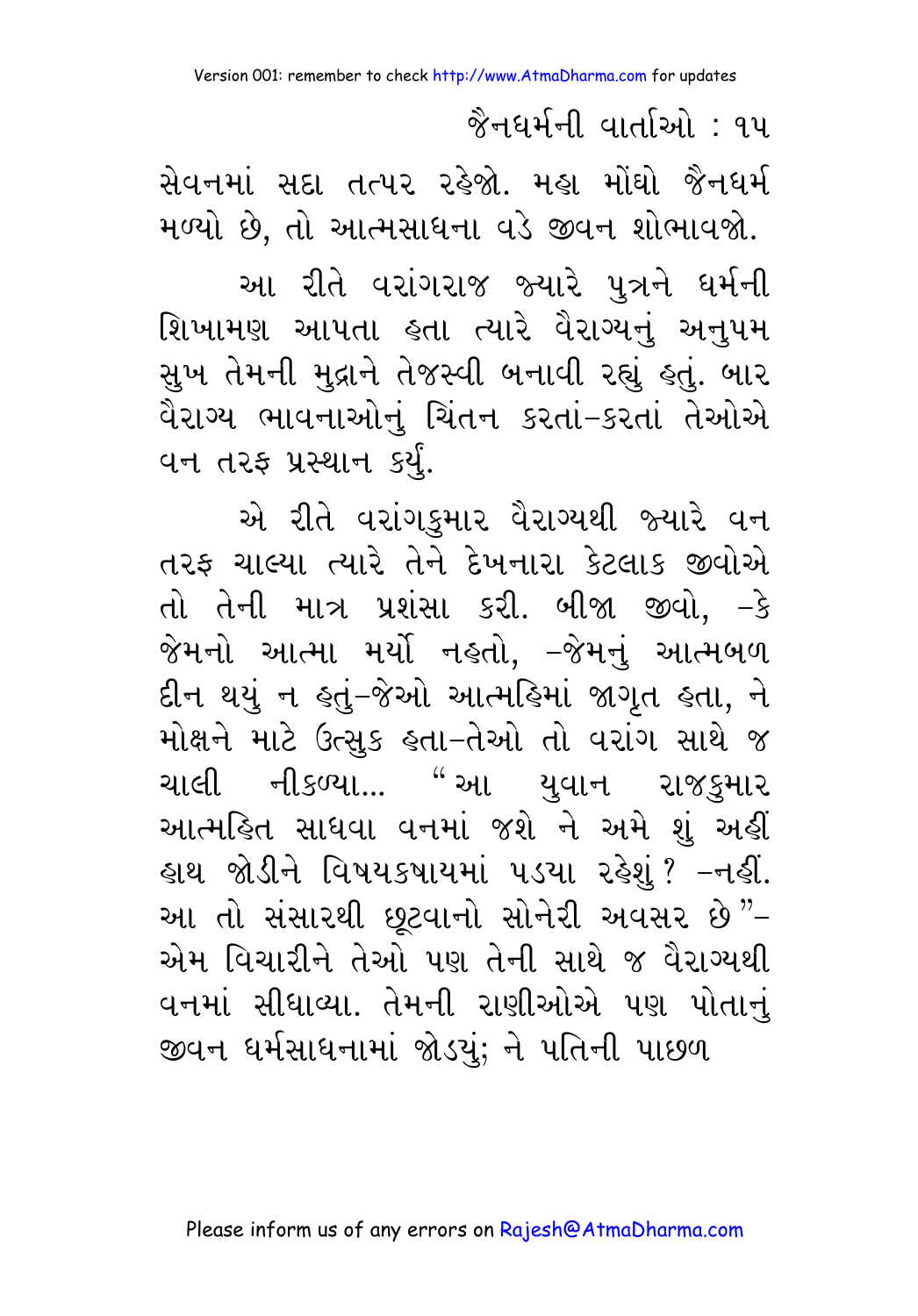સેવનમાં સદા તત્પર રહેજો. મહા મોંઘો જૈનધર્મ મળ્યો છે, તો આત્મસાધના વડે જીવન શોભાવજો.

આ રીતે વરાંગરાજ જ્યારે પુત્રને ધર્મની શિખામણ આપતા હતા ત્યારે વૈરાગ્યનું અનુપમ સુખ તેમની મુદ્રાને તેજસ્વી બનાવી રહ્યું હતું. બાર વૈરાગ્ય ભાવનાઓનું ચિંતન કરતાં-કરતાં તેઓએ વન તરફ પ્રસ્થાન કર્યું.

એ રીતે વરાંગકુમાર વૈરાગ્યથી જ્યારે વન તરફ ચાલ્યા ત્યારે તેને દેખનારા કેટલાક જીવોએ તો તેની માત્ર પ્રશંસા કરી. બીજા જીવો, -કે જેમનો આત્મા મર્યો નહતો, -જેમનું આત્મબળ દીન થયું ન હતું-જેઓ આત્મહિમાં જાગૃત હતા, ને મોક્ષને માટે ઉત્સુક હતા-તેઓ તો વરાંગ સાથે જ ચાલી નીકળ્યા... "આ યુવાન રાજકુમાર આત્મહિત સાધવા વનમાં જશે ને અમે શું અહીં હાથ જોડીને વિષયકષાયમાં પડયા રહેશું? -નહીં. આ તો સંસારથી છૂટવાનો સોનેરી અવસર છે"- એમ વિચારીને તેઓ પણ તેની સાથે જ વૈરાગ્યથી વનમાં સીધાવ્યા. તેમની રાણીઓએ પણ પોતાનું જીવન ધર્મસાધનામાં જોડયું; ને પતિની પાછળ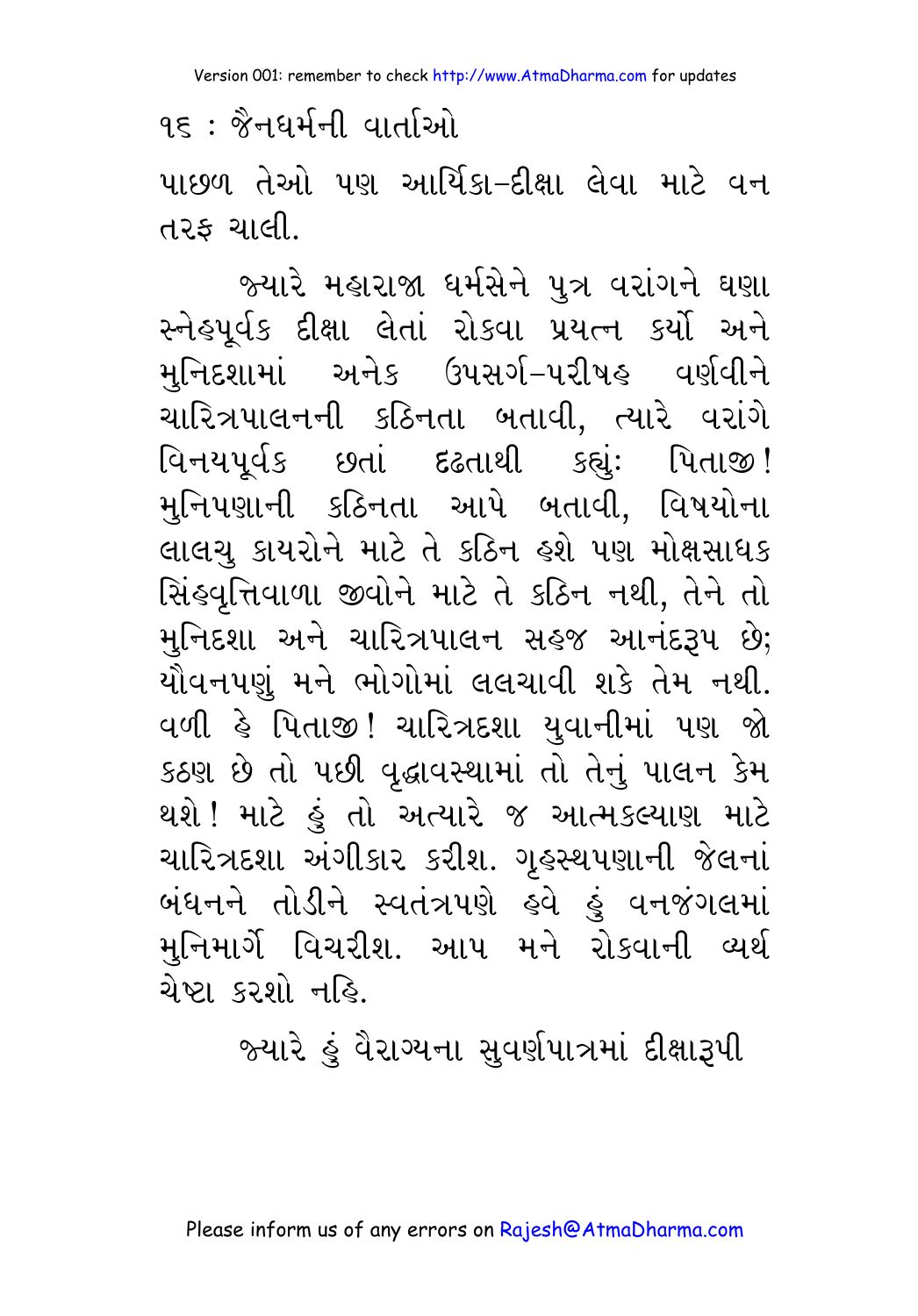પાછળ તેઓ પણ આર્યિકા–દીક્ષા લેવા માટે વન તરફ ચાલી.

જ્યારે મહારાજા ધર્મસેને પુત્ર વરાંગને ઘણા સ્નેહપૂર્વક દીક્ષા લેતાં રોકવા પ્રયત્ન કર્યો અને મુનિદશામાં અનેક ઉપસર્ગ–પરીષહ વર્ણવીને ચારિત્રપાલનની કઠિનતા બતાવી, ત્યારે વરાંગે વિનયપૂર્વક છતાં દ્રઢતાથી કહ્યું: પિતાજી! મુનિપણાની કઠિનતા આપે બતાવી, વિષયોના લાલચુ કાયરોને માટે તે કઠિન હશે પણ મોક્ષસાધક સિંહવૃત્તિવાળા જીવોને માટે તે કઠિન નથી, તેને તો મુનિદશા અને ચારિત્રપાલન સહજ આનંદરૂપ છે; યૌવનપણું મને ભોગોમાં લલચાવી શકે તેમ નથી. વળી હે પિતાજી! ચારિત્રદશા યુવાનીમાં પણ જો કઠણ છે તો પછી વૃદ્ધાવસ્થામાં તો તેનું પાલન કેમ થશે! માટે હું તો અત્યારે જ આત્મકલ્યાણ માટે ચારિત્રદશા અંગીકાર કરીશ. ગૃહસ્થપણાની જેલનાં બંધનને તોડીને સ્વતંત્રપણે હવે હું વનજંગલમાં મુનિમાર્ગે વિચરીશ. આપ મને રોકવાની વ્યર્થ ચેષ્ટા કરશો નહિ.

જ્યારે હું વૈરાગ્યના સુવર્ણપાત્રમાં દીક્ષારૂપી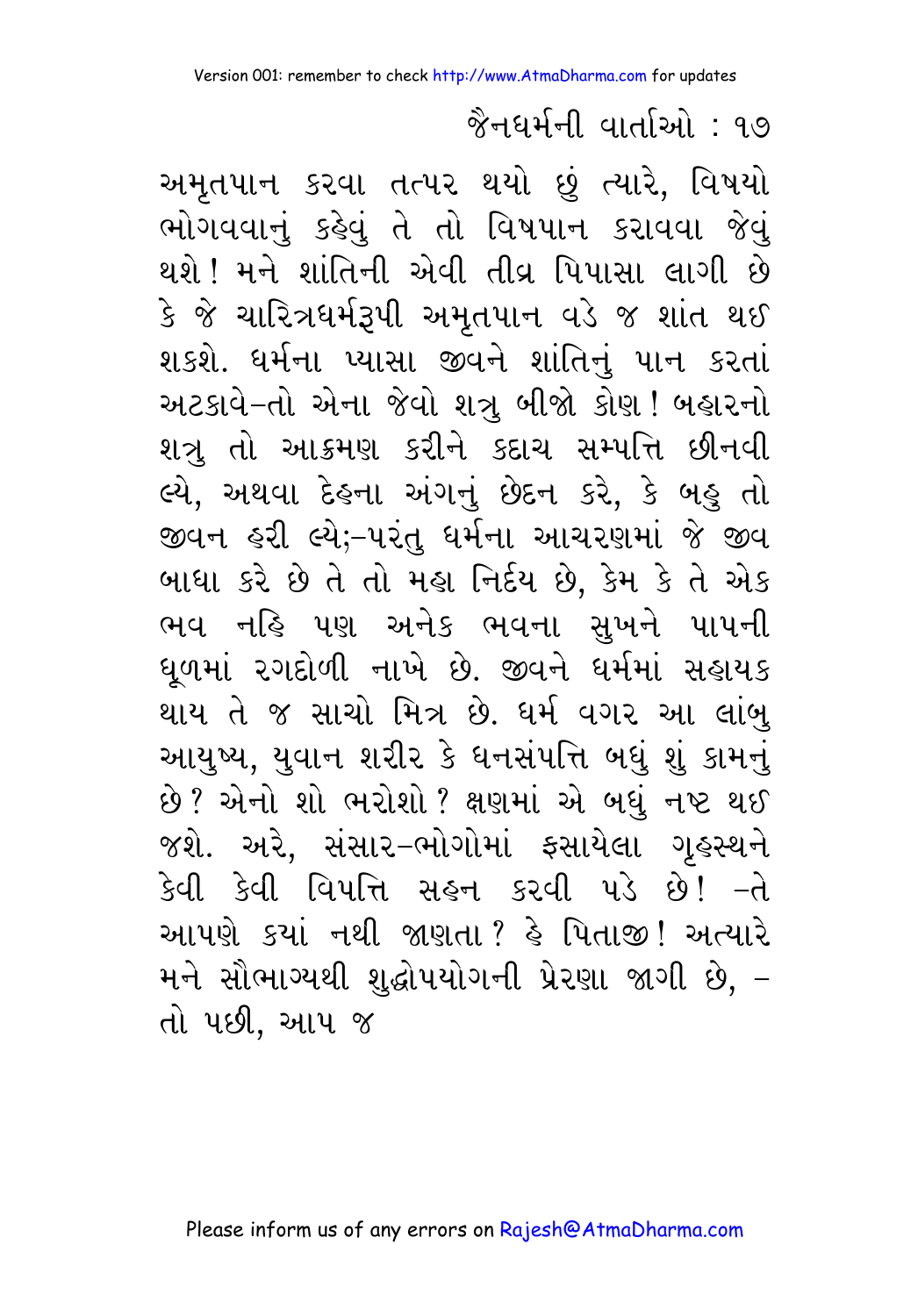અમૃતપાન કરવા તત્પર થયો છું ત્યારે, વિષયો ભોગવવાનું કહેવું તે તો વિષપાન કરાવવા જેવું થશે! મને શાંતિની એવી તીવ્ર પિપાસા લાગી છે કે જે ચારિત્રધર્મરૂપી અમૃતપાન વડે જ શાંત થઈ શકશે. ધર્મના પ્યાસા જીવને શાંતિનું પાન કરતાં અટકાવે–તો એના જેવો શત્રુ બીજો કોણ! બહારનો શત્રુ તો આક્રમણ કરીને કદાચ સમ્પત્તિ છીનવી લ્યે, અથવા દેહના અંગનું છેદન કરે, કે બહુ તો જીવન હરી લ્યે;–પરંતુ ધર્મના આચરણમાં જે જીવ બાધા કરે છે તે તો મહા નિર્દય છે, કેમ કે તે એક ભવ નહિ પણ અનેક ભવના સુખને પાપની ધૂળમાં રગદોળી નાખે છે. જીવને ધર્મમાં સહાયક થાય તે જ સાચો મિત્ર છે. ધર્મ વગર આ લાંબુ આયુષ્ય, યુવાન શરીર કે ધનસંપત્તિ બધું શું કામનું છે? એનો શો ભરોશો? ક્ષણમાં એ બધું નષ્ટ થઈ જશે. અરે, સંસાર–ભોગોમાં ફસાયેલા ગૃહસ્થને કેવી કેવી વિપત્તિ સહન કરવી પડે છે! –તે આપણે ક્યાં નથી જાણતા? હે પિતાજી! અત્યારે મને સૌભાગ્યથી શુદ્ધોપયોગની પ્રેરણા જાગી છે, – તો પછી, આપ જ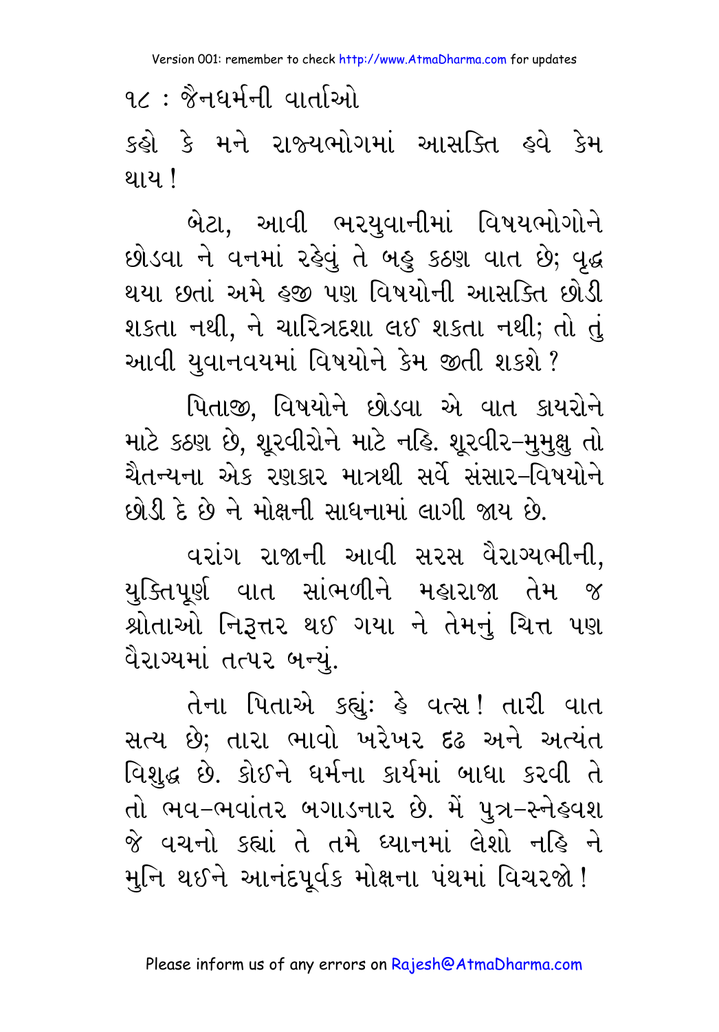કહો કે મને રાજ્યભોગમાં આસક્તિ હવે કેમ થાય!

બેટા, આવી ભરયુવાનીમાં વિષયભોગોને છોડવા ને વનમાં રહેવું તે બહુ કઠણ વાત છે; વૃદ્ધ થયા છતાં અમે હજી પણ વિષયોની આસક્તિ છોડી શકતા નથી, ને ચારિત્રદશા લઈ શકતા નથી; તો તું આવી યુવાનવયમાં વિષયોને કેમ જીતી શકશે?

પિતાજી, વિષયોને છોડવા એ વાત કાયરોને માટે કઠણ છે, શૂરવીરોને માટે નહિ. શૂરવીર–મુમુક્ષુ તો ચૈતન્યના એક રણકાર માત્રથી સર્વે સંસાર–વિષયોને છોડી દે છે ને મોક્ષની સાધનામાં લાગી જાય છે.

વરાંગ રાજાની આવી સરસ વૈરાગ્યભીની, યુક્તિપૂર્ણ વાત સાંભળીને મહારાજા તેમ જ શ્રોતાઓ નિરૂત્તર થઈ ગયા ને તેમનું ચિત્ત પણ વૈરાગ્યમાં તત્પર બન્યું.

તેના પિતાએ કહ્યું: હે વત્સ! તારી વાત સત્ય છે; તારા ભાવો ખરેખર દઢ અને અત્યંત વિશુદ્ધ છે. કોઈને ધર્મના કાર્યમાં બાધા કરવી તે તો ભવ–ભવાંતર બગાડનાર છે. મેં પુત્ર–સ્નેહવશ જે વચનો કહ્યાં તે તમે ધ્યાનમાં લેશો નહિ ને મુનિ થઈને આનંદપૂર્વક મોક્ષના પંથમાં વિચરજો!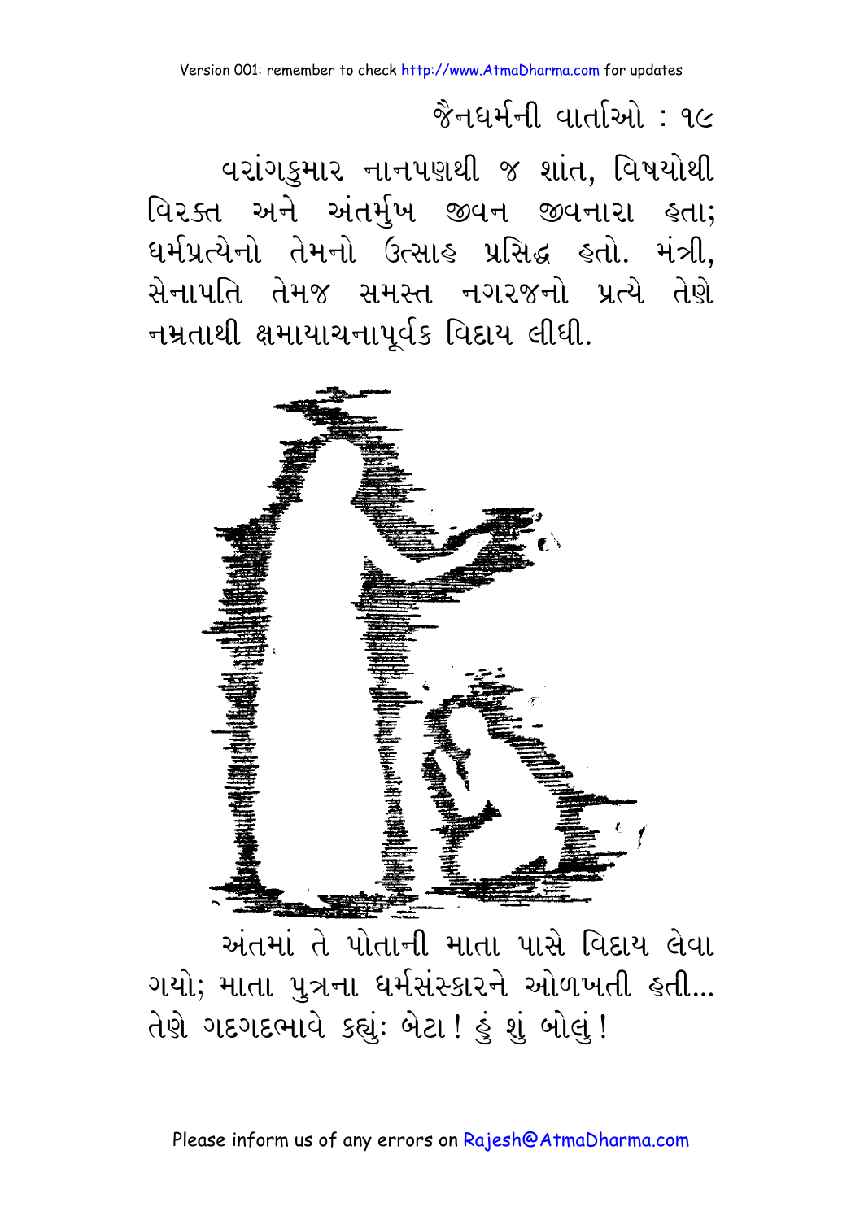વરાંગકુમાર નાનપણથી જ શાંત, વિષયોથી વિરક્ત અને અંતર્મુખ જીવન જીવનારા હતા; ધર્મપ્રત્યેનો તેમનો ઉત્સાહ પ્રસિદ્ધ હતો. મંત્રી, સેનાપતિ તેમજ સમસ્ત નગરજનો પ્રત્યે તેણે નમ્રતાથી ક્ષમાયાચનાપૂર્વક વિદાય લીધી.

અંતમાં તે પોતાની માતા પાસે વિદાય લેવા ગયો; માતા પુત્રના ધર્મસંસ્કારને ઓળખતી હતી... તેણે ગદગદભાવે કહ્યું: બેટા! હું શું બોલું!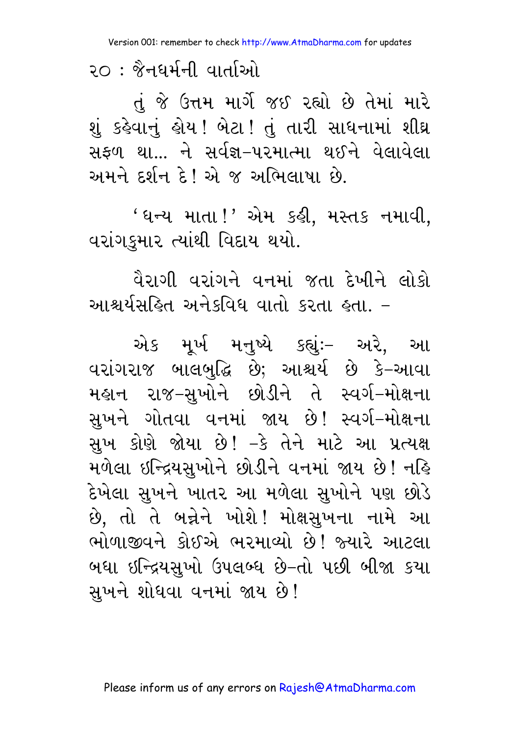તું જે ઉત્તમ માર્ગે જઈ રહ્યો છે તેમાં મારે શું કહેવાનું હોય! બેટા! તું તારી સાધનામાં શીઘ્ર સફળ થા... ને સર્વજ્ઞ-પરમાત્મા થઈને વેલાવેલા અમને દર્શન દે! એ જ અભિલાષા છે.

'ધન્ય માતા!' એમ કહી, મસ્તક નમાવી, વરાંગકુમાર ત્યાંથી વિદાય થયો.

વૈરાગી વરાંગને વનમાં જતા દેખીને લોકો આશ્ચર્યસહિત અનેકવિધ વાતો કરતા હતા. –

એક મૂર્ખ મનુષ્યે કહ્યું:- અરે, આ વરાંગરાજ બાલબુદ્ધિ છે; આશ્ચર્ય છે કે-આવા મહાન રાજ-સુખોને છોડીને તે સ્વર્ગ-મોક્ષના સુખને ગોતવા વનમાં જાય છે! સ્વર્ગ-મોક્ષના સુખ કોણે જોયા છે! -કે તેને માટે આ પ્રત્યક્ષ મળેલા ઇન્દ્રિયસુખોને છોડીને વનમાં જાય છે! નહિ દેખેલા સુખને ખાતર આ મળેલા સુખોને પણ છોડે છે, તો તે બન્નેને ખોશે! મોક્ષસુખના નામે આ ભોળાજીવને કોઈએ ભરમાવ્યો છે! જ્યારે આટલા બધા ઇન્દ્રિયસુખો ઉપલબ્ધ છે-તો પછી બીજા કયા સુખને શોધવા વનમાં જાય છે!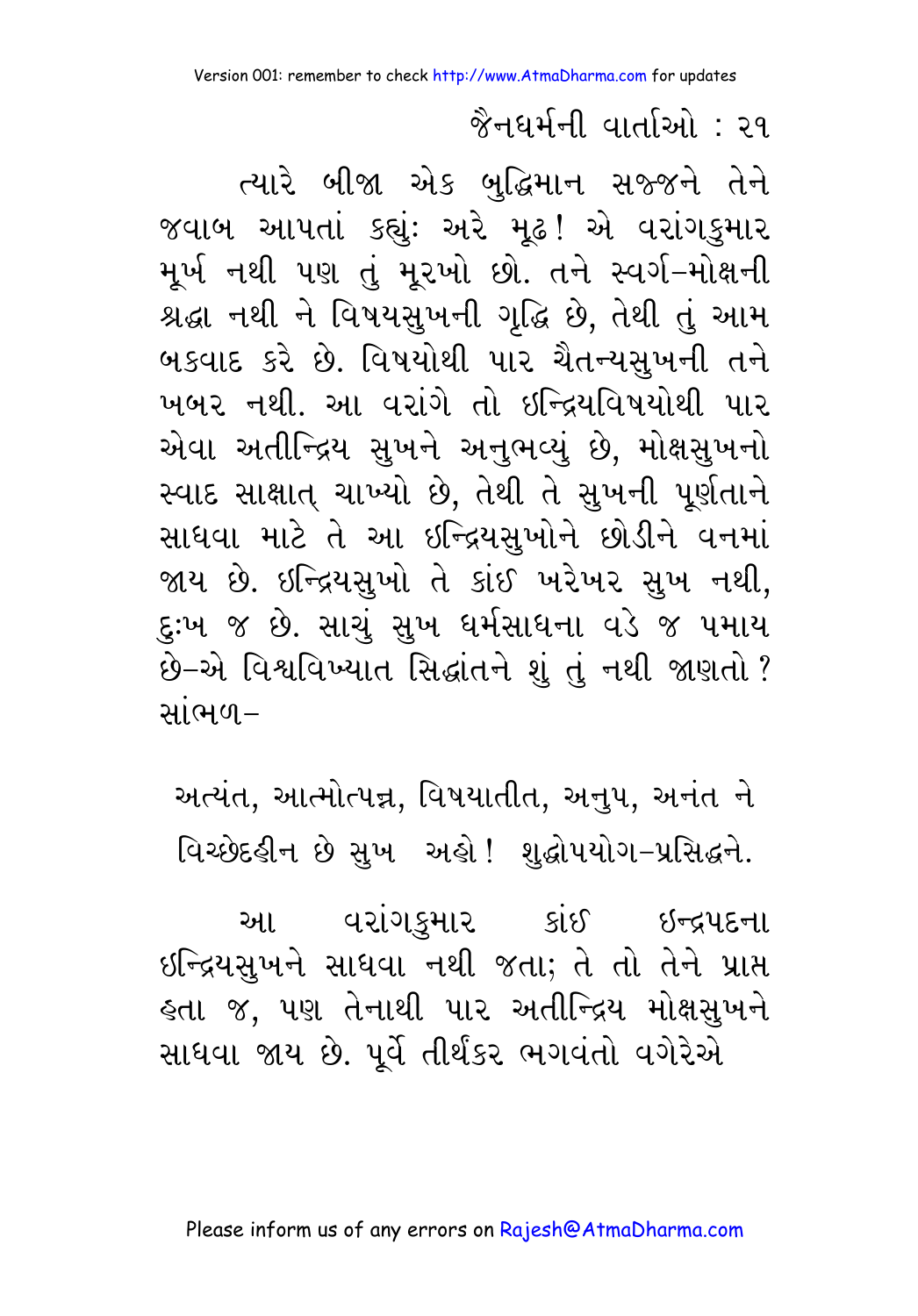ત્યારે બીજા એક બુદ્ધિમાન સજ્જને તેને જવાબ આપતાં કહ્યું: અરે મૂઢ! એ વરાંગકુમાર મૂર્ખ નથી પણ તું મૂરખો છો. તને સ્વર્ગ-મોક્ષની શ્રદ્ધા નથી ને વિષયસુખની ગૃદ્ધિ છે, તેથી તું આમ બકવાદ કરે છે. વિષયોથી પાર ચૈતન્યસુખની તને ખબર નથી. આ વરાંગે તો ઇન્દ્રિયવિષયોથી પાર એવા અતીન્દ્રિય સુખને અનુભવ્યું છે, મોક્ષસુખનો સ્વાદ સાક્ષાત્ ચાખ્યો છે, તેથી તે સુખની પૂર્ણતાને સાધવા માટે તે આ ઇન્દ્રિયસુખોને છોડીને વનમાં જાય છે. ઇન્દ્રિયસુખો તે કાંઈ ખરેખર સુખ નથી, દુઃખ જ છે. સાચું સુખ ધર્મસાધના વડે જ પમાય છે-એ વિશ્વવિખ્યાત સિદ્ધાંતને શું તું નથી જાણતો ? સાંભળ-

અત્યંત, આત્મોત્પન્ન, વિષયાતીત, અનુપ, અનંત ને
વિચ્છેદહીન છે સુખ અહો! શુદ્ધોપયોગ-પ્રસિદ્ધને.

આ વરાંગકુમાર કાંઈ ઇન્દ્રપદના ઇન્દ્રિયસુખને સાધવા નથી જતા; તે તો તેને પ્રાપ્ત હતા જ, પણ તેનાથી પાર અતીન્દ્રિય મોક્ષસુખને સાધવા જાય છે. પૂર્વે તીર્થંકર ભગવંતો વગેરેએ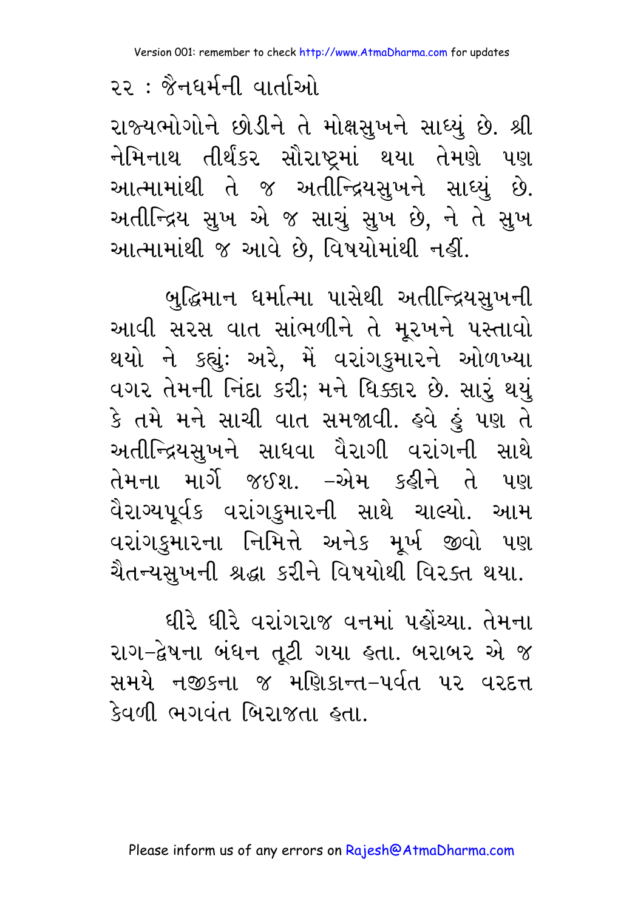રાજ્યભોગોને છોડીને તે મોક્ષસુખને સાધ્યું છે. શ્રી નેમિનાથ તીર્થંકર સૌરાષ્ટ્રમાં થયા તેમણે પણ આત્મામાંથી તે જ અતીન્દ્રિયસુખને સાધ્યું છે. અતીન્દ્રિય સુખ એ જ સાચું સુખ છે, ને તે સુખ આત્મામાંથી જ આવે છે, વિષયોમાંથી નહીં.

બુદ્ધિમાન ધર્માત્મા પાસેથી અતીન્દ્રિયસુખની આવી સરસ વાત સાંભળીને તે મૂરખને પસ્તાવો થયો ને કહ્યું: અરે, મેં વરાંગકુમારને ઓળખ્યા વગર તેમની નિંદા કરી; મને ધિક્કાર છે. સારું થયું કે તમે મને સાચી વાત સમજાવી. હવે હું પણ તે અતીન્દ્રિયસુખને સાધવા વૈરાગી વરાંગની સાથે તેમના માર્ગે જઈશ. –એમ કહીને તે પણ વૈરાગ્યપૂર્વક વરાંગકુમારની સાથે ચાલ્યો. આમ વરાંગકુમારના નિમિત્તે અનેક મૂર્ખ જીવો પણ ચૈતન્યસુખની શ્રદ્ધા કરીને વિષયોથી વિરક્ત થયા.

ધીરે ધીરે વરાંગરાજ વનમાં પહોંચ્યા. તેમના રાગ–દ્વેષના બંધન તૂટી ગયા હતા. બરાબર એ જ સમયે નજીકના જ મણિકાન્ત–પર્વત પર વરદત્ત કેવળી ભગવંત બિરાજતા હતા.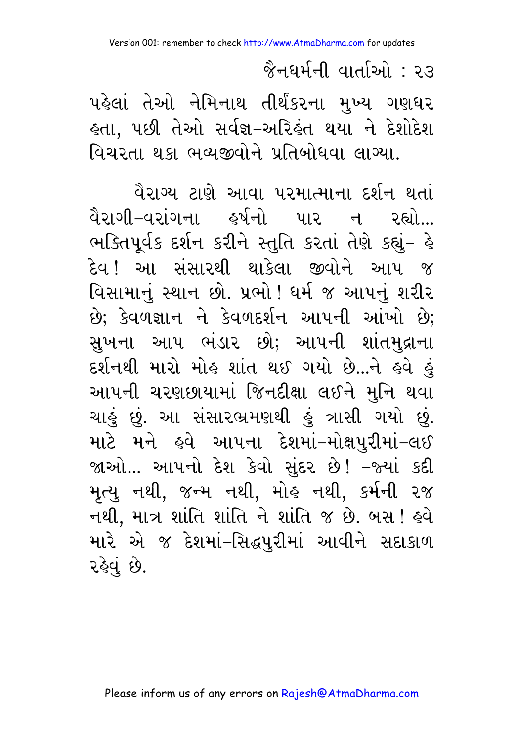પહેલાં તેઓ નેમિનાથ તીર્થંકરના મુખ્ય ગણધર હતા, પછી તેઓ સર્વજ્ઞ-અરિહંત થયા ને દેશોદેશ વિચરતા થકા ભવ્યજીવોને પ્રતિબોધવા લાગ્યા.

વૈરાગ્ય ટાણે આવા પરમાત્માના દર્શન થતાં વૈરાગી-વરાંગના હર્ષનો પાર ન રહ્યો... ભક્તિપૂર્વક દર્શન કરીને સ્તુતિ કરતાં તેણે કહ્યું- હે દેવ! આ સંસારથી થાકેલા જીવોને આપ જ વિસામાનું સ્થાન છો. પ્રભો! ધર્મ જ આપનું શરીર છે; કેવળજ્ઞાન ને કેવળદર્શન આપની આંખો છે; સુખના આપ ભંડાર છો; આપની શાંતમુદ્રાના દર્શનથી મારો મોહ શાંત થઈ ગયો છે...ને હવે હું આપની ચરણછાયામાં જિનદીક્ષા લઈને મુનિ થવા ચાહું છું. આ સંસારભ્રમણથી હું ત્રાસી ગયો છું. માટે મને હવે આપના દેશમાં-મોક્ષપુરીમાં-લઈ જાઓ... આપનો દેશ કેવો સુંદર છે! -જ્યાં કદી મૃત્યુ નથી, જન્મ નથી, મોહ નથી, કર્મની રજ નથી, માત્ર શાંતિ શાંતિ ને શાંતિ જ છે. બસ! હવે મારે એ જ દેશમાં-સિદ્ધપુરીમાં આવીને સદાકાળ રહેવું છે.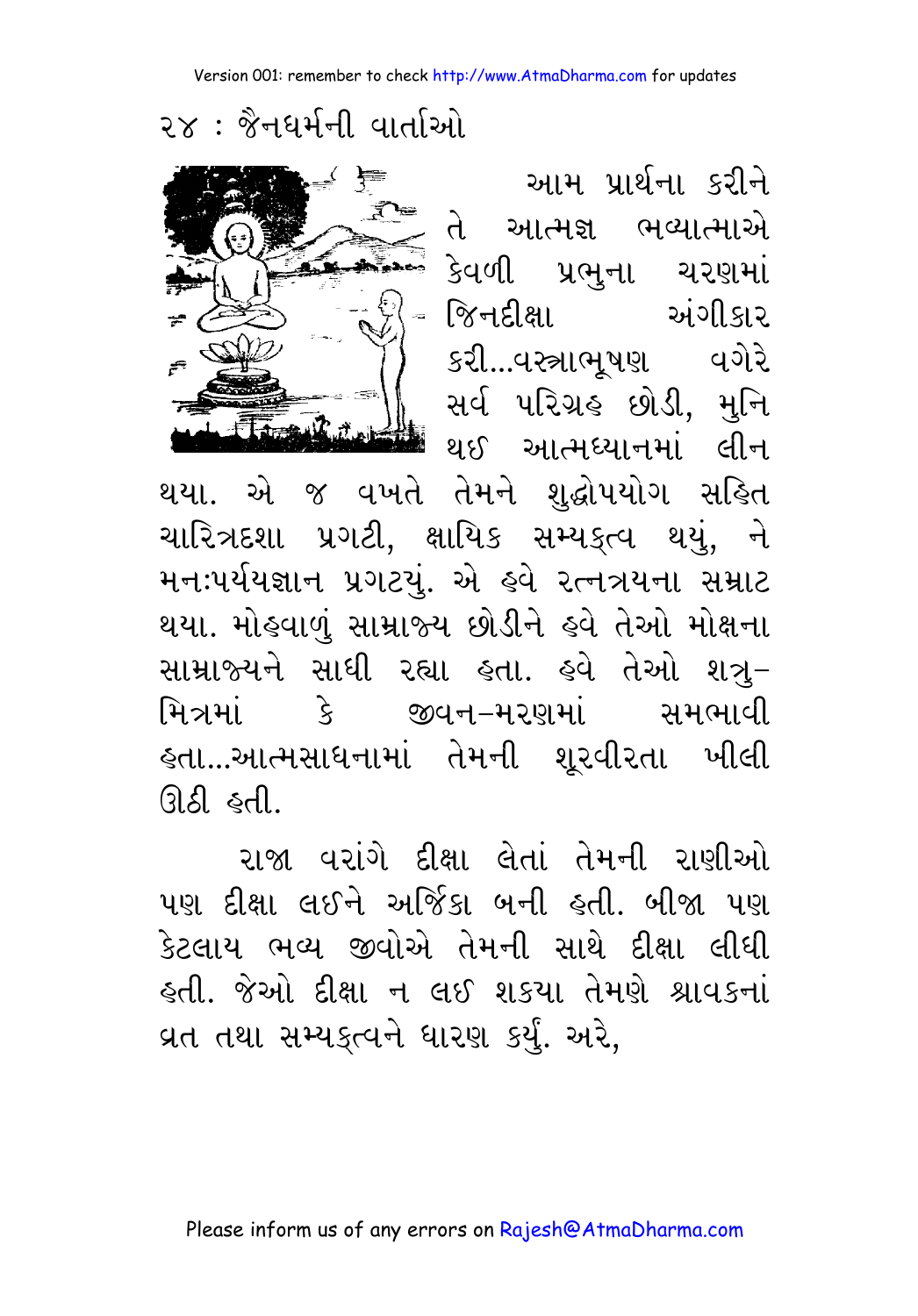આમ પ્રાર્થના કરીને તે આત્મજ્ઞ ભવ્યાત્માએ કેવળી પ્રભુના ચરણમાં જિનદીક્ષા અંગીકાર કરી...વસ્ત્રાભૂષણ વગેરે સર્વ પરિગ્રહ છોડી, મુનિ થઈ આત્મધ્યાનમાં લીન થયા. એ જ વખતે તેમને શુદ્ધોપયોગ સહિત ચારિત્રદશા પ્રગટી, ક્ષાયિક સમ્યક્ત્વ થયું, ને મનઃપર્યયજ્ઞાન પ્રગટયું. એ હવે રત્નત્રયના સમ્રાટ થયા. મોહવાળું સામ્રાજ્ય છોડીને હવે તેઓ મોક્ષના સામ્રાજ્યને સાધી રહ્યા હતા. હવે તેઓ શત્રુ-મિત્રમાં કે જીવન-મરણમાં સમભાવી હતા...આત્મસાધનામાં તેમની શૂરવીરતા ખીલી ઊઠી હતી.

રાજા વરાંગે દીક્ષા લેતાં તેમની રાણીઓ પણ દીક્ષા લઈને અર્જિકા બની હતી. બીજા પણ કેટલાય ભવ્ય જીવોએ તેમની સાથે દીક્ષા લીધી હતી. જેઓ દીક્ષા ન લઈ શકયા તેમણે શ્રાવકનાં વ્રત તથા સમ્યક્ત્વને ધારણ કર્યું. અરે,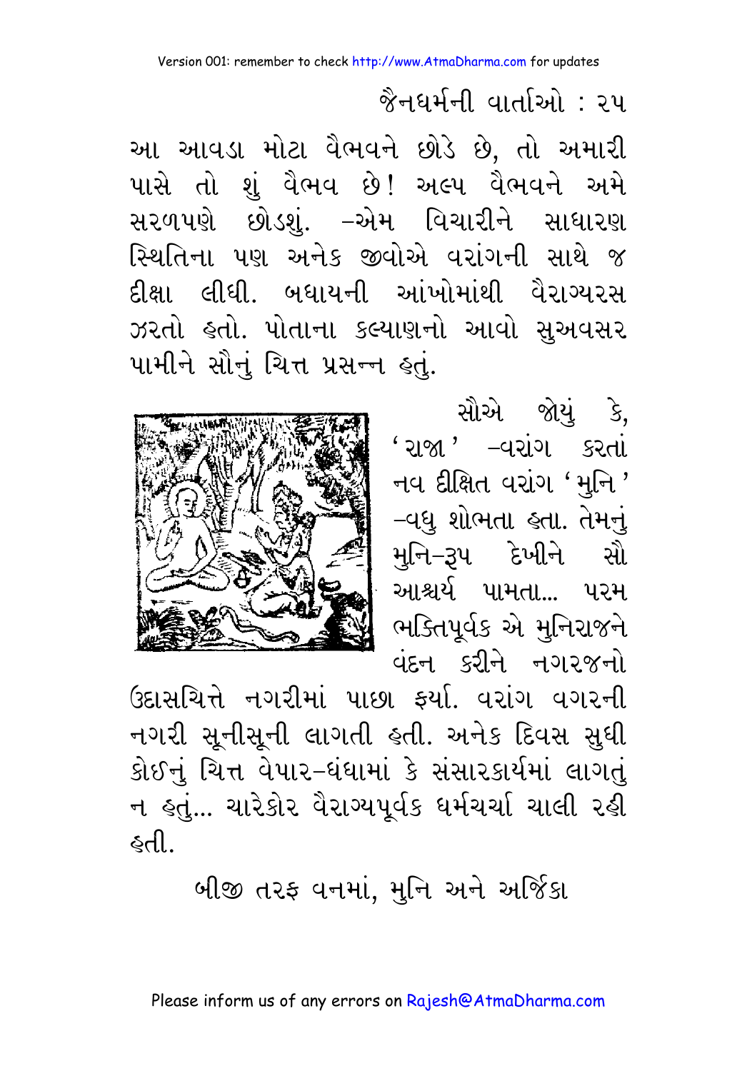આ આવડા મોટા વૈભવને છોડે છે, તો અમારી પાસે તો શું વૈભવ છે! અલ્પ વૈભવને અમે સરળપણે છોડશું. –એમ વિચારીને સાધારણ સ્થિતિના પણ અનેક જીવોએ વરાંગની સાથે જ દીક્ષા લીધી. બધાયની આંખોમાંથી વૈરાગ્યરસ ઝરતો હતો. પોતાના કલ્યાણનો આવો સુઅવસર પામીને સૌનું ચિત્ત પ્રસન્ન હતું.

સૌએ જોયું કે, 'રાજા' –વરાંગ કરતાં નવ દીક્ષિત વરાંગ 'મુનિ' –વધુ શોભતા હતા. તેમનું મુનિ–રૂપ દેખીને સૌ આશ્ચર્ય પામતા... પરમ ભક્તિપૂર્વક એ મુનિરાજને વંદન કરીને નગરજનો ઉદાસચિત્તે નગરીમાં પાછા ફર્યા. વરાંગ વગરની નગરી સૂનીસૂની લાગતી હતી. અનેક દિવસ સુધી કોઈનું ચિત્ત વેપાર–ધંધામાં કે સંસારકાર્યમાં લાગતું ન હતું... ચારેકોર વૈરાગ્યપૂર્વક ધર્મચર્ચા ચાલી રહી હતી.

બીજી તરફ વનમાં, મુનિ અને અર્જિકા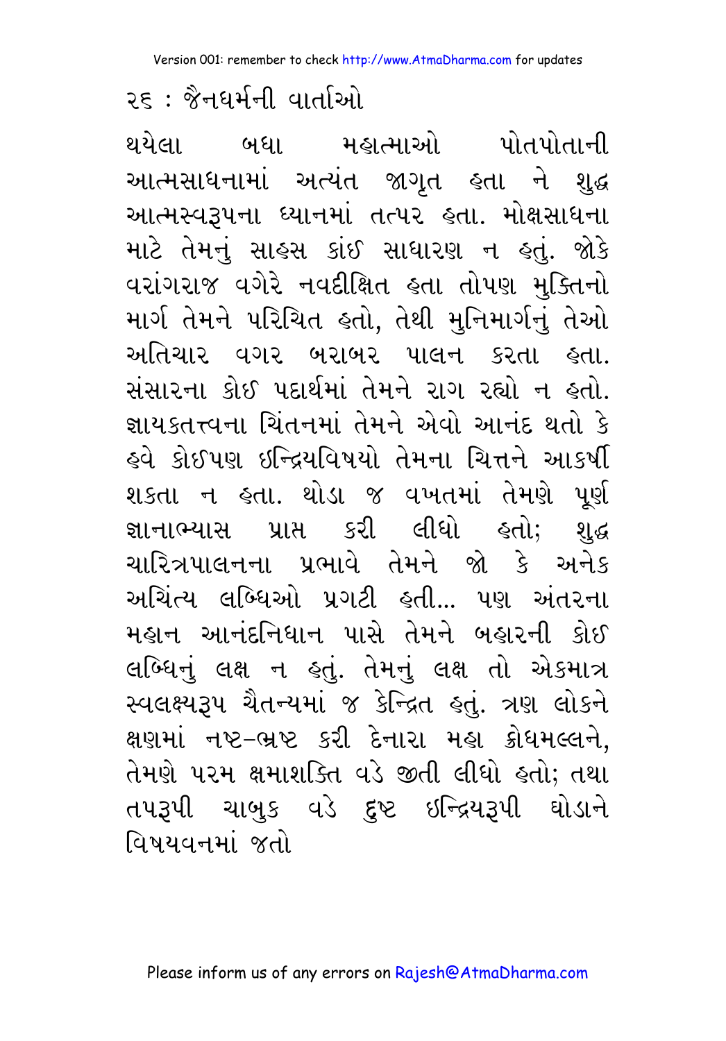થયેલા બધા મહાત્માઓ પોતપોતાની આત્મસાધનામાં અત્યંત જાગૃત હતા ને શુદ્ધ આત્મસ્વરૂપના ધ્યાનમાં તત્પર હતા. મોક્ષસાધના માટે તેમનું સાહસ કાંઈ સાધારણ ન હતું. જોકે વરાંગરાજ વગેરે નવદીક્ષિત હતા તોપણ મુક્તિનો માર્ગ તેમને પરિચિત હતો, તેથી મુનિમાર્ગનું તેઓ અતિચાર વગર બરાબર પાલન કરતા હતા. સંસારના કોઈ પદાર્થમાં તેમને રાગ રહ્યો ન હતો. જ્ઞાયકતત્ત્વના ચિંતનમાં તેમને એવો આનંદ થતો કે હવે કોઈપણ ઈન્દ્રિયવિષયો તેમના ચિત્તને આકર્ષી શકતા ન હતા. થોડા જ વખતમાં તેમણે પૂર્ણ જ્ઞાનાભ્યાસ પ્રાપ્ત કરી લીધો હતો; શુદ્ધ ચારિત્રપાલનના પ્રભાવે તેમને જો કે અનેક અચિંત્ય લબ્ધિઓ પ્રગટી હતી... પણ અંતરના મહાન આનંદનિધાન પાસે તેમને બહારની કોઈ લબ્ધિનું લક્ષ ન હતું. તેમનું લક્ષ તો એકમાત્ર સ્વલક્ષ્યરૂપ ચૈતન્યમાં જ કેન્દ્રિત હતું. ત્રણ લોકને ક્ષણમાં નષ્ટ-ભ્રષ્ટ કરી દેનારા મહા ક્રોધમલ્લને, તેમણે પરમ ક્ષમાશક્તિ વડે જીતી લીધો હતો; તથા તપરૂપી ચાબુક વડે દુષ્ટ ઈન્દ્રિયરૂપી ઘોડાને વિષયવનમાં જતો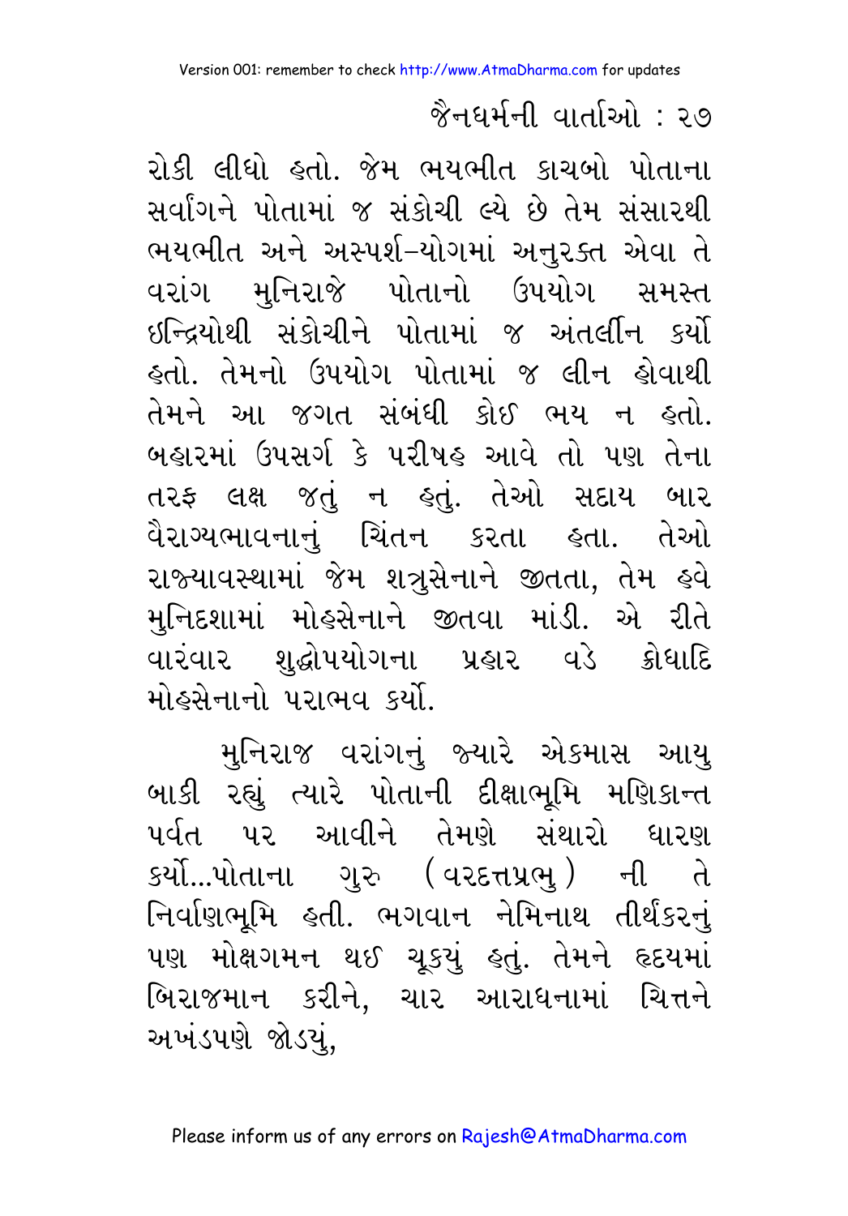રોકી લીધો હતો. જેમ ભયભીત કાચબો પોતાના સર્વાંગને પોતામાં જ સંકોચી લ્યે છે તેમ સંસારથી ભયભીત અને અસ્પર્શ–યોગમાં અનુરક્ત એવા તે વરાંગ મુનિરાજે પોતાનો ઉપયોગ સમસ્ત ઇન્દ્રિયોથી સંકોચીને પોતામાં જ અંતર્લીન કર્યો હતો. તેમનો ઉપયોગ પોતામાં જ લીન હોવાથી તેમને આ જગત સંબંધી કોઈ ભય ન હતો. બહારમાં ઉપસર્ગ કે પરીષહ આવે તો પણ તેના તરફ લક્ષ જતું ન હતું. તેઓ સદાય બાર વૈરાગ્યભાવનાનું ચિંતન કરતા હતા. તેઓ રાજ્યાવસ્થામાં જેમ શત્રુસેનાને જીતતા, તેમ હવે મુનિદશામાં મોહસેનાને જીતવા માંડી. એ રીતે વારંવાર શુદ્ધોપયોગના પ્રહાર વડે ક્રોધાદિ મોહસેનાનો પરાભવ કર્યો.

મુનિરાજ વરાંગનું જ્યારે એકમાસ આયુ બાકી રહ્યું ત્યારે પોતાની દીક્ષાભૂમિ મણિકાન્ત પર્વત પર આવીને તેમણે સંથારો ધારણ કર્યો...પોતાના ગુરુ (વરદત્તપ્રભુ) ની તે નિર્વાણભૂમિ હતી. ભગવાન નેમિનાથ તીર્થંકરનું પણ મોક્ષગમન થઈ ચૂક્યું હતું. તેમને હૃદયમાં બિરાજમાન કરીને, ચાર આરાધનામાં ચિત્તને અખંડપણે જોડયું,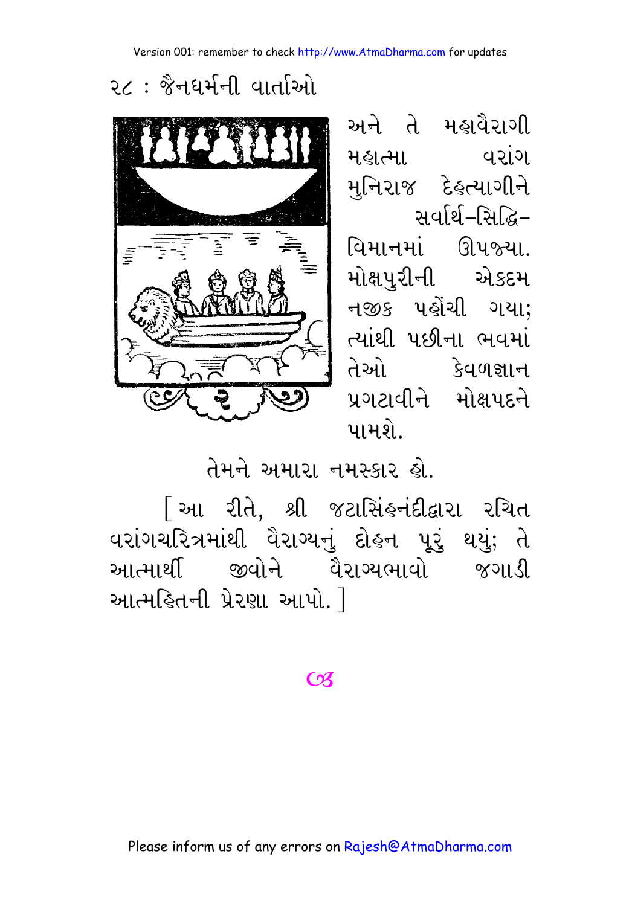અને તે મહાવૈરાગી મહાત્મા વરાંગ મુનિરાજ દેહત્યાગીને સર્વાર્થ–સિદ્ધિ–વિમાનમાં ઊપજ્યા. મોક્ષપુરીની એકદમ નજીક પહોંચી ગયા; ત્યાંથી પછીના ભવમાં તેઓ કેવળજ્ઞાન પ્રગટાવીને મોક્ષપદને પામશે.

તેમને અમારા નમસ્કાર હો.

[ આ રીતે, શ્રી જટાસિંહનંદીદ્વારા રચિત વરાંગચરિત્રમાંથી વૈરાગ્યનું દોહન પૂરું થયું; તે આત્માર્થી જીવોને વૈરાગ્યભાવો જગાડી આત્મહિતની પ્રેરણા આપો. ]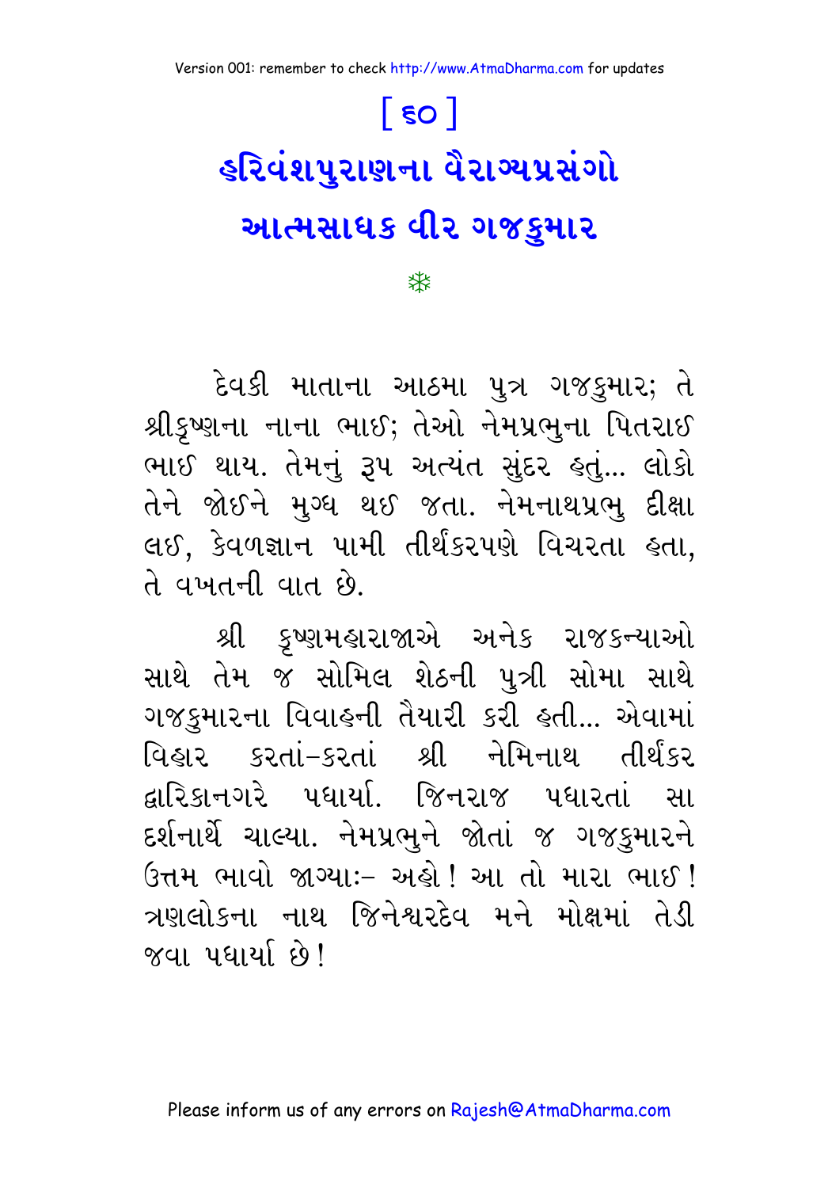# [ ૬૦ ]

# હરિવંશપુરાણના વૈરાગ્યપ્રસંગો

## આત્મસાધક વીર ગજકુમાર

❄

દેવકી માતાના આઠમા પુત્ર ગજકુમાર; તે શ્રીકૃષ્ણના નાના ભાઈ; તેઓ નેમપ્રભુના પિતરાઈ ભાઈ થાય. તેમનું રૂપ અત્યંત સુંદર હતું... લોકો તેને જોઈને મુગ્ધ થઈ જતા. નેમનાથપ્રભુ દીક્ષા લઈ, કેવળજ્ઞાન પામી તીર્થંકરપણે વિચરતા હતા, તે વખતની વાત છે.

શ્રી કૃષ્ણમહારાજાએ અનેક રાજકન્યાઓ સાથે તેમ જ સોમિલ શેઠની પુત્રી સોમા સાથે ગજકુમારના વિવાહની તૈયારી કરી હતી... એવામાં વિહાર કરતાં-કરતાં શ્રી નેમિનાથ તીર્થંકર દ્વારિકાનગરે પધાર્યા. જિનરાજ પધારતાં સૌ દર્શનાર્થે ચાલ્યા. નેમપ્રભુને જોતાં જ ગજકુમારને ઉત્તમ ભાવો જાગ્યાઃ- અહો! આ તો મારા ભાઈ! ત્રણલોકના નાથ જિનેશ્વરદેવ મને મોક્ષમાં તેડી જવા પધાર્યા છે!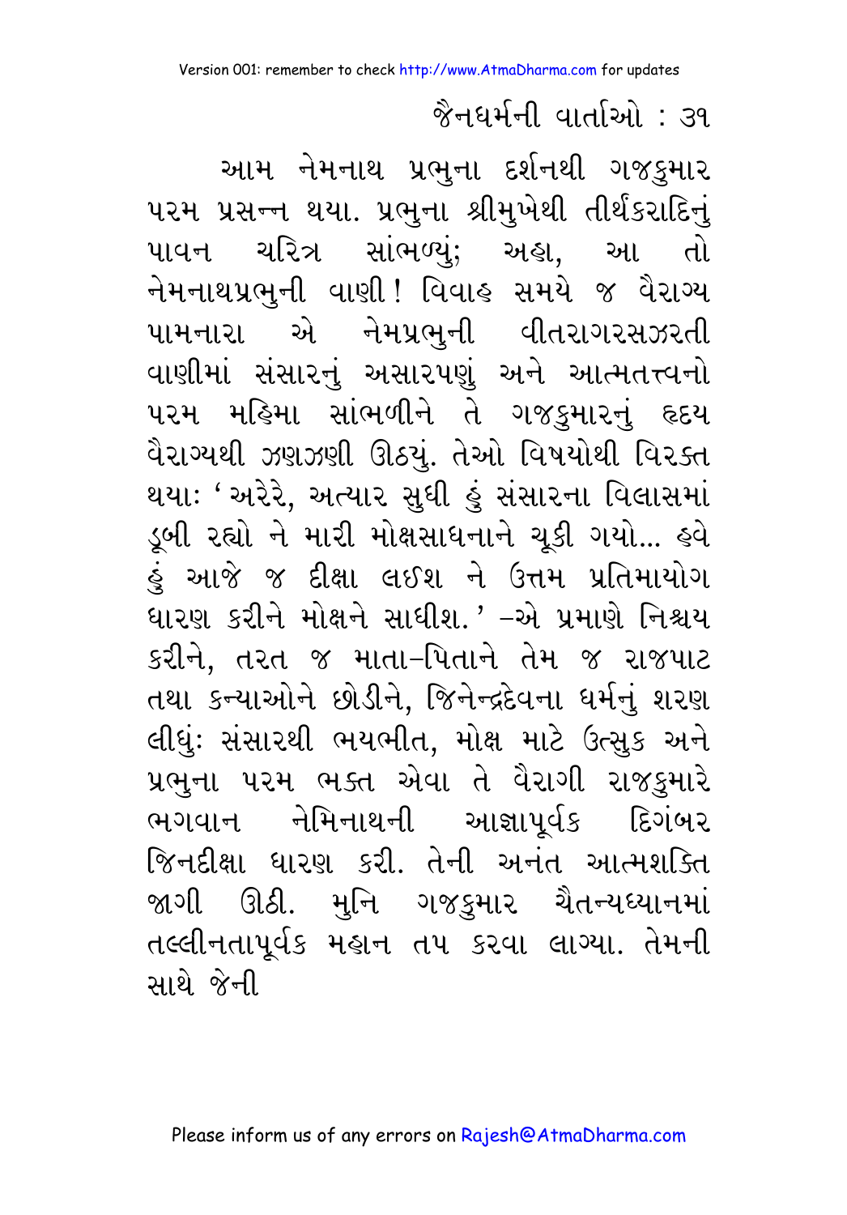આમ નેમનાથ પ્રભુના દર્શનથી ગજકુમાર પરમ પ્રસન્ન થયા. પ્રભુના શ્રીમુખેથી તીર્થંકરાદિનું પાવન ચરિત્ર સાંભળ્યું; અહા, આ તો નેમનાથપ્રભુની વાણી! વિવાહ સમયે જ વૈરાગ્ય પામનારા એ નેમપ્રભુની વીતરાગરસઝરતી વાણીમાં સંસારનું અસારપણું અને આત્મતત્ત્વનો પરમ મહિમા સાંભળીને તે ગજકુમારનું હૃદય વૈરાગ્યથી ઝણઝણી ઊઠ્યું. તેઓ વિષયોથી વિરક્ત થયાઃ 'અરેરે, અત્યાર સુધી હું સંસારના વિલાસમાં ડૂબી રહ્યો ને મારી મોક્ષસાધનાને ચૂકી ગયો... હવે હું આજે જ દીક્ષા લઈશ ને ઉત્તમ પ્રતિમાયોગ ધારણ કરીને મોક્ષને સાધીશ.' –એ પ્રમાણે નિશ્ચય કરીને, તરત જ માતા–પિતાને તેમ જ રાજપાટ તથા કન્યાઓને છોડીને, જિનેન્દ્રદેવના ધર્મનું શરણ લીધુંઃ સંસારથી ભયભીત, મોક્ષ માટે ઉત્સુક અને પ્રભુના પરમ ભક્ત એવા તે વૈરાગી રાજકુમારે ભગવાન નેમિનાથની આજ્ઞાપૂર્વક દિગંબર જિનદીક્ષા ધારણ કરી. તેની અનંત આત્મશક્તિ જાગી ઊઠી. મુનિ ગજકુમાર ચૈતન્યધ્યાનમાં તલ્લીનતાપૂર્વક મહાન તપ કરવા લાગ્યા. તેમની સાથે જેની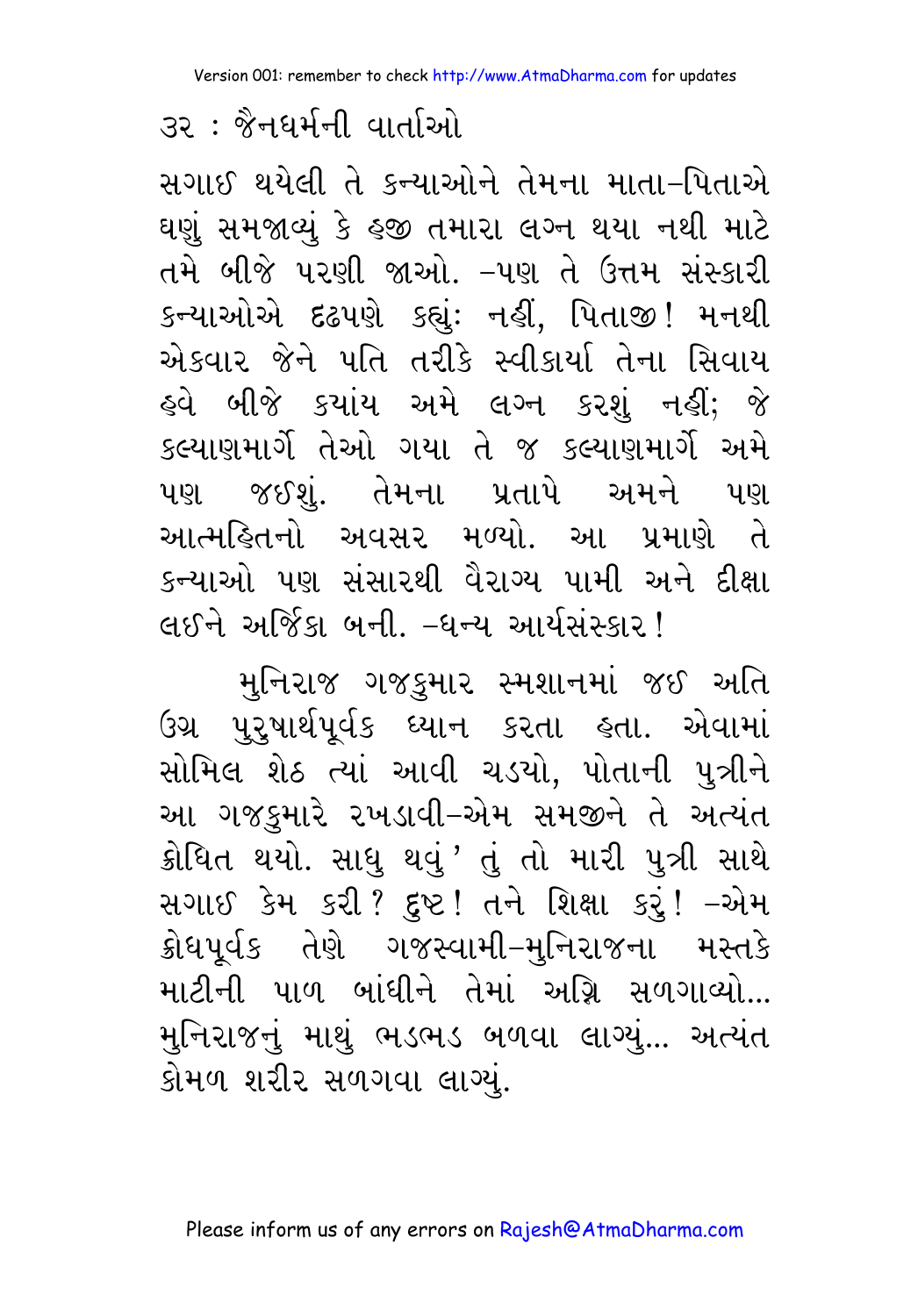સગાઈ થયેલી તે કન્યાઓને તેમના માતા-પિતાએ ઘણું સમજાવ્યું કે હજી તમારા લગ્ન થયા નથી માટે તમે બીજે પરણી જાઓ. -પણ તે ઉત્તમ સંસ્કારી કન્યાઓએ દૃઢપણે કહ્યું: નહીં, પિતાજી! મનથી એકવાર જેને પતિ તરીકે સ્વીકાર્યા તેના સિવાય હવે બીજે કયાંય અમે લગ્ન કરશું નહીં; જે કલ્યાણમાર્ગે તેઓ ગયા તે જ કલ્યાણમાર્ગે અમે પણ જઈશું. તેમના પ્રતાપે અમને પણ આત્મહિતનો અવસર મળ્યો. આ પ્રમાણે તે કન્યાઓ પણ સંસારથી વૈરાગ્ય પામી અને દીક્ષા લઈને અર્જિકા બની. -ધન્ય આર્યસંસ્કાર!

મુનિરાજ ગજકુમાર સ્મશાનમાં જઈ અતિ ઉગ્ર પુરુષાર્થપૂર્વક ધ્યાન કરતા હતા. એવામાં સોમિલ શેઠ ત્યાં આવી ચડયો, પોતાની પુત્રીને આ ગજકુમારે રખડાવી-એમ સમજીને તે અત્યંત ક્રોધિત થયો. સાધુ થવું' તું તો મારી પુત્રી સાથે સગાઈ કેમ કરી? દુષ્ટ! તને શિક્ષા કરું! -એમ ક્રોધપૂર્વક તેણે ગજસ્વામી-મુનિરાજના મસ્તકે માટીની પાળ બાંધીને તેમાં અગ્નિ સળગાવ્યો... મુનિરાજનું માથું ભડભડ બળવા લાગ્યું... અત્યંત કોમળ શરીર સળગવા લાગ્યું.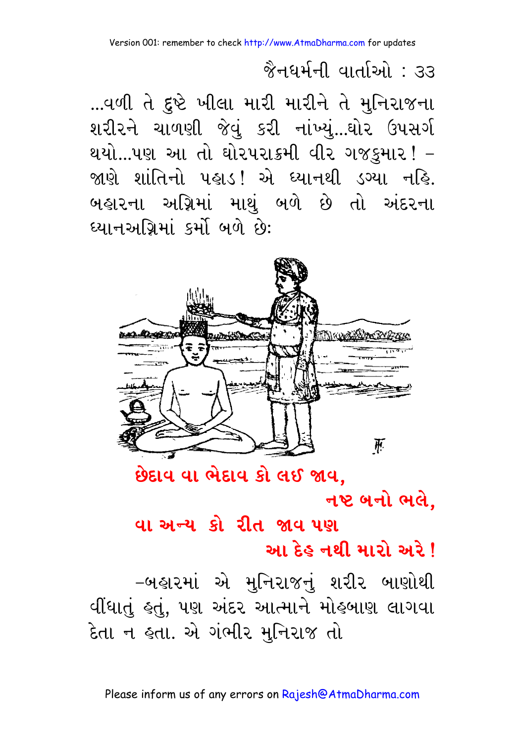...વળી તે દુષ્ટે ખીલા મારી મારીને તે મુનિરાજના શરીરને ચાળણી જેવું કરી નાંખ્યું...ઘોર ઉપસર્ગ થયો...પણ આ તો ઘોરપરાક્રમી વીર ગજકુમાર! – જાણે શાંતિનો પહાડ! એ ધ્યાનથી ડગ્યા નહિ. બહારના અગ્નિમાં માથું બળે છે તો અંદરના ધ્યાનઅગ્નિમાં કર્મો બળે છે:

**છેદાવ વા ભેદાવ કો લઈ જાવ,**
**નષ્ટ બનો ભલે,**
**વા અન્ય કો રીત જાવ પણ**
**આ દેહ નથી મારો અરે!**

–બહારમાં એ મુનિરાજનું શરીર બાણોથી વીંધાતું હતું, પણ અંદર આત્માને મોહબાણ લાગવા દેતા ન હતા. એ ગંભીર મુનિરાજ તો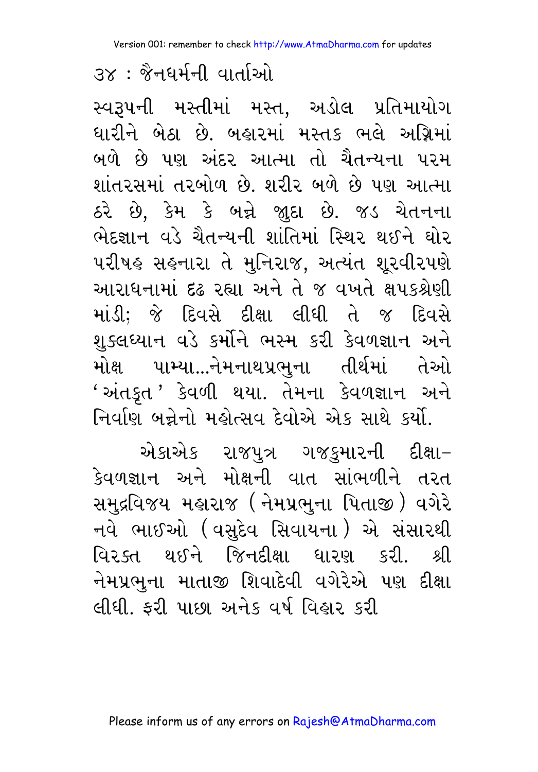સ્વરૂપની મસ્તીમાં મસ્ત, અડોલ પ્રતિમાયોગ ધારીને બેઠા છે. બહારમાં મસ્તક ભલે અગ્નિમાં બળે છે પણ અંદર આત્મા તો ચૈતન્યના પરમ શાંતરસમાં તરબોળ છે. શરીર બળે છે પણ આત્મા ઠરે છે, કેમ કે બન્ને જુદા છે. જડ ચેતનના ભેદજ્ઞાન વડે ચૈતન્યની શાંતિમાં સ્થિર થઈને ઘોર પરીષહ સહનારા તે મુનિરાજ, અત્યંત શૂરવીરપણે આરાધનામાં દ્રઢ રહ્યા અને તે જ વખતે ક્ષપકશ્રેણી માંડી; જે દિવસે દીક્ષા લીધી તે જ દિવસે શુક્લધ્યાન વડે કર્મોને ભસ્મ કરી કેવળજ્ઞાન અને મોક્ષ પામ્યા...નેમનાથપ્રભુના તીર્થમાં તેઓ 'અંતકૃત' કેવળી થયા. તેમના કેવળજ્ઞાન અને નિર્વાણ બન્નેનો મહોત્સવ દેવોએ એક સાથે કર્યો.

એકાએક રાજપુત્ર ગજકુમારની દીક્ષા–કેવળજ્ઞાન અને મોક્ષની વાત સાંભળીને તરત સમુદ્રવિજય મહારાજ (નેમપ્રભુના પિતાજી) વગેરે નવે ભાઈઓ (વસુદેવ સિવાયના) એ સંસારથી વિરક્ત થઈને જિનદીક્ષા ધારણ કરી. શ્રી નેમપ્રભુના માતાજી શિવાદેવી વગેરેએ પણ દીક્ષા લીધી. ફરી પાછા અનેક વર્ષ વિહાર કરી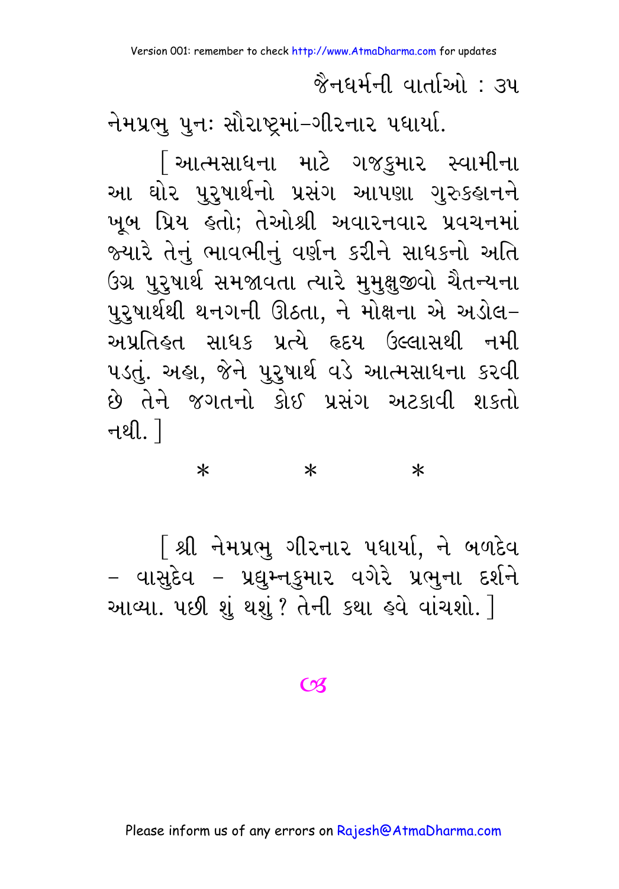નેમપ્રભુ પુનઃ સૌરાષ્ટ્રમાં–ગીરનાર પધાર્યા.

[ આત્મસાધના માટે ગજકુમાર સ્વામીના આ ઘોર પુરુષાર્થનો પ્રસંગ આપણા ગુરુકહાનને ખૂબ પ્રિય હતો; તેઓશ્રી અવારનવાર પ્રવચનમાં જ્યારે તેનું ભાવભીનું વર્ણન કરીને સાધકનો અતિ ઉગ્ર પુરુષાર્થ સમજાવતા ત્યારે મુમુક્ષુજીવો ચૈતન્યના પુરુષાર્થથી થનગની ઊઠતા, ને મોક્ષના એ અડોલ– અપ્રતિહત સાધક પ્રત્યે હૃદય ઉલ્લાસથી નમી પડતું. અહા, જેને પુરુષાર્થ વડે આત્મસાધના કરવી છે તેને જગતનો કોઈ પ્રસંગ અટકાવી શકતો નથી. ]

\* \* \*

[ શ્રી નેમપ્રભુ ગીરનાર પધાર્યા, ને બળદેવ – વાસુદેવ – પ્રદ્યુમ્નકુમાર વગેરે પ્રભુના દર્શને આવ્યા. પછી શું થશું ? તેની કથા હવે વાંચશો. ]

☙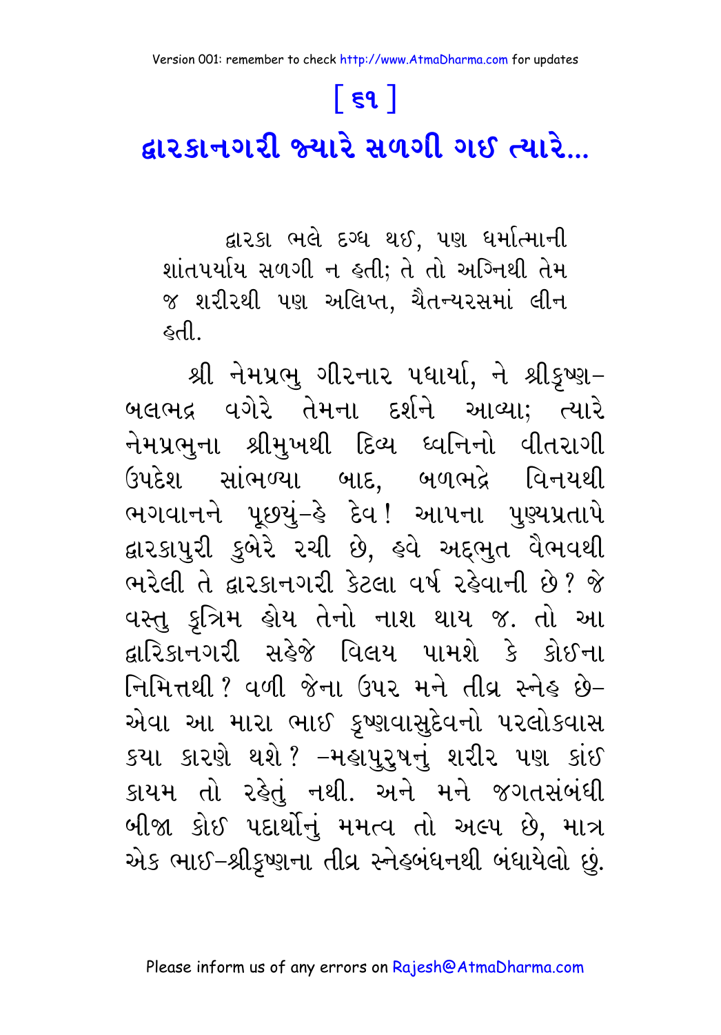# [ ૬૧ ]

## દ્વારકાનગરી જ્યારે સળગી ગઈ ત્યારે...

દ્વારકા ભલે દગ્ધ થઈ, પણ ધર્માત્માની શાંતપર્યાય સળગી ન હતી; તે તો અગ્નિથી તેમ જ શરીરથી પણ અલિપ્ત, ચૈતન્યરસમાં લીન હતી.

શ્રી નેમપ્રભુ ગીરનાર પધાર્યા, ને શ્રીકૃષ્ણ-બલભદ્ર વગેરે તેમના દર્શને આવ્યા; ત્યારે નેમપ્રભુના શ્રીમુખથી દિવ્ય ધ્વનિનો વીતરાગી ઉપદેશ સાંભળ્યા બાદ, બળભદ્રે વિનયથી ભગવાનને પૂછયું-હે દેવ! આપના પુણ્યપ્રતાપે દ્વારકાપુરી કુબેરે રચી છે, હવે અદ્દભુત વૈભવથી ભરેલી તે દ્વારકાનગરી કેટલા વર્ષ રહેવાની છે? જે વસ્તુ કૃત્રિમ હોય તેનો નાશ થાય જ. તો આ દ્વારિકાનગરી સહેજે વિલય પામશે કે કોઈના નિમિત્તથી? વળી જેના ઉપર મને તીવ્ર સ્નેહ છે-એવા આ મારા ભાઈ કૃષ્ણવાસુદેવનો પરલોકવાસ કયા કારણે થશે? -મહાપુરુષનું શરીર પણ કાંઈ કાયમ તો રહેતું નથી. અને મને જગતસંબંધી બીજા કોઈ પદાર્થોનું મમત્વ તો અલ્પ છે, માત્ર એક ભાઈ-શ્રીકૃષ્ણના તીવ્ર સ્નેહબંધનથી બંધાયેલો છું.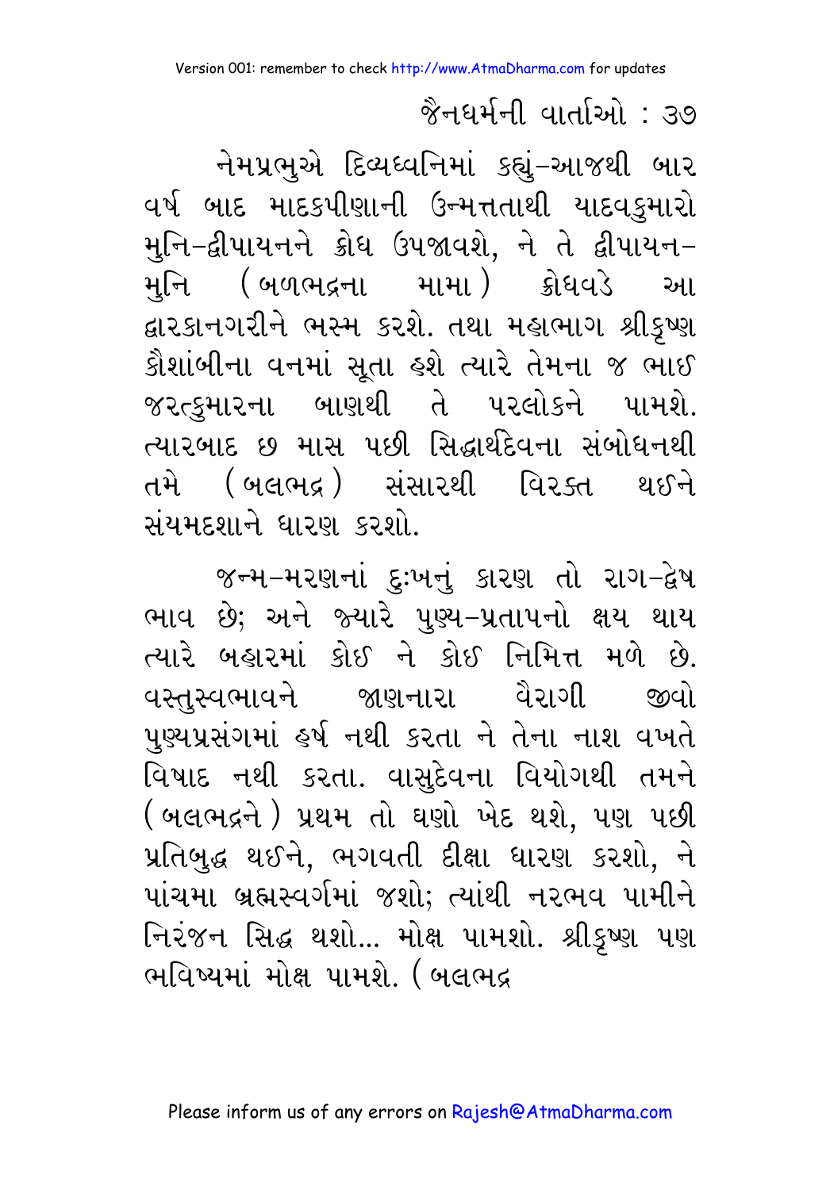નેમપ્રભુએ દિવ્યધ્વનિમાં કહ્યું–આજથી બાર વર્ષ બાદ માદકપીણાની ઉન્મત્તતાથી યાદવકુમારો મુનિ–દ્વીપાયનને ક્રોધ ઉપજાવશે, ને તે દ્વીપાયન–મુનિ (બળભદ્રના મામા) ક્રોધવડે આ દ્વારકાનગરીને ભસ્મ કરશે. તથા મહાભાગ શ્રીકૃષ્ણ કૌશાંબીના વનમાં સૂતા હશે ત્યારે તેમના જ ભાઈ જરત્કુમારના બાણથી તે પરલોકને પામશે. ત્યારબાદ છ માસ પછી સિદ્ધાર્થદેવના સંબોધનથી તમે (બલભદ્ર) સંસારથી વિરક્ત થઈને સંયમદશાને ધારણ કરશો.

જન્મ–મરણનાં દુઃખનું કારણ તો રાગ–દ્વેષ ભાવ છે; અને જ્યારે પુણ્ય–પ્રતાપનો ક્ષય થાય ત્યારે બહારમાં કોઈ ને કોઈ નિમિત્ત મળે છે. વસ્તુસ્વભાવને જાણનારા વૈરાગી જીવો પુણ્યપ્રસંગમાં હર્ષ નથી કરતા ને તેના નાશ વખતે વિષાદ નથી કરતા. વાસુદેવના વિયોગથી તમને (બલભદ્રને) પ્રથમ તો ઘણો ખેદ થશે, પણ પછી પ્રતિબુદ્ધ થઈને, ભગવતી દીક્ષા ધારણ કરશો, ને પાંચમા બ્રહ્મસ્વર્ગમાં જશો; ત્યાંથી નરભવ પામીને નિરંજન સિદ્ધ થશો... મોક્ષ પામશો. શ્રીકૃષ્ણ પણ ભવિષ્યમાં મોક્ષ પામશે. (બલભદ્ર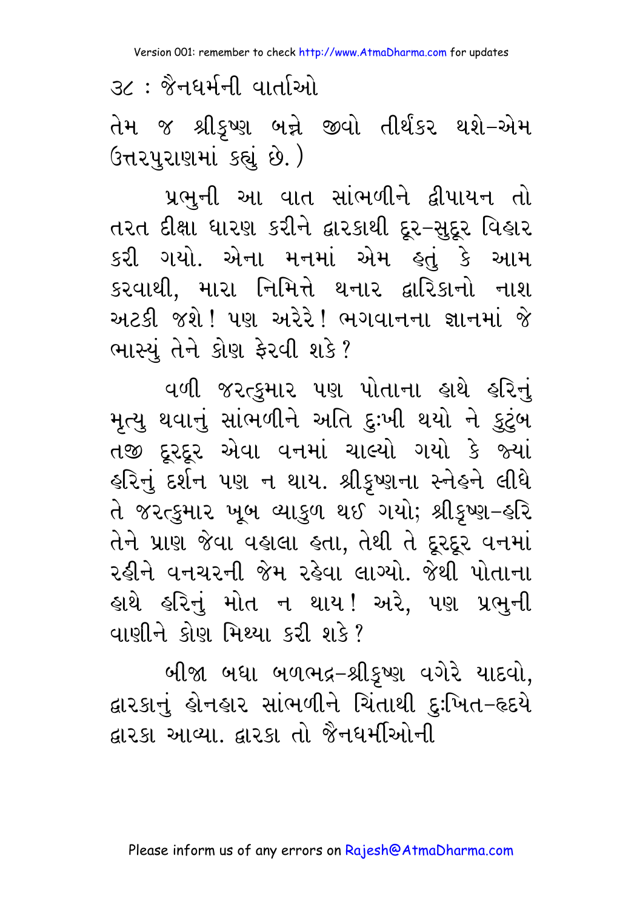તેમ જ શ્રીકૃષ્ણ બન્ને જીવો તીર્થંકર થશે-એમ ઉત્તરપુરાણમાં કહ્યું છે.)

પ્રભુની આ વાત સાંભળીને દ્વીપાયન તો તરત દીક્ષા ધારણ કરીને દ્વારકાથી દૂર-સુદૂર વિહાર કરી ગયો. એના મનમાં એમ હતું કે આમ કરવાથી, મારા નિમિત્તે થનાર દ્વારિકાનો નાશ અટકી જશે! પણ અરેરે! ભગવાનના જ્ઞાનમાં જે ભાસ્યું તેને કોણ ફેરવી શકે?

વળી જરત્કુમાર પણ પોતાના હાથે હરિનું મૃત્યુ થવાનું સાંભળીને અતિ દુઃખી થયો ને કુટુંબ તજી દૂરદૂર એવા વનમાં ચાલ્યો ગયો કે જ્યાં હરિનું દર્શન પણ ન થાય. શ્રીકૃષ્ણના સ્નેહને લીધે તે જરત્કુમાર ખૂબ વ્યાકુળ થઈ ગયો; શ્રીકૃષ્ણ-હરિ તેને પ્રાણ જેવા વહાલા હતા, તેથી તે દૂરદૂર વનમાં રહીને વનચરની જેમ રહેવા લાગ્યો. જેથી પોતાના હાથે હરિનું મોત ન થાય! અરે, પણ પ્રભુની વાણીને કોણ મિથ્યા કરી શકે?

બીજા બધા બળભદ્ર-શ્રીકૃષ્ણ વગેરે યાદવો, દ્વારકાનું હોનહાર સાંભળીને ચિંતાથી દુઃખિત-હૃદયે દ્વારકા આવ્યા. દ્વારકા તો જૈનધર્મીઓની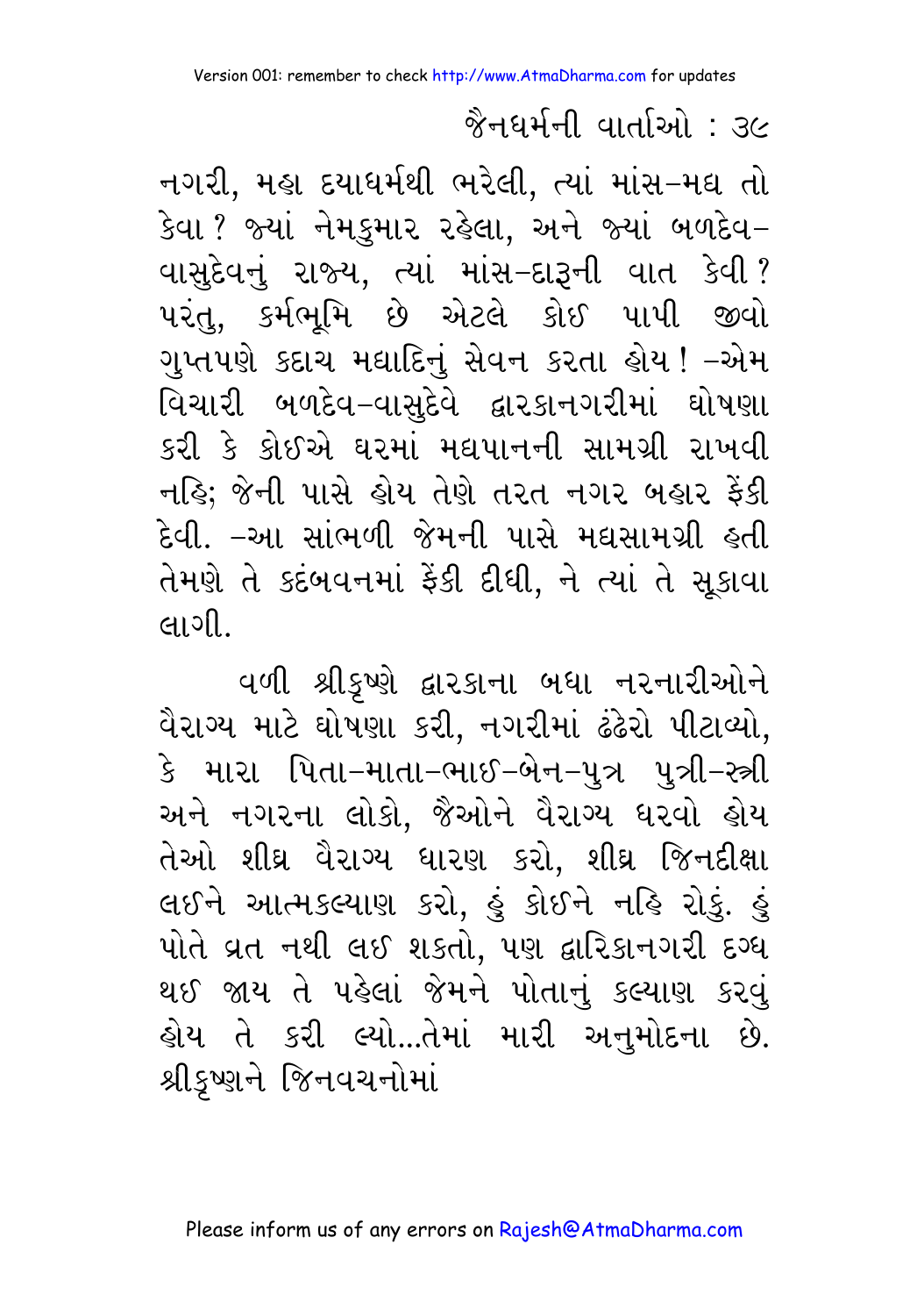નગરી, મહા દયાધર્મથી ભરેલી, ત્યાં માંસ-મદ્ય તો કેવા? જ્યાં નેમકુમાર રહેલા, અને જ્યાં બળદેવ-વાસુદેવનું રાજ્ય, ત્યાં માંસ-દારૂની વાત કેવી? પરંતુ, કર્મભૂમિ છે એટલે કોઈ પાપી જીવો ગુપ્તપણે કદાચ મદ્યાદિનું સેવન કરતા હોય! -એમ વિચારી બળદેવ-વાસુદેવે દ્વારકાનગરીમાં ઘોષણા કરી કે કોઈએ ઘરમાં મદ્યપાનની સામગ્રી રાખવી નહિ; જેની પાસે હોય તેણે તરત નગર બહાર ફેંકી દેવી. -આ સાંભળી જેમની પાસે મદ્યસામગ્રી હતી તેમણે તે કદંબવનમાં ફેંકી દીધી, ને ત્યાં તે સૂકાવા લાગી.

વળી શ્રીકૃષ્ણે દ્વારકાના બધા નરનારીઓને વૈરાગ્ય માટે ઘોષણા કરી, નગરીમાં ઢંઢેરો પીટાવ્યો, કે મારા પિતા-માતા-ભાઈ-બેન-પુત્ર પુત્રી-સ્ત્રી અને નગરના લોકો, જેઓને વૈરાગ્ય ધરવો હોય તેઓ શીઘ્ર વૈરાગ્ય ધારણ કરો, શીઘ્ર જિનદીક્ષા લઈને આત્મકલ્યાણ કરો, હું કોઈને નહિ રોકું. હું પોતે વ્રત નથી લઈ શકતો, પણ દ્વારિકાનગરી દગ્ધ થઈ જાય તે પહેલાં જેમને પોતાનું કલ્યાણ કરવું હોય તે કરી લ્યો...તેમાં મારી અનુમોદના છે. શ્રીકૃષ્ણને જિનવચનોમાં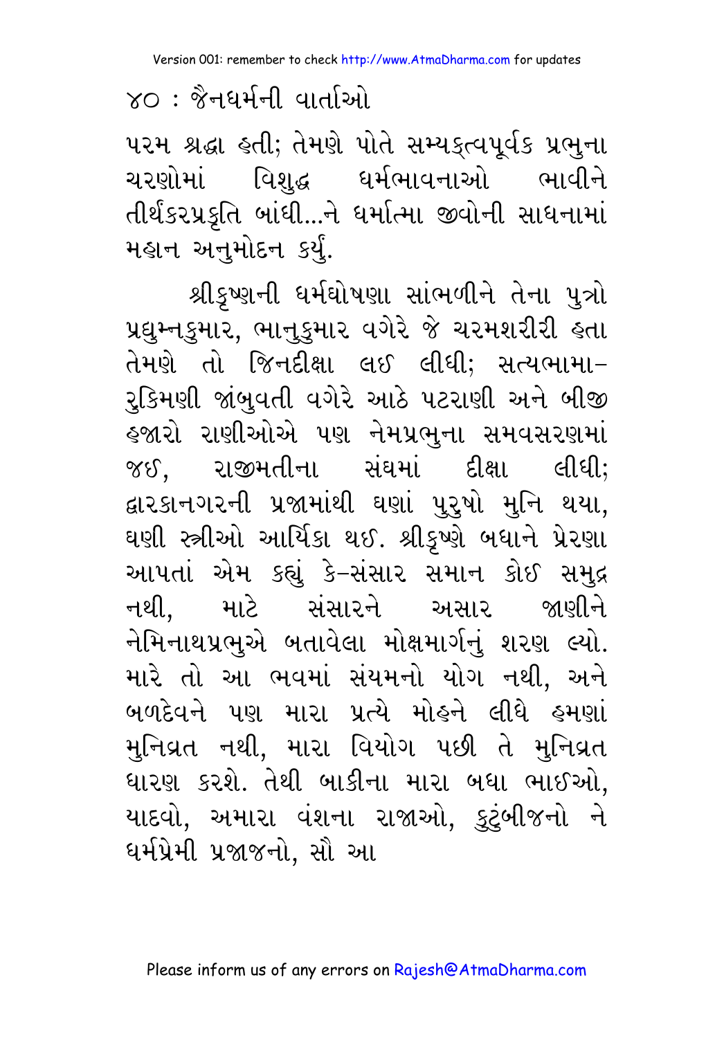પરમ શ્રદ્ધા હતી; તેમણે પોતે સમ્યક્ત્વપૂર્વક પ્રભુના ચરણોમાં વિશુદ્ધ ધર્મભાવનાઓ ભાવીને તીર્થંકરપ્રકૃતિ બાંધી...ને ધર્માત્મા જીવોની સાધનામાં મહાન અનુમોદન કર્યું.

શ્રીકૃષ્ણની ધર્મઘોષણા સાંભળીને તેના પુત્રો પ્રદ્યુમ્નકુમાર, ભાનુકુમાર વગેરે જે ચરમશરીરી હતા તેમણે તો જિનદીક્ષા લઈ લીધી; સત્યભામા–રુક્મિણી જાંબુવતી વગેરે આઠે પટરાણી અને બીજી હજારો રાણીઓએ પણ નેમપ્રભુના સમવસરણમાં જઈ, રાજીમતીના સંઘમાં દીક્ષા લીધી; દ્વારકાનગરની પ્રજામાંથી ઘણાં પુરુષો મુનિ થયા, ઘણી સ્ત્રીઓ આર્યિકા થઈ. શ્રીકૃષ્ણે બધાને પ્રેરણા આપતાં એમ કહ્યું કે–સંસાર સમાન કોઈ સમુદ્ર નથી, માટે સંસારને અસાર જાણીને નેમિનાથપ્રભુએ બતાવેલા મોક્ષમાર્ગનું શરણ લ્યો. મારે તો આ ભવમાં સંયમનો યોગ નથી, અને બળદેવને પણ મારા પ્રત્યે મોહને લીધે હમણાં મુનિવ્રત નથી, મારા વિયોગ પછી તે મુનિવ્રત ધારણ કરશે. તેથી બાકીના મારા બધા ભાઈઓ, યાદવો, અમારા વંશના રાજાઓ, કુટુંબીજનો ને ધર્મપ્રેમી પ્રજાજનો, સૌ આ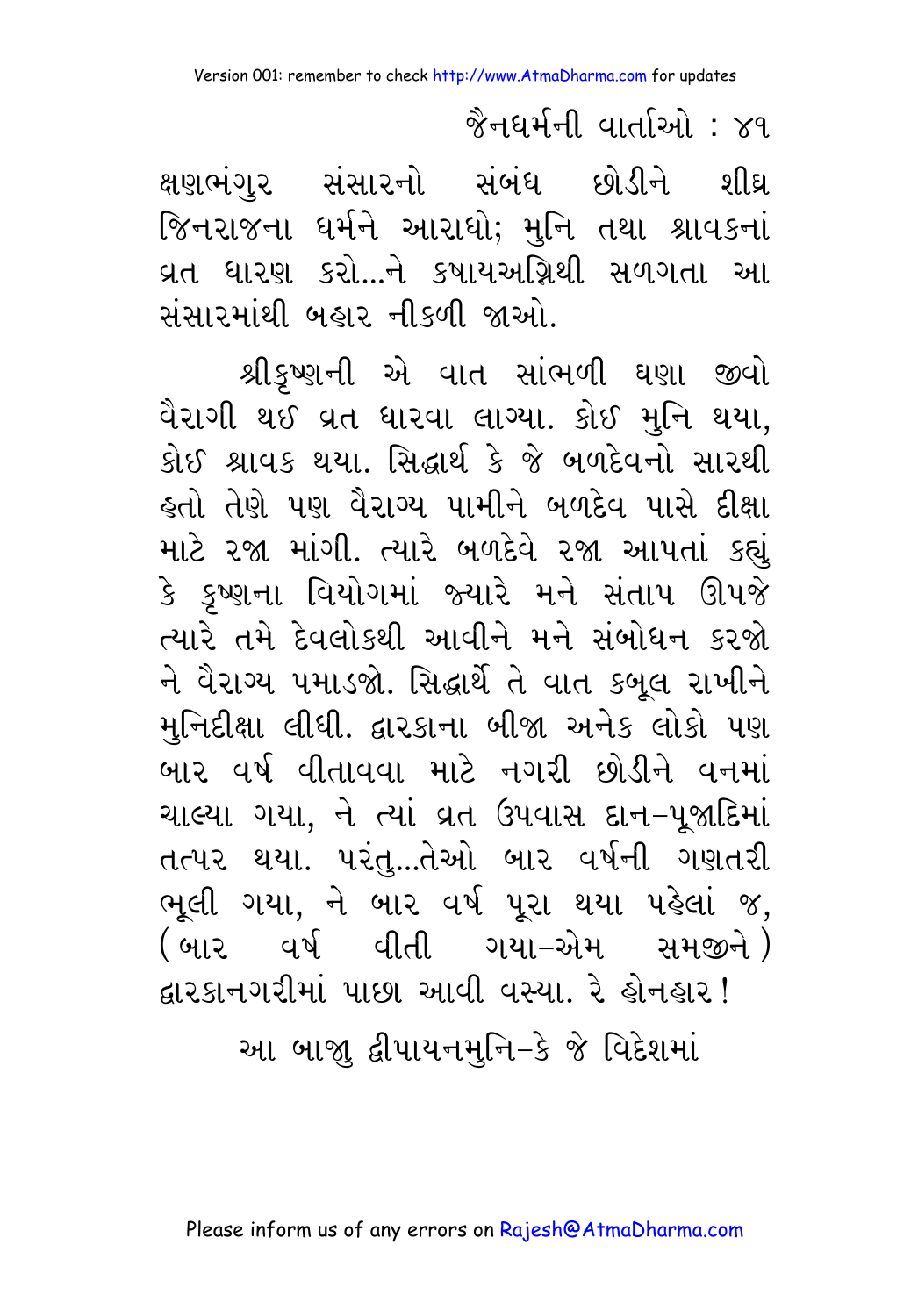ક્ષણભંગુર સંસારનો સંબંધ છોડીને શીઘ્ર જિનરાજના ધર્મને આરાધો; મુનિ તથા શ્રાવકનાં વ્રત ધારણ કરો...ને કષાયઅગ્નિથી સળગતા આ સંસારમાંથી બહાર નીકળી જાઓ.

શ્રીકૃષ્ણની એ વાત સાંભળી ઘણા જીવો વૈરાગી થઈ વ્રત ધારવા લાગ્યા. કોઈ મુનિ થયા, કોઈ શ્રાવક થયા. સિદ્ધાર્થ કે જે બળદેવનો સારથી હતો તેણે પણ વૈરાગ્ય પામીને બળદેવ પાસે દીક્ષા માટે રજા માંગી. ત્યારે બળદેવે રજા આપતાં કહ્યું કે કૃષ્ણના વિયોગમાં જ્યારે મને સંતાપ ઊપજે ત્યારે તમે દેવલોકથી આવીને મને સંબોધન કરજો ને વૈરાગ્ય પમાડજો. સિદ્ધાર્થે તે વાત કબૂલ રાખીને મુનિદીક્ષા લીધી. દ્વારકાના બીજા અનેક લોકો પણ બાર વર્ષ વીતાવવા માટે નગરી છોડીને વનમાં ચાલ્યા ગયા, ને ત્યાં વ્રત ઉપવાસ દાન-પૂજાદિમાં તત્પર થયા. પરંતુ...તેઓ બાર વર્ષની ગણતરી ભૂલી ગયા, ને બાર વર્ષ પૂરા થયા પહેલાં જ, (બાર વર્ષ વીતી ગયા-એમ સમજીને) દ્વારકાનગરીમાં પાછા આવી વસ્યા. રે હોનહાર!

આ બાજુ દ્વીપાયનમુનિ-કે જે વિદેશમાં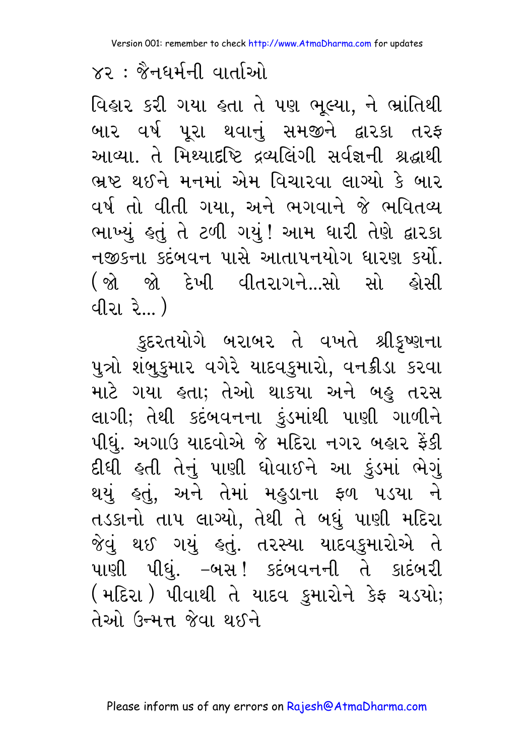વિહાર કરી ગયા હતા તે પણ ભૂલ્યા, ને ભ્રાંતિથી બાર વર્ષ પૂરા થવાનું સમજીને દ્વારકા તરફ આવ્યા. તે મિથ્યાદ્રષ્ટિ દ્રવ્યલિંગી સર્વજ્ઞની શ્રદ્ધાથી ભ્રષ્ટ થઈને મનમાં એમ વિચારવા લાગ્યો કે બાર વર્ષ તો વીતી ગયા, અને ભગવાને જે ભવિતવ્ય ભાખ્યું હતું તે ટળી ગયું! આમ ધારી તેણે દ્વારકા નજીકના કદંબવન પાસે આતાપનયોગ ધારણ કર્યો. (જો જો દેખી વીતરાગને...સો સો હોસી વીરા રે...)

કુદરતયોગે બરાબર તે વખતે શ્રીકૃષ્ણના પુત્રો શંબુકુમાર વગેરે યાદવકુમારો, વનક્રીડા કરવા માટે ગયા હતા; તેઓ થાકયા અને બહુ તરસ લાગી; તેથી કદંબવનના કુંડમાંથી પાણી ગાળીને પીધું. અગાઉ યાદવોએ જે મદિરા નગર બહાર ફેંકી દીધી હતી તેનું પાણી ધોવાઈને આ કુંડમાં ભેગું થયું હતું, અને તેમાં મહુડાના ફળ પડયા ને તડકાનો તાપ લાગ્યો, તેથી તે બધું પાણી મદિરા જેવું થઈ ગયું હતું. તરસ્યા યાદવકુમારોએ તે પાણી પીધું. –બસ! કદંબવનની તે કાદંબરી (મદિરા) પીવાથી તે યાદવ કુમારોને કેફ ચડયો; તેઓ ઉન્મત્ત જેવા થઈને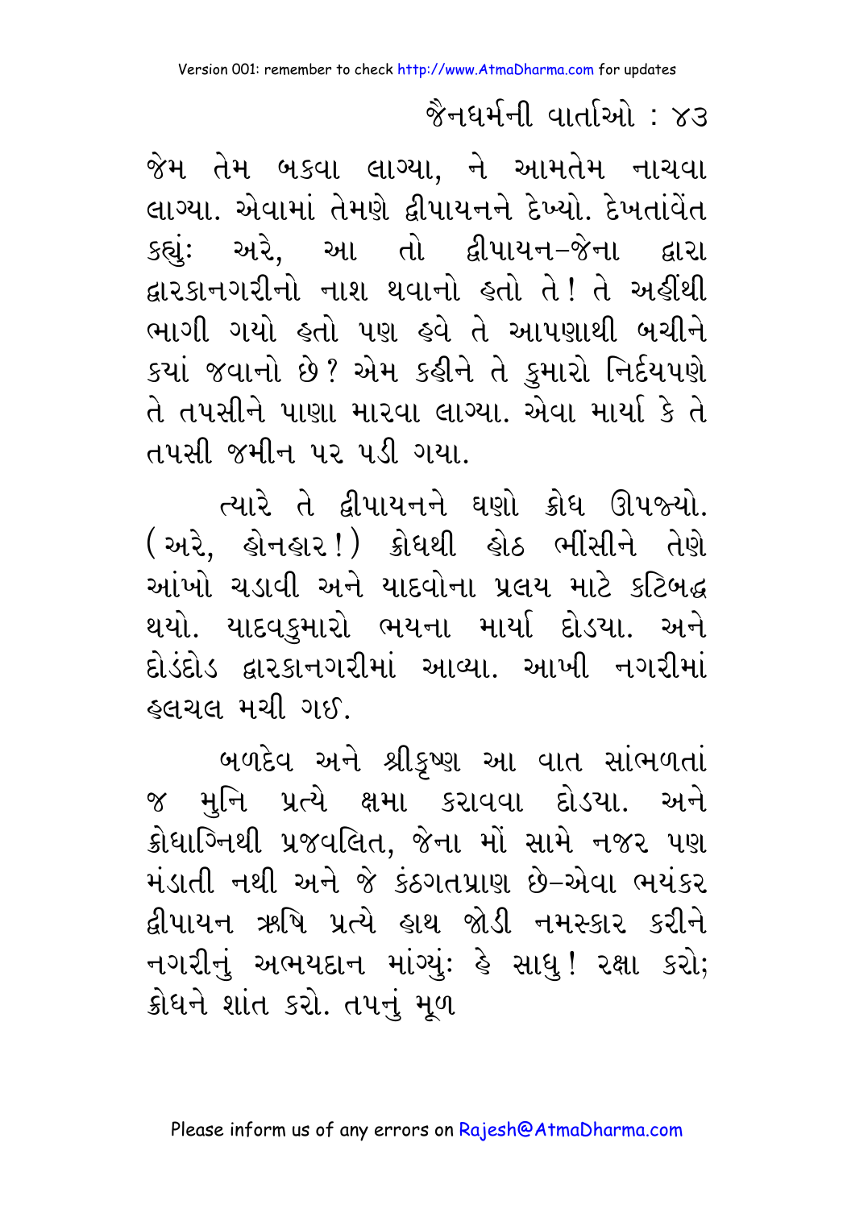જેમ તેમ બકવા લાગ્યા, ને આમતેમ નાચવા લાગ્યા. એવામાં તેમણે દ્વીપાયનને દેખ્યો. દેખતાંવેંત કહ્યું: અરે, આ તો દ્વીપાયન–જેના દ્વારા દ્વારકાનગરીનો નાશ થવાનો હતો તે! તે અહીંથી ભાગી ગયો હતો પણ હવે તે આપણાથી બચીને કયાં જવાનો છે? એમ કહીને તે કુમારો નિર્દયપણે તે તપસીને પાણા મારવા લાગ્યા. એવા માર્યા કે તે તપસી જમીન પર પડી ગયા.

ત્યારે તે દ્વીપાયનને ઘણો ક્રોધ ઊપજ્યો. (અરે, હોનહાર!) ક્રોધથી હોઠ ભીંસીને તેણે આંખો ચડાવી અને યાદવોના પ્રલય માટે કટિબદ્ધ થયો. યાદવકુમારો ભયના માર્યા દોડયા. અને દોડંદોડ દ્વારકાનગરીમાં આવ્યા. આખી નગરીમાં હલચલ મચી ગઈ.

બળદેવ અને શ્રીકૃષ્ણ આ વાત સાંભળતાં જ મુનિ પ્રત્યે ક્ષમા કરાવવા દોડયા. અને ક્રોધાગ્નિથી પ્રજવલિત, જેના મોં સામે નજર પણ મંડાતી નથી અને જે કંઠગતપ્રાણ છે–એવા ભયંકર દ્વીપાયન ઋષિ પ્રત્યે હાથ જોડી નમસ્કાર કરીને નગરીનું અભયદાન માંગ્યું: હે સાધુ! રક્ષા કરો; ક્રોધને શાંત કરો. તપનું મૂળ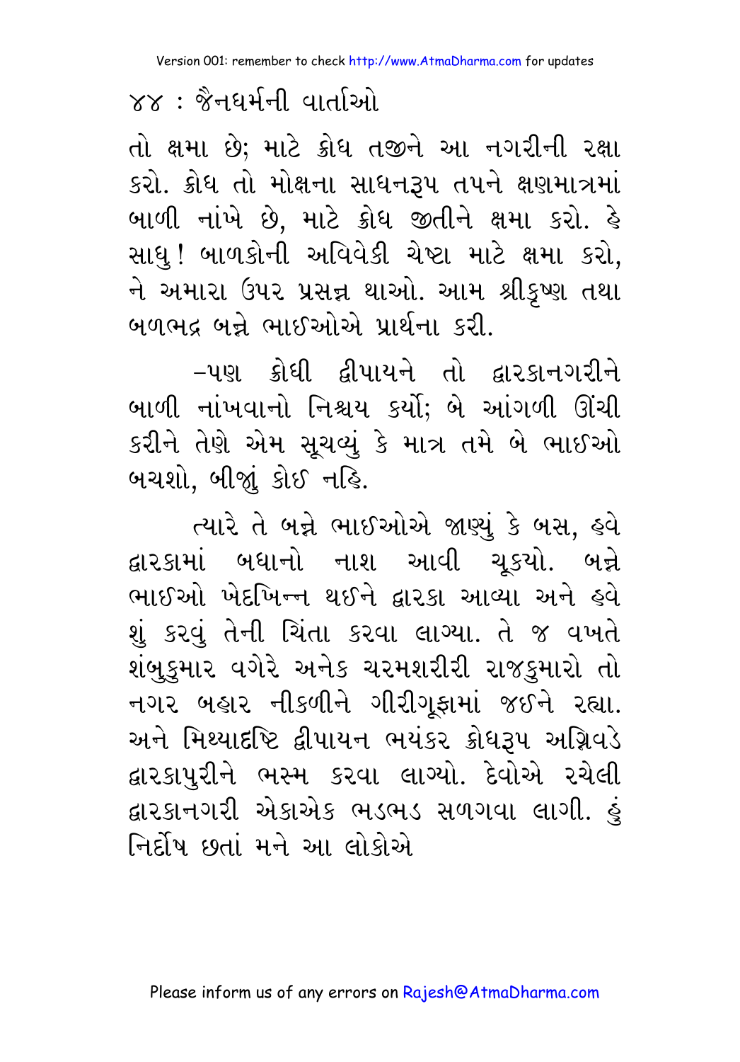તો ક્ષમા છે; માટે ક્રોધ તજીને આ નગરીની રક્ષા કરો. ક્રોધ તો મોક્ષના સાધનરૂપ તપને ક્ષણમાત્રમાં બાળી નાંખે છે, માટે ક્રોધ જીતીને ક્ષમા કરો. હે સાધુ! બાળકોની અવિવેકી ચેષ્ટા માટે ક્ષમા કરો, ને અમારા ઉપર પ્રસન્ન થાઓ. આમ શ્રીકૃષ્ણ તથા બળભદ્ર બન્ને ભાઈઓએ પ્રાર્થના કરી.

–પણ ક્રોધી દ્વીપાયને તો દ્વારકાનગરીને બાળી નાંખવાનો નિશ્ચય કર્યો; બે આંગળી ઊંચી કરીને તેણે એમ સૂચવ્યું કે માત્ર તમે બે ભાઈઓ બચશો, બીજાં કોઈ નહિ.

ત્યારે તે બન્ને ભાઈઓએ જાણ્યું કે બસ, હવે દ્વારકામાં બધાનો નાશ આવી ચૂકયો. બન્ને ભાઈઓ ખેદખિન્ન થઈને દ્વારકા આવ્યા અને હવે શું કરવું તેની ચિંતા કરવા લાગ્યા. તે જ વખતે શંબુકુમાર વગેરે અનેક ચરમશરીરી રાજકુમારો તો નગર બહાર નીકળીને ગીરીગૂફામાં જઈને રહ્યા. અને મિથ્યાદૃષ્ટિ દ્વીપાયન ભયંકર ક્રોધરૂપ અગ્નિવડે દ્વારકાપુરીને ભસ્મ કરવા લાગ્યો. દેવોએ રચેલી દ્વારકાનગરી એકાએક ભડભડ સળગવા લાગી. હું નિર્દોષ છતાં મને આ લોકોએ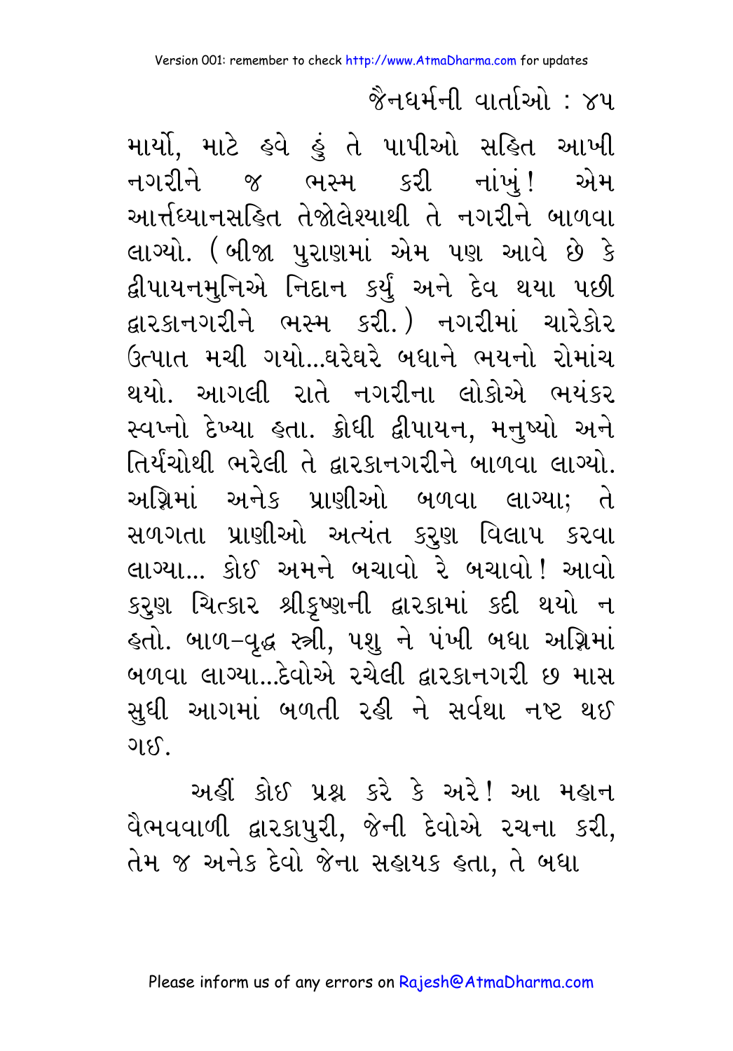માર્યો, માટે હવે હું તે પાપીઓ સહિત આખી નગરીને જ ભસ્મ કરી નાંખું! એમ આર્ત્તધ્યાનસહિત તેજોલેશ્યાથી તે નગરીને બાળવા લાગ્યો. (બીજા પુરાણમાં એમ પણ આવે છે કે દ્વીપાયનમુનિએ નિદાન કર્યું અને દેવ થયા પછી દ્વારકાનગરીને ભસ્મ કરી.) નગરીમાં ચારેકોર ઉત્પાત મચી ગયો...ઘરેઘરે બધાને ભયનો રોમાંચ થયો. આગલી રાતે નગરીના લોકોએ ભયંકર સ્વપ્નો દેખ્યા હતા. ક્રોધી દ્વીપાયન, મનુષ્યો અને તિર્યંચોથી ભરેલી તે દ્વારકાનગરીને બાળવા લાગ્યો. અગ્નિમાં અનેક પ્રાણીઓ બળવા લાગ્યા; તે સળગતા પ્રાણીઓ અત્યંત કરુણ વિલાપ કરવા લાગ્યા... કોઈ અમને બચાવો રે બચાવો! આવો કરુણ ચિત્કાર શ્રીકૃષ્ણની દ્વારકામાં કદી થયો ન હતો. બાળ-વૃદ્ધ સ્ત્રી, પશુ ને પંખી બધા અગ્નિમાં બળવા લાગ્યા...દેવોએ રચેલી દ્વારકાનગરી છ માસ સુધી આગમાં બળતી રહી ને સર્વથા નષ્ટ થઈ ગઈ.

અહીં કોઈ પ્રશ્ન કરે કે અરે! આ મહાન વૈભવવાળી દ્વારકાપુરી, જેની દેવોએ રચના કરી, તેમ જ અનેક દેવો જેના સહાયક હતા, તે બધા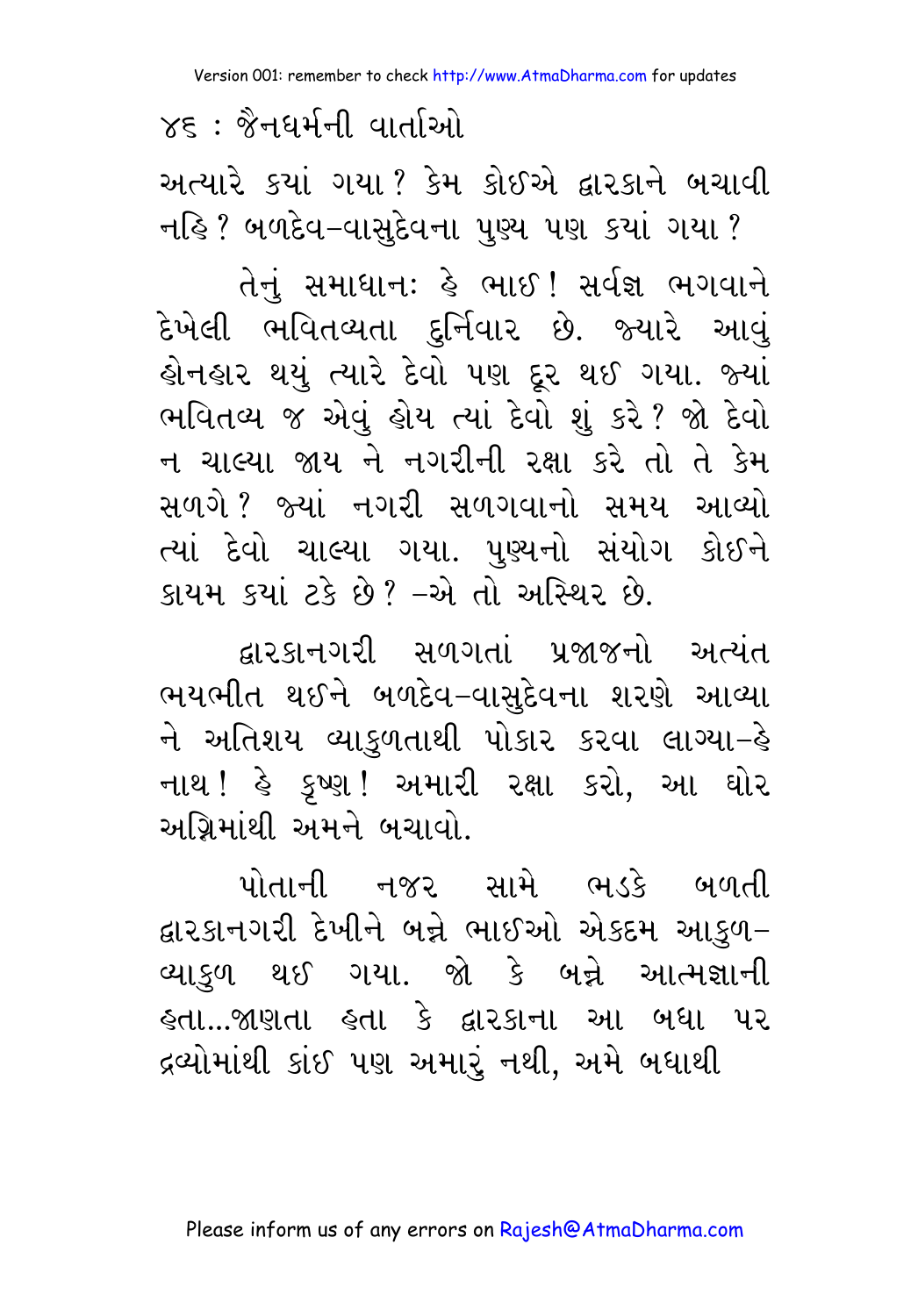અત્યારે ક્યાં ગયા? કેમ કોઈએ દ્વારકાને બચાવી નહિ? બળદેવ-વાસુદેવના પુણ્ય પણ ક્યાં ગયા?

તેનું સમાધાનઃ હે ભાઈ! સર્વજ્ઞ ભગવાને દેખેલી ભવિતવ્યતા દુર્નિવાર છે. જ્યારે આવું હોનહાર થયું ત્યારે દેવો પણ દૂર થઈ ગયા. જ્યાં ભવિતવ્ય જ એવું હોય ત્યાં દેવો શું કરે? જો દેવો ન ચાલ્યા જાય ને નગરીની રક્ષા કરે તો તે કેમ સળગે? જ્યાં નગરી સળગવાનો સમય આવ્યો ત્યાં દેવો ચાલ્યા ગયા. પુણ્યનો સંયોગ કોઈને કાયમ ક્યાં ટકે છે? -એ તો અસ્થિર છે.

દ્વારકાનગરી સળગતાં પ્રજાજનો અત્યંત ભયભીત થઈને બળદેવ-વાસુદેવના શરણે આવ્યા ને અતિશય વ્યાકુળતાથી પોકાર કરવા લાગ્યા-હે નાથ! હે કૃષ્ણ! અમારી રક્ષા કરો, આ ઘોર અગ્નિમાંથી અમને બચાવો.

પોતાની નજર સામે ભડકે બળતી દ્વારકાનગરી દેખીને બન્ને ભાઈઓ એકદમ આકુળ-વ્યાકુળ થઈ ગયા. જો કે બન્ને આત્મજ્ઞાની હતા...જાણતા હતા કે દ્વારકાના આ બધા પર દ્રવ્યોમાંથી કાંઈ પણ અમારું નથી, અમે બધાથી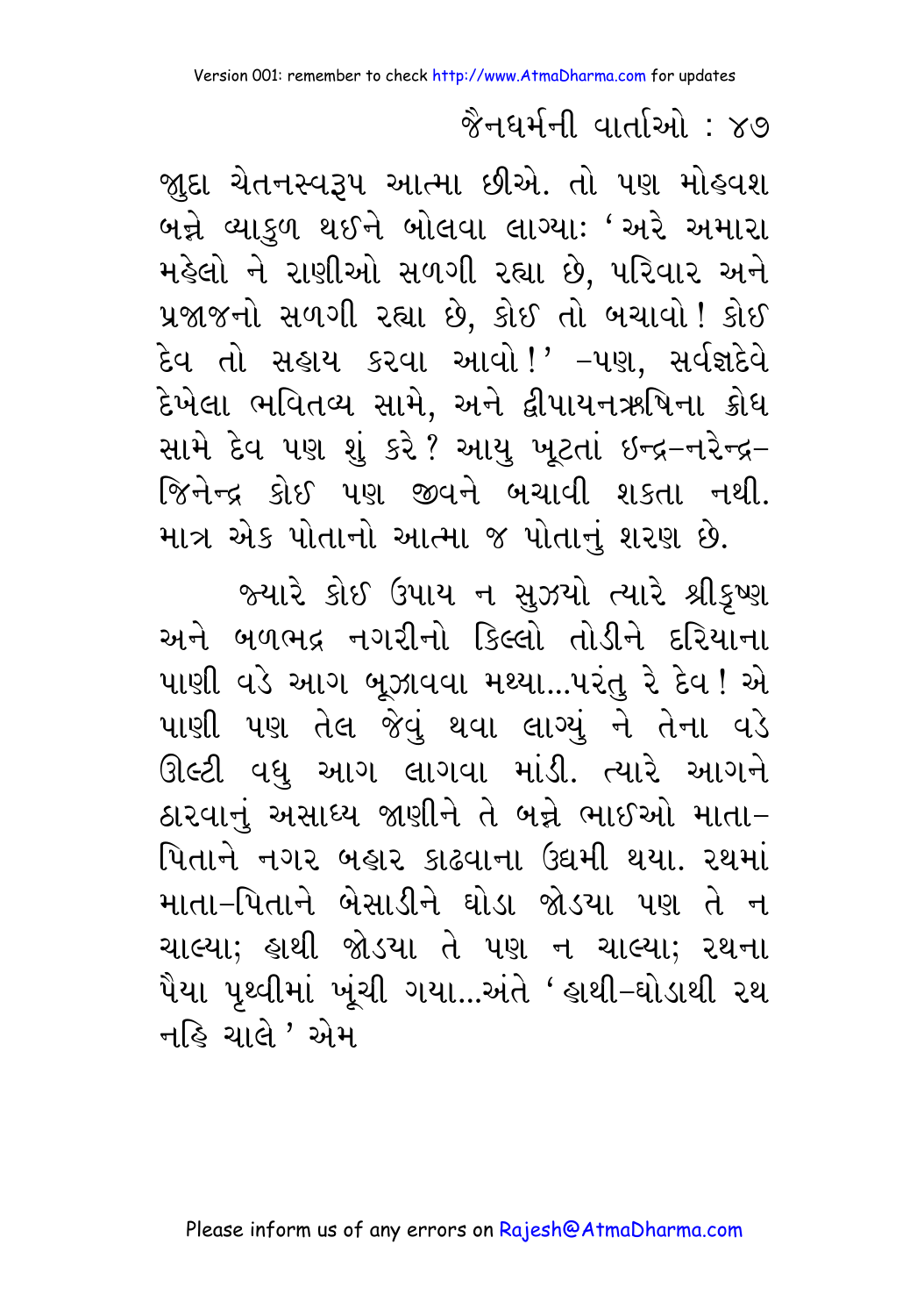જુદા ચેતનસ્વરૂપ આત્મા છીએ. તો પણ મોહવશ બન્ને વ્યાકુળ થઈને બોલવા લાગ્યાઃ 'અરે અમારા મહેલો ને રાણીઓ સળગી રહ્યા છે, પરિવાર અને પ્રજાજનો સળગી રહ્યા છે, કોઈ તો બચાવો! કોઈ દેવ તો સહાય કરવા આવો!' -પણ, સર્વજ્ઞદેવે દેખેલા ભવિતવ્ય સામે, અને દ્વીપાયનઋષિના ક્રોધ સામે દેવ પણ શું કરે? આયુ ખૂટતાં ઇન્દ્ર-નરેન્દ્ર-જિનેન્દ્ર કોઈ પણ જીવને બચાવી શકતા નથી. માત્ર એક પોતાનો આત્મા જ પોતાનું શરણ છે.

જ્યારે કોઈ ઉપાય ન સુઝયો ત્યારે શ્રીકૃષ્ણ અને બળભદ્ર નગરીનો કિલ્લો તોડીને દરિયાના પાણી વડે આગ બૂઝાવવા મથ્યા...પરંતુ રે દેવ! એ પાણી પણ તેલ જેવું થવા લાગ્યું ને તેના વડે ઊલ્ટી વધુ આગ લાગવા માંડી. ત્યારે આગને ઠારવાનું અસાધ્ય જાણીને તે બન્ને ભાઈઓ માતા-પિતાને નગર બહાર કાઢવાના ઉદ્યમી થયા. રથમાં માતા-પિતાને બેસાડીને ઘોડા જોડયા પણ તે ન ચાલ્યા; હાથી જોડયા તે પણ ન ચાલ્યા; રથના પૈયા પૃથ્વીમાં ખૂંચી ગયા...અંતે 'હાથી-ઘોડાથી રથ નહિ ચાલે' એમ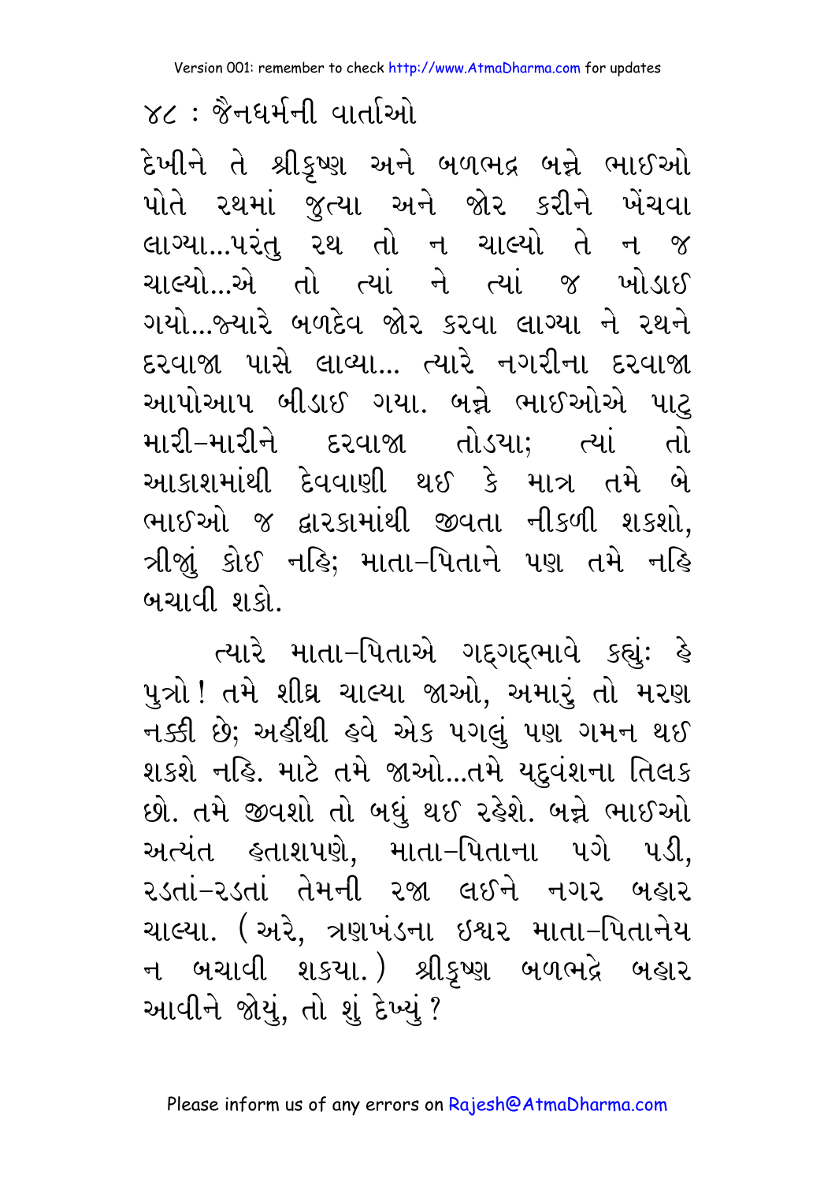દેખીને તે શ્રીકૃષ્ણ અને બળભદ્ર બન્ને ભાઈઓ પોતે રથમાં જુત્યા અને જોર કરીને ખેંચવા લાગ્યા...પરંતુ રથ તો ન ચાલ્યો તે ન જ ચાલ્યો...એ તો ત્યાં ને ત્યાં જ ખોડાઈ ગયો...જ્યારે બળદેવ જોર કરવા લાગ્યા ને રથને દરવાજા પાસે લાવ્યા... ત્યારે નગરીના દરવાજા આપોઆપ બીડાઈ ગયા. બન્ને ભાઈઓએ પાટુ મારી-મારીને દરવાજા તોડયા; ત્યાં તો આકાશમાંથી દેવવાણી થઈ કે માત્ર તમે બે ભાઈઓ જ દ્વારકામાંથી જીવતા નીકળી શકશો, ત્રીજું કોઈ નહિ; માતા-પિતાને પણ તમે નહિ બચાવી શકો.

ત્યારે માતા-પિતાએ ગદ્‌ગદ્‌ભાવે કહ્યું: હે પુત્રો! તમે શીઘ્ર ચાલ્યા જાઓ, અમારું તો મરણ નક્કી છે; અહીંથી હવે એક પગલું પણ ગમન થઈ શકશે નહિ. માટે તમે જાઓ...તમે યદુવંશના તિલક છો. તમે જીવશો તો બધું થઈ રહેશે. બન્ને ભાઈઓ અત્યંત હતાશપણે, માતા-પિતાના પગે પડી, રડતાં-રડતાં તેમની રજા લઈને નગર બહાર ચાલ્યા. (અરે, ત્રણખંડના ઈશ્વર માતા-પિતાનેય ન બચાવી શક્યા.) શ્રીકૃષ્ણ બળભદ્રે બહાર આવીને જોયું, તો શું દેખ્યું?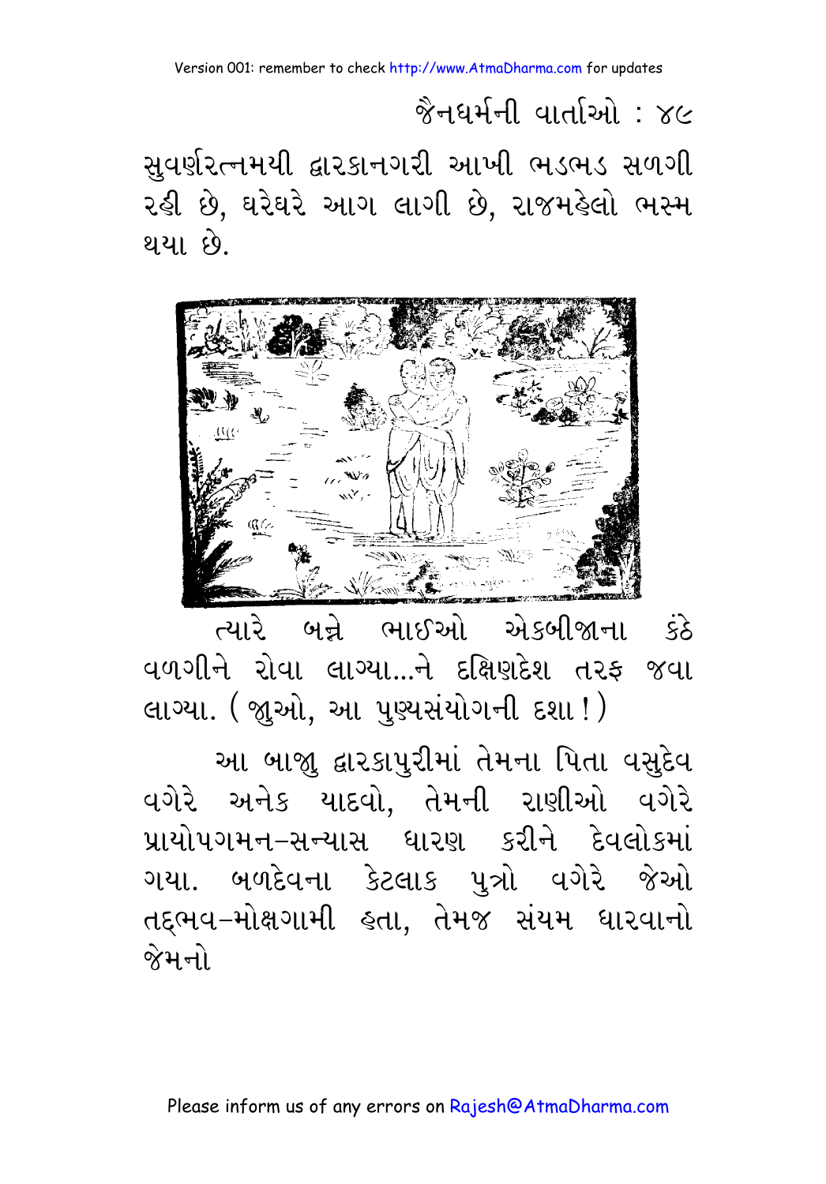સુવર્ણરત્નમયી દ્વારકાનગરી આખી ભડભડ સળગી રહી છે, ઘરેઘરે આગ લાગી છે, રાજમહેલો ભસ્મ થયા છે.

ત્યારે બન્ને ભાઈઓ એકબીજાના કંઠે વળગીને રોવા લાગ્યા...ને દક્ષિણદેશ તરફ જવા લાગ્યા. ( જુઓ, આ પુણ્યસંયોગની દશા ! )

આ બાજુ દ્વારકાપુરીમાં તેમના પિતા વસુદેવ વગેરે અનેક યાદવો, તેમની રાણીઓ વગેરે પ્રાયોપગમન–સન્યાસ ધારણ કરીને દેવલોકમાં ગયા. બળદેવના કેટલાક પુત્રો વગેરે જેઓ તદ્ભવ–મોક્ષગામી હતા, તેમજ સંયમ ધારવાનો જેમનો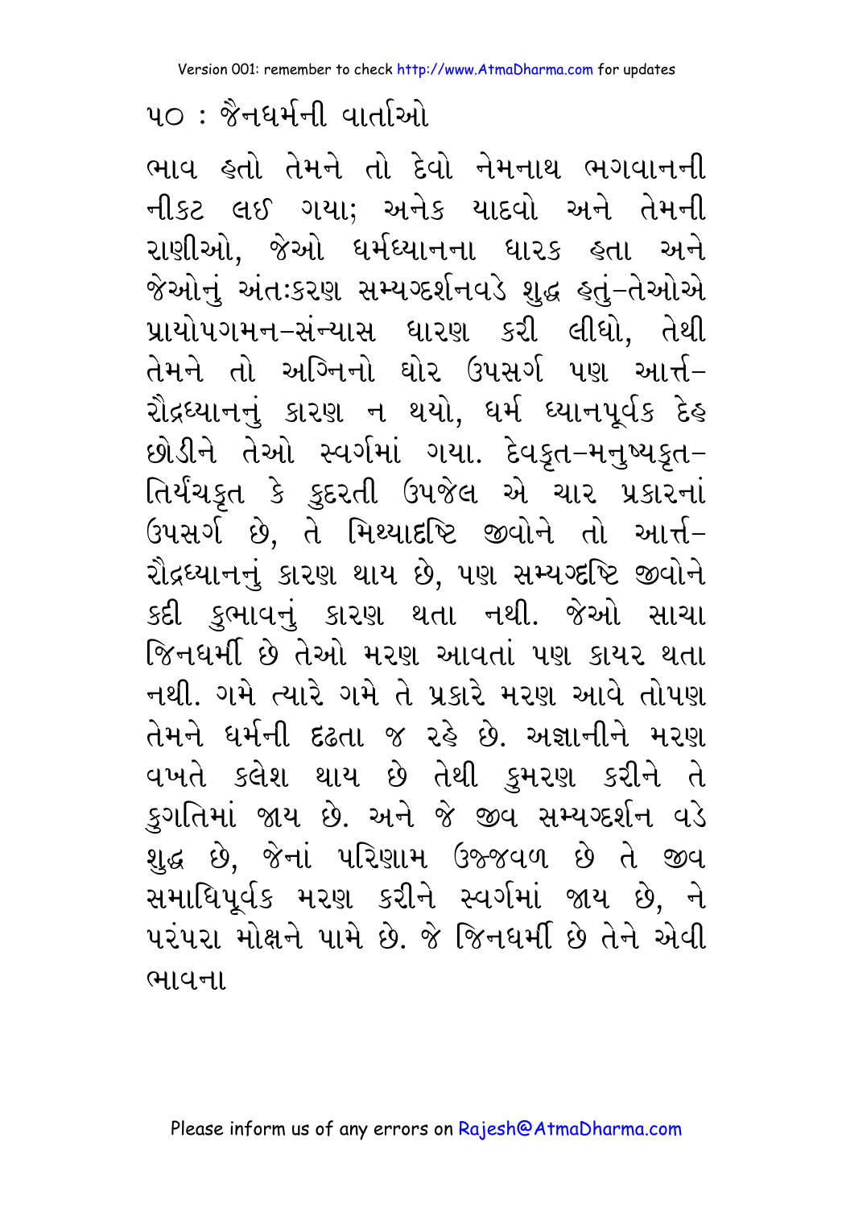ભાવ હતો તેમને તો દેવો નેમનાથ ભગવાનની નીકટ લઈ ગયા; અનેક યાદવો અને તેમની રાણીઓ, જેઓ ધર્મધ્યાનના ધારક હતા અને જેઓનું અંતઃકરણ સમ્યગ્દર્શનવડે શુદ્ધ હતું–તેઓએ પ્રાયોપગમન–સંન્યાસ ધારણ કરી લીધો, તેથી તેમને તો અગ્નિનો ઘોર ઉપસર્ગ પણ આર્ત્ત–રૌદ્રધ્યાનનું કારણ ન થયો, ધર્મ ધ્યાનપૂર્વક દેહ છોડીને તેઓ સ્વર્ગમાં ગયા. દેવકૃત–મનુષ્યકૃત–તિર્યંચકૃત કે કુદરતી ઉપજેલ એ ચાર પ્રકારનાં ઉપસર્ગ છે, તે મિથ્યાદ્રષ્ટિ જીવોને તો આર્ત્ત–રૌદ્રધ્યાનનું કારણ થાય છે, પણ સમ્યગ્દ્રષ્ટિ જીવોને કદી કુભાવનું કારણ થતા નથી. જેઓ સાચા જિનધર્મી છે તેઓ મરણ આવતાં પણ કાયર થતા નથી. ગમે ત્યારે ગમે તે પ્રકારે મરણ આવે તોપણ તેમને ધર્મની દ્રઢતા જ રહે છે. અજ્ઞાનીને મરણ વખતે ક્લેશ થાય છે તેથી કુમરણ કરીને તે કુગતિમાં જાય છે. અને જે જીવ સમ્યગ્દર્શન વડે શુદ્ધ છે, જેનાં પરિણામ ઉજ્જવળ છે તે જીવ સમાધિપૂર્વક મરણ કરીને સ્વર્ગમાં જાય છે, ને પરંપરા મોક્ષને પામે છે. જે જિનધર્મી છે તેને એવી ભાવના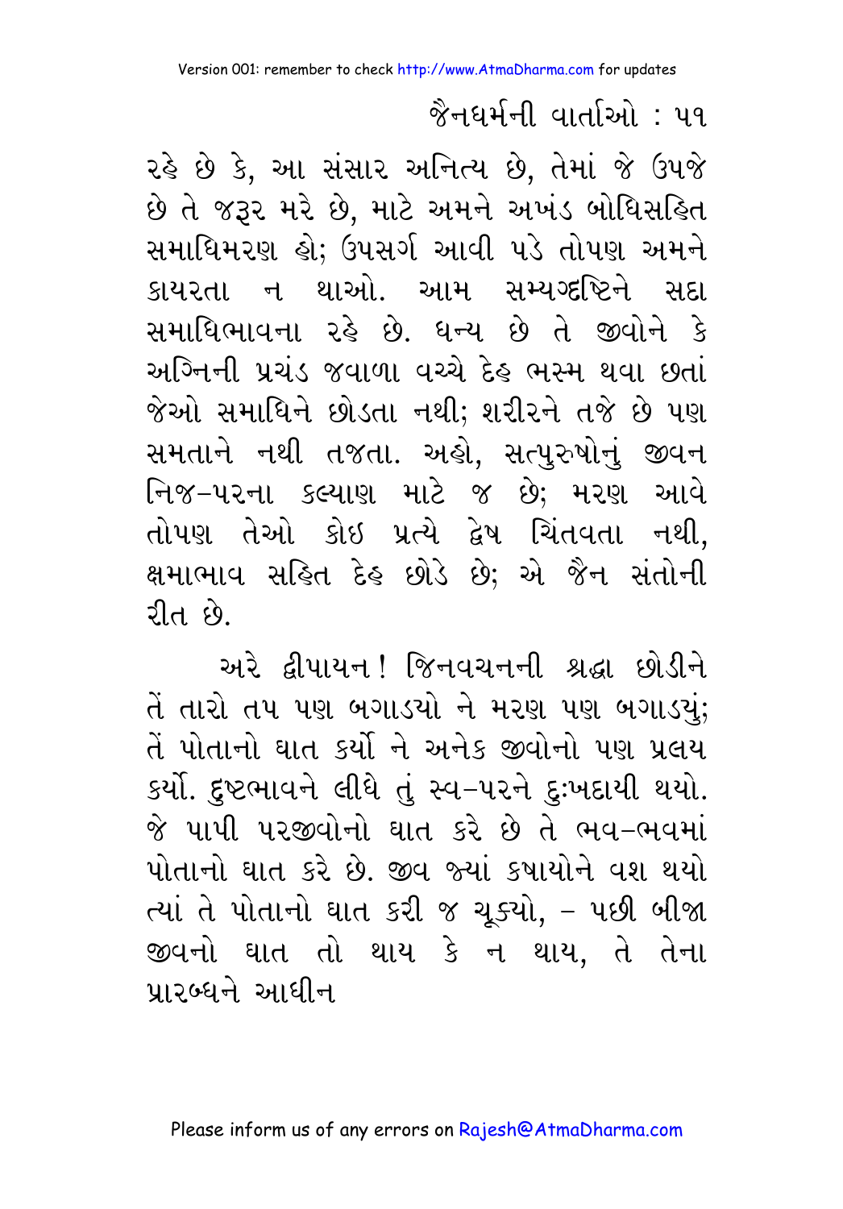રહે છે કે, આ સંસાર અનિત્ય છે, તેમાં જે ઉપજે છે તે જરૂર મરે છે, માટે અમને અખંડ બોધિસહિત સમાધિમરણ હો; ઉપસર્ગ આવી પડે તોપણ અમને કાયરતા ન થાઓ. આમ સમ્યગ્દ્રષ્ટિને સદા સમાધિભાવના રહે છે. ધન્ય છે તે જીવોને કે અગ્નિની પ્રચંડ જવાળા વચ્ચે દેહ ભસ્મ થવા છતાં જેઓ સમાધિને છોડતા નથી; શરીરને તજે છે પણ સમતાને નથી તજતા. અહો, સત્પુરુષોનું જીવન નિજ-પરના કલ્યાણ માટે જ છે; મરણ આવે તોપણ તેઓ કોઇ પ્રત્યે દ્વેષ ચિંતવતા નથી, ક્ષમાભાવ સહિત દેહ છોડે છે; એ જૈન સંતોની રીત છે.

અરે દ્વીપાયન! જિનવચનની શ્રદ્ધા છોડીને તેં તારો તપ પણ બગાડયો ને મરણ પણ બગાડયું; તેં પોતાનો ઘાત કર્યો ને અનેક જીવોનો પણ પ્રલય કર્યો. દુષ્ટભાવને લીધે તું સ્વ-પરને દુઃખદાયી થયો. જે પાપી પરજીવોનો ઘાત કરે છે તે ભવ-ભવમાં પોતાનો ઘાત કરે છે. જીવ જ્યાં કષાયોને વશ થયો ત્યાં તે પોતાનો ઘાત કરી જ ચૂક્યો, - પછી બીજા જીવનો ઘાત તો થાય કે ન થાય, તે તેના પ્રારબ્ધને આધીન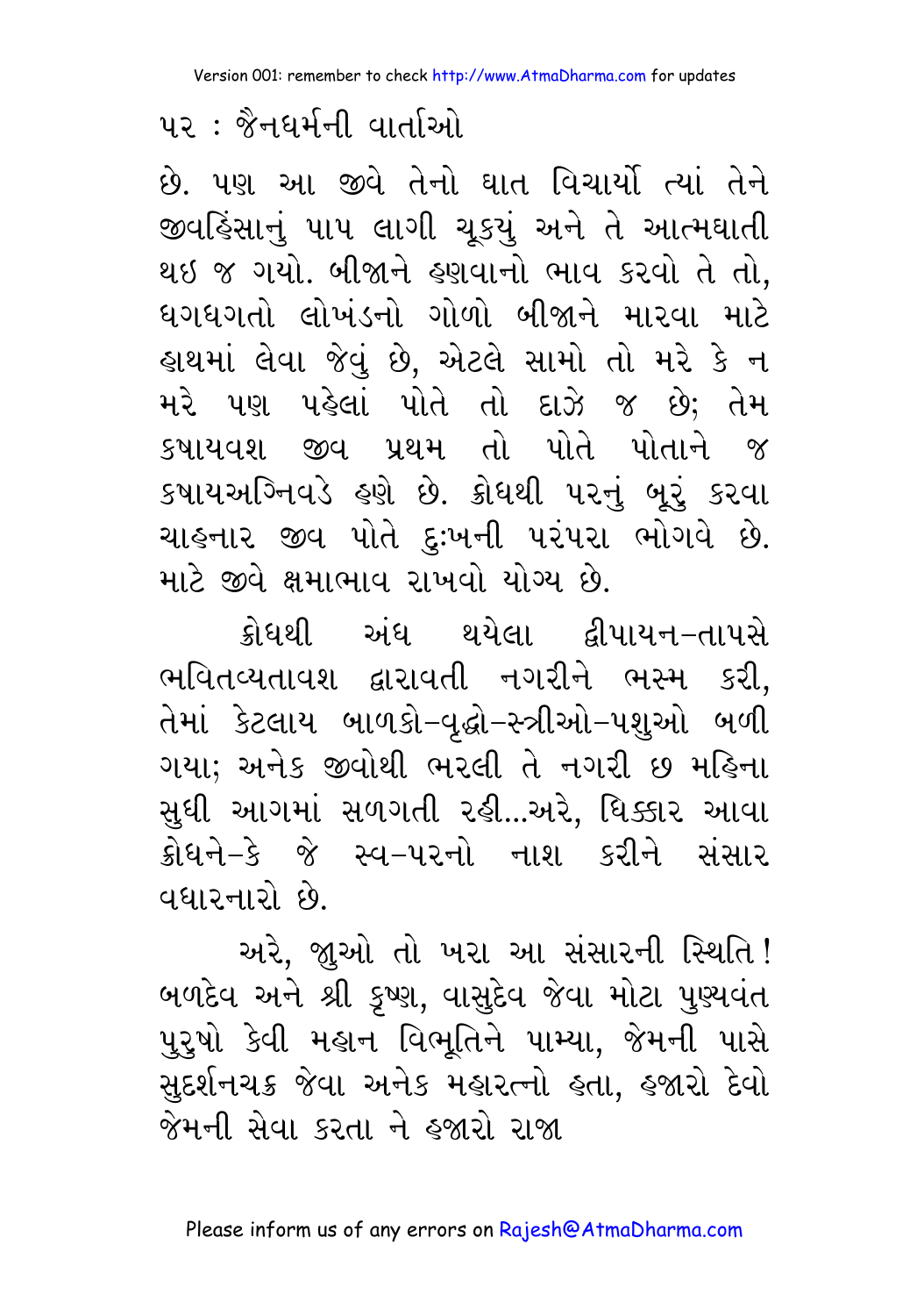છે. પણ આ જીવે તેનો ઘાત વિચાર્યો ત્યાં તેને જીવહિંસાનું પાપ લાગી ચૂકયું અને તે આત્મઘાતી થઇ જ ગયો. બીજાને હણવાનો ભાવ કરવો તે તો, ધગધગતો લોખંડનો ગોળો બીજાને મારવા માટે હાથમાં લેવા જેવું છે, એટલે સામો તો મરે કે ન મરે પણ પહેલાં પોતે તો દાઝે જ છે; તેમ કષાયવશ જીવ પ્રથમ તો પોતે પોતાને જ કષાયઅગ્નિવડે હણે છે. ક્રોધથી પરનું બૂરું કરવા ચાહનાર જીવ પોતે દુઃખની પરંપરા ભોગવે છે. માટે જીવે ક્ષમાભાવ રાખવો યોગ્ય છે.

ક્રોધથી અંધ થયેલા દ્વીપાયન-તાપસે ભવિતવ્યતાવશ દ્વારાવતી નગરીને ભસ્મ કરી, તેમાં કેટલાય બાળકો-વૃદ્ધો-સ્ત્રીઓ-પશુઓ બળી ગયા; અનેક જીવોથી ભરેલી તે નગરી છ મહિના સુધી આગમાં સળગતી રહી...અરે, ધિક્કાર આવા ક્રોધને-કે જે સ્વ-પરનો નાશ કરીને સંસાર વધારનારો છે.

અરે, જુઓ તો ખરા આ સંસારની સ્થિતિ! બળદેવ અને શ્રી કૃષ્ણ, વાસુદેવ જેવા મોટા પુણ્યવંત પુરુષો કેવી મહાન વિભૂતિને પામ્યા, જેમની પાસે સુદર્શનચક્ર જેવા અનેક મહારત્નો હતા, હજારો દેવો જેમની સેવા કરતા ને હજારો રાજા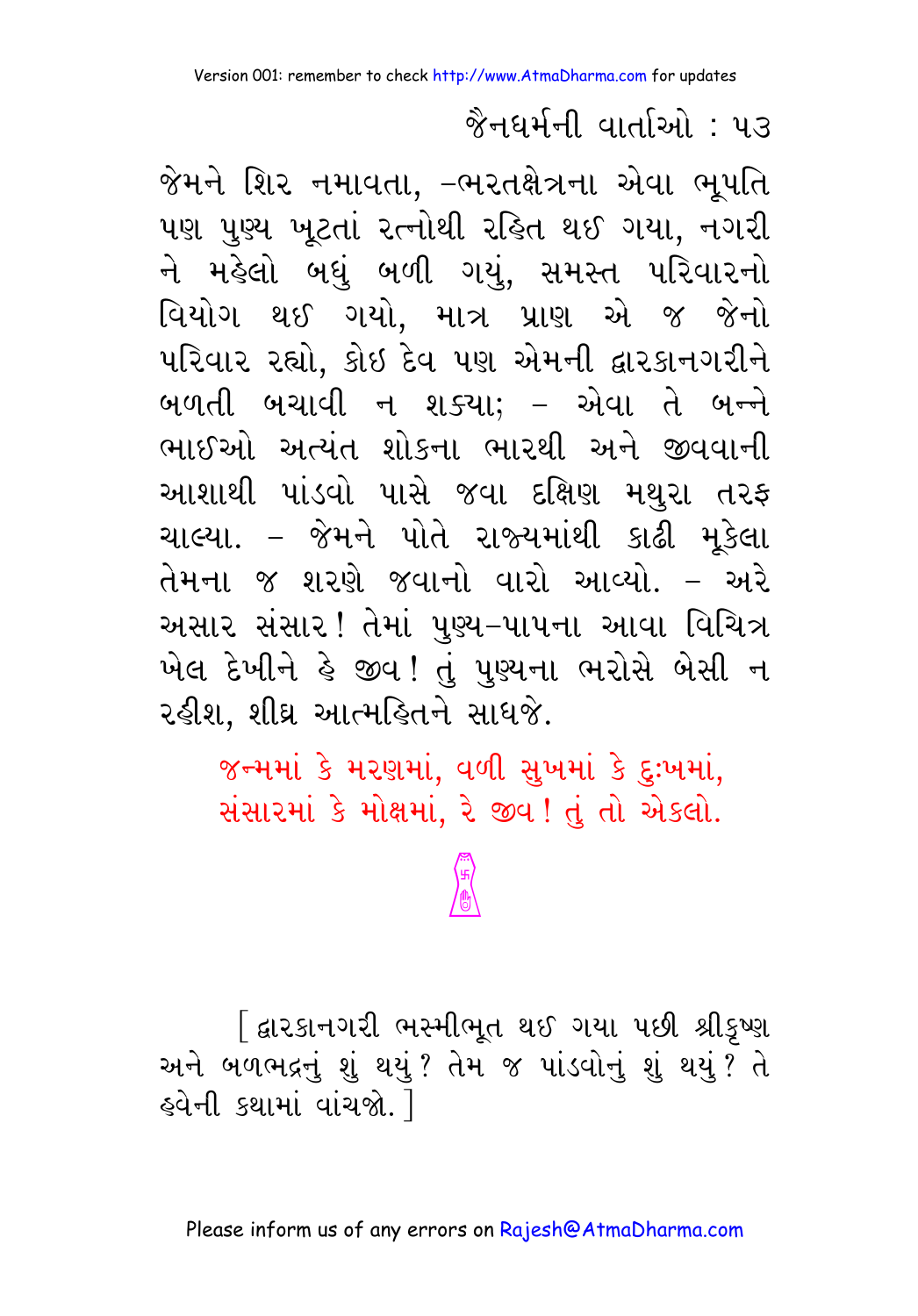જેમને શિર નમાવતા, -ભરતક્ષેત્રના એવા ભૂપતિ પણ પુણ્ય ખૂટતાં રત્નોથી રહિત થઈ ગયા, નગરી ને મહેલો બધું બળી ગયું, સમસ્ત પરિવારનો વિયોગ થઈ ગયો, માત્ર પ્રાણ એ જ જેનો પરિવાર રહ્યો, કોઇ દેવ પણ એમની દ્વારકાનગરીને બળતી બચાવી ન શક્યા; - એવા તે બન્ને ભાઈઓ અત્યંત શોકના ભારથી અને જીવવાની આશાથી પાંડવો પાસે જવા દક્ષિણ મથુરા તરફ ચાલ્યા. - જેમને પોતે રાજ્યમાંથી કાઢી મૂકેલા તેમના જ શરણે જવાનો વારો આવ્યો. - અરે અસાર સંસાર! તેમાં પુણ્ય-પાપના આવા વિચિત્ર ખેલ દેખીને હે જીવ! તું પુણ્યના ભરોસે બેસી ન રહીશ, શીઘ્ર આત્મહિતને સાધજે.

જન્મમાં કે મરણમાં, વળી સુખમાં કે દુઃખમાં,
સંસારમાં કે મોક્ષમાં, રે જીવ! તું તો એકલો.

[ દ્વારકાનગરી ભસ્મીભૂત થઈ ગયા પછી શ્રીકૃષ્ણ અને બળભદ્રનું શું થયું? તેમ જ પાંડવોનું શું થયું? તે હવેની કથામાં વાંચજો. ]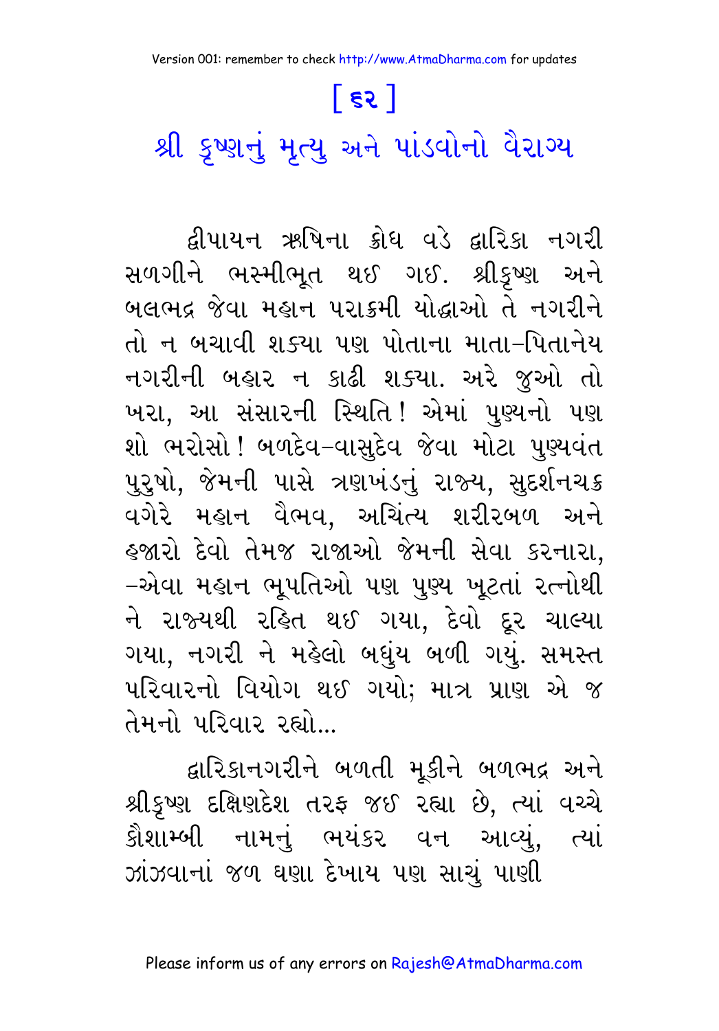# [ ૬૨ ]

## શ્રી કૃષ્ણનું મૃત્યુ અને પાંડવોનો વૈરાગ્ય

દ્વીપાયન ઋષિના ક્રોધ વડે દ્વારિકા નગરી સળગીને ભસ્મીભૂત થઈ ગઈ. શ્રીકૃષ્ણ અને બલભદ્ર જેવા મહાન પરાક્રમી યોદ્ધાઓ તે નગરીને તો ન બચાવી શક્યા પણ પોતાના માતા-પિતાનેય નગરીની બહાર ન કાઢી શક્યા. અરે જુઓ તો ખરા, આ સંસારની સ્થિતિ! એમાં પુણ્યનો પણ શો ભરોસો! બળદેવ-વાસુદેવ જેવા મોટા પુણ્યવંત પુરુષો, જેમની પાસે ત્રણખંડનું રાજ્ય, સુદર્શનચક્ર વગેરે મહાન વૈભવ, અચિંત્ય શરીરબળ અને હજારો દેવો તેમજ રાજાઓ જેમની સેવા કરનારા, -એવા મહાન ભૂપતિઓ પણ પુણ્ય ખૂટતાં રત્નોથી ને રાજ્યથી રહિત થઈ ગયા, દેવો દૂર ચાલ્યા ગયા, નગરી ને મહેલો બધુંય બળી ગયું. સમસ્ત પરિવારનો વિયોગ થઈ ગયો; માત્ર પ્રાણ એ જ તેમનો પરિવાર રહ્યો...

દ્વારિકાનગરીને બળતી મૂકીને બળભદ્ર અને શ્રીકૃષ્ણ દક્ષિણદેશ તરફ જઈ રહ્યા છે, ત્યાં વચ્ચે કૌશામ્બી નામનું ભયંકર વન આવ્યું, ત્યાં ઝાંઝવાનાં જળ ઘણા દેખાય પણ સાચું પાણી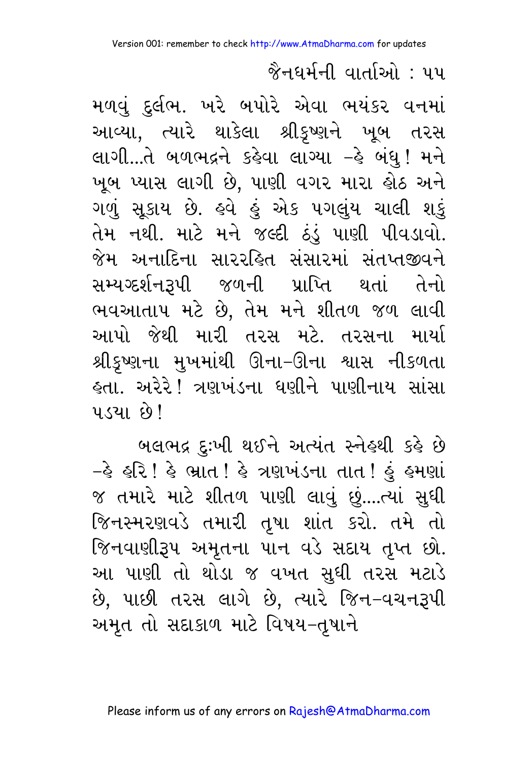મળવું દુર્લભ. ખરે બપોરે એવા ભયંકર વનમાં આવ્યા, ત્યારે થાકેલા શ્રીકૃષ્ણને ખૂબ તરસ લાગી...તે બળભદ્રને કહેવા લાગ્યા –હે બંધુ! મને ખૂબ પ્યાસ લાગી છે, પાણી વગર મારા હોઠ અને ગળું સૂકાય છે. હવે હું એક પગલુંય ચાલી શકું તેમ નથી. માટે મને જલ્દી ઠંડું પાણી પીવડાવો. જેમ અનાદિના સારરહિત સંસારમાં સંતપ્તજીવને સમ્યગ્દર્શનરૂપી જળની પ્રાપ્તિ થતાં તેનો ભવઆતાપ મટે છે, તેમ મને શીતળ જળ લાવી આપો જેથી મારી તરસ મટે. તરસના માર્યા શ્રીકૃષ્ણના મુખમાંથી ઊના-ઊના શ્વાસ નીકળતા હતા. અરેરે! ત્રણખંડના ધણીને પાણીનાય સાંસા પડ્યા છે!

બલભદ્ર દુઃખી થઈને અત્યંત સ્નેહથી કહે છે –હે હરિ! હે ભ્રાત! હે ત્રણખંડના તાત! હું હમણાં જ તમારે માટે શીતળ પાણી લાવું છું....ત્યાં સુધી જિનસ્મરણવડે તમારી તૃષા શાંત કરો. તમે તો જિનવાણીરૂપ અમૃતના પાન વડે સદાય તૃપ્ત છો. આ પાણી તો થોડા જ વખત સુધી તરસ મટાડે છે, પાછી તરસ લાગે છે, ત્યારે જિન-વચનરૂપી અમૃત તો સદાકાળ માટે વિષય-તૃષાને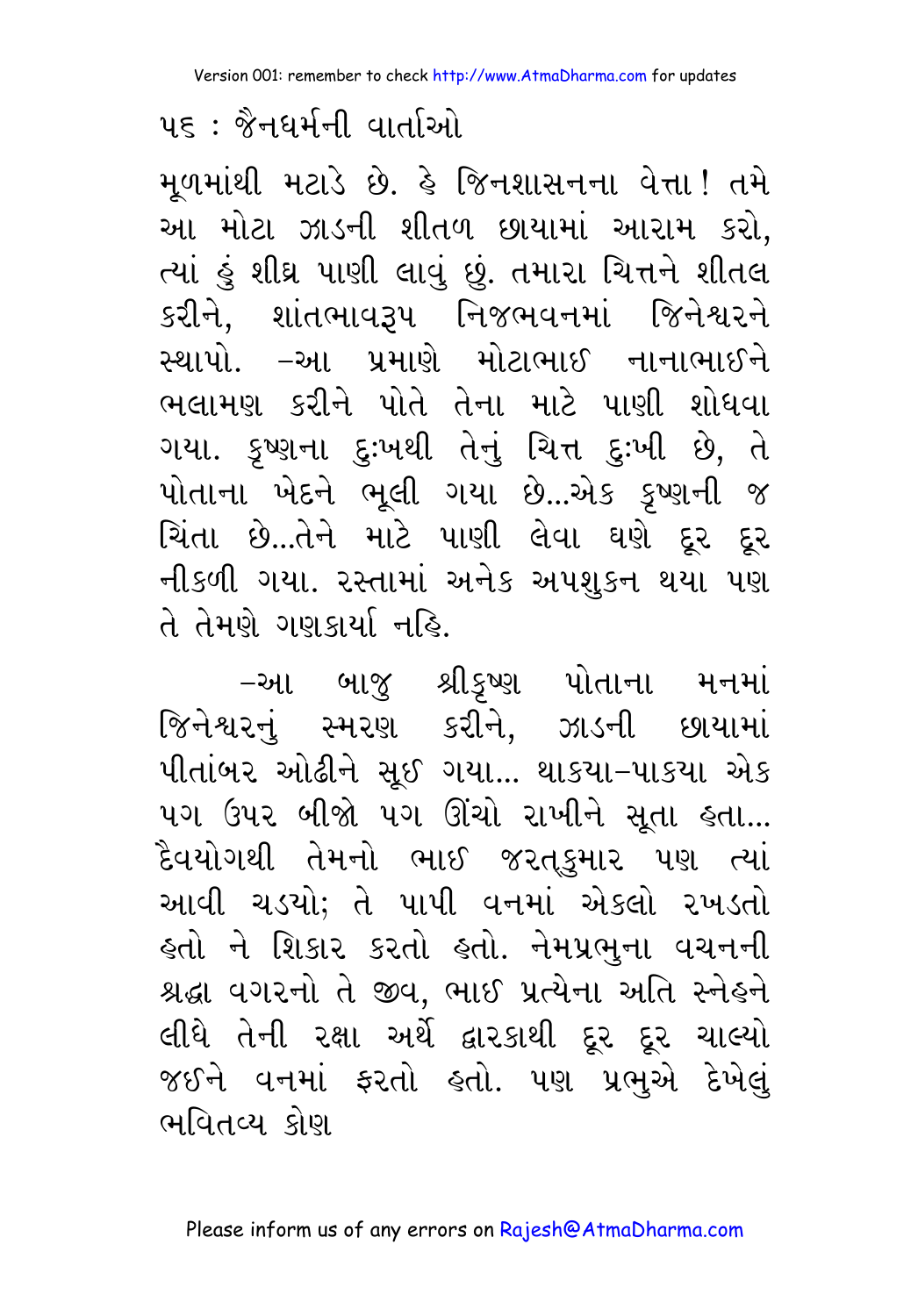મૂળમાંથી મટાડે છે. હે જિનશાસનના વેત્તા! તમે આ મોટા ઝાડની શીતળ છાયામાં આરામ કરો, ત્યાં હું શીઘ્ર પાણી લાવું છું. તમારા ચિત્તને શીતલ કરીને, શાંતભાવરૂપ નિજભવનમાં જિનેશ્વરને સ્થાપો. –આ પ્રમાણે મોટાભાઈ નાનાભાઈને ભલામણ કરીને પોતે તેના માટે પાણી શોધવા ગયા. કૃષ્ણના દુઃખથી તેનું ચિત્ત દુઃખી છે, તે પોતાના ખેદને ભૂલી ગયા છે...એક કૃષ્ણની જ ચિંતા છે...તેને માટે પાણી લેવા ઘણે દૂર દૂર નીકળી ગયા. રસ્તામાં અનેક અપશુકન થયા પણ તે તેમણે ગણકાર્યા નહિ.

–આ બાજુ શ્રીકૃષ્ણ પોતાના મનમાં જિનેશ્વરનું સ્મરણ કરીને, ઝાડની છાયામાં પીતાંબર ઓઢીને સૂઈ ગયા... થાકયા–પાકયા એક પગ ઉપર બીજો પગ ઊંચો રાખીને સૂતા હતા... દૈવયોગથી તેમનો ભાઈ જરત્કુમાર પણ ત્યાં આવી ચડયો; તે પાપી વનમાં એકલો રખડતો હતો ને શિકાર કરતો હતો. નેમપ્રભુના વચનની શ્રદ્ધા વગરનો તે જીવ, ભાઈ પ્રત્યેના અતિ સ્નેહને લીધે તેની રક્ષા અર્થે દ્વારકાથી દૂર દૂર ચાલ્યો જઈને વનમાં ફરતો હતો. પણ પ્રભુએ દેખેલું ભવિતવ્ય કોણ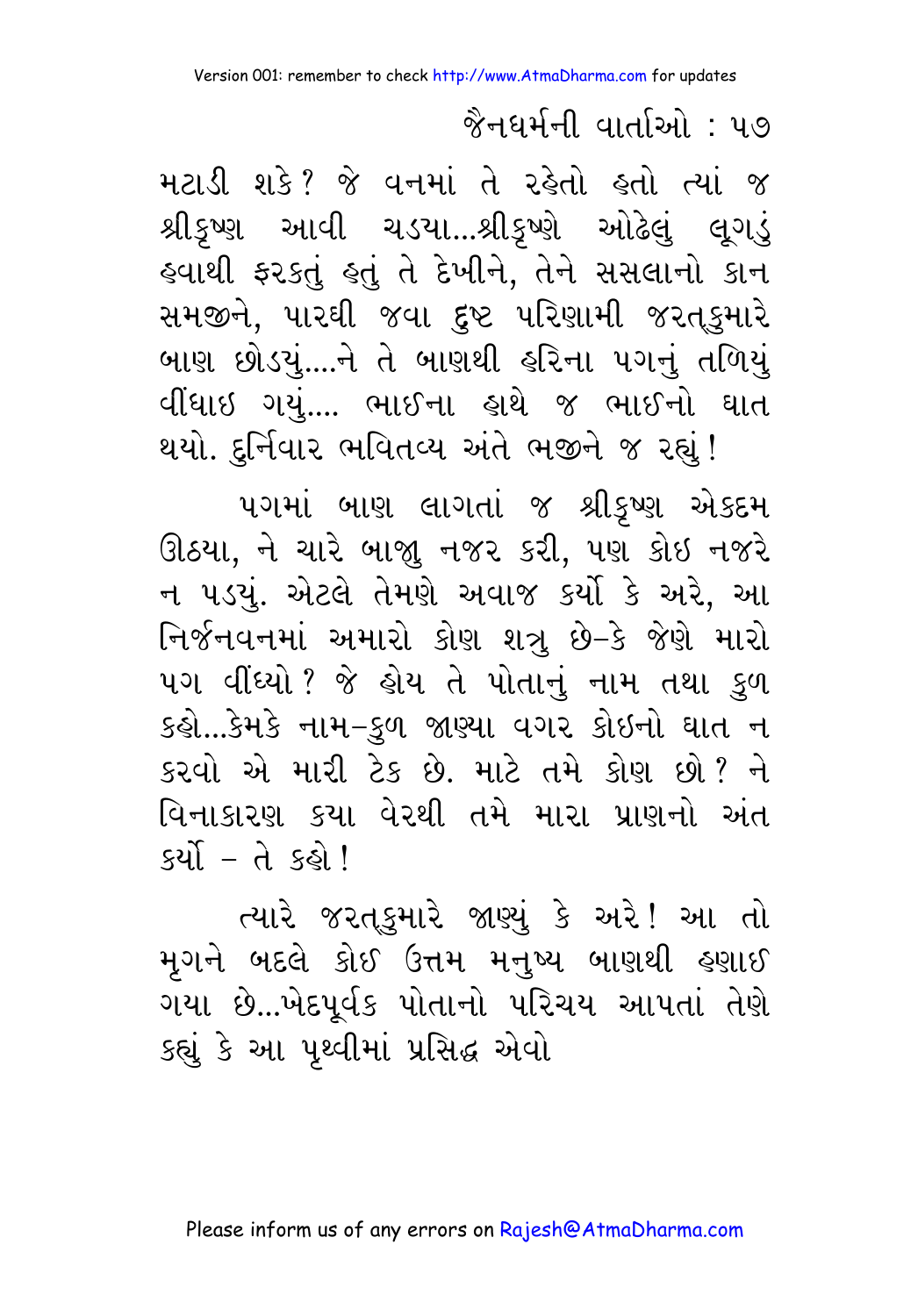મટાડી શકે? જે વનમાં તે રહેતો હતો ત્યાં જ શ્રીકૃષ્ણ આવી ચડયા...શ્રીકૃષ્ણે ઓઢેલું લૂગડું હવાથી ફરકતું હતું તે દેખીને, તેને સસલાનો કાન સમજીને, પારધી જવા દુષ્ટ પરિણામી જરત્કુમારે બાણ છોડયું....ને તે બાણથી હરિના પગનું તળિયું વીંધાઇ ગયું.... ભાઈના હાથે જ ભાઈનો ઘાત થયો. દુર્નિવાર ભવિતવ્ય અંતે ભજીને જ રહ્યું!

પગમાં બાણ લાગતાં જ શ્રીકૃષ્ણ એકદમ ઊઠયા, ને ચારે બાજુ નજર કરી, પણ કોઇ નજરે ન પડયું. એટલે તેમણે અવાજ કર્યો કે અરે, આ નિર્જનવનમાં અમારો કોણ શત્રુ છે–કે જેણે મારો પગ વીંધ્યો? જે હોય તે પોતાનું નામ તથા કુળ કહો...કેમકે નામ–કુળ જાણ્યા વગર કોઇનો ઘાત ન કરવો એ મારી ટેક છે. માટે તમે કોણ છો? ને વિનાકારણ કયા વેરથી તમે મારા પ્રાણનો અંત કર્યો – તે કહો!

ત્યારે જરત્કુમારે જાણ્યું કે અરે! આ તો મૃગને બદલે કોઈ ઉત્તમ મનુષ્ય બાણથી હણાઈ ગયા છે...ખેદપૂર્વક પોતાનો પરિચય આપતાં તેણે કહ્યું કે આ પૃથ્વીમાં પ્રસિદ્ધ એવો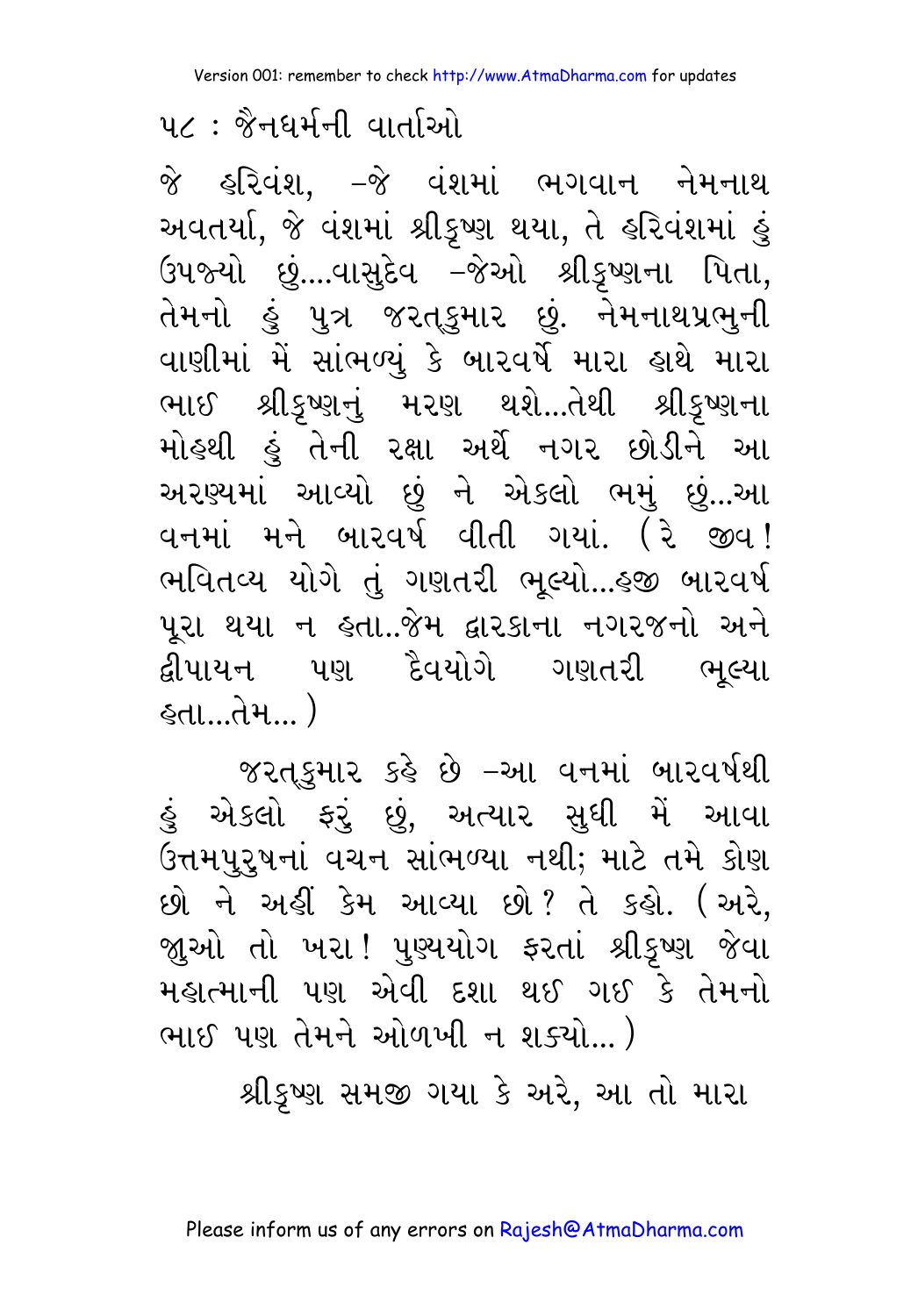જે હરિવંશ, –જે વંશમાં ભગવાન નેમનાથ અવતર્યા, જે વંશમાં શ્રીકૃષ્ણ થયા, તે હરિવંશમાં હું ઉપજ્યો છું....વાસુદેવ –જેઓ શ્રીકૃષ્ણના પિતા, તેમનો હું પુત્ર જરત્કુમાર છું. નેમનાથપ્રભુની વાણીમાં મેં સાંભળ્યું કે બારવર્ષે મારા હાથે મારા ભાઈ શ્રીકૃષ્ણનું મરણ થશે...તેથી શ્રીકૃષ્ણના મોહથી હું તેની રક્ષા અર્થે નગર છોડીને આ અરણ્યમાં આવ્યો છું ને એકલો ભમું છું...આ વનમાં મને બારવર્ષ વીતી ગયાં. (રે જીવ! ભવિતવ્ય યોગે તું ગણતરી ભૂલ્યો...હજી બારવર્ષ પૂરા થયા ન હતા..જેમ દ્વારકાના નગરજનો અને દ્વીપાયન પણ દૈવયોગે ગણતરી ભૂલ્યા હતા...તેમ...)

જરત્કુમાર કહે છે –આ વનમાં બારવર્ષથી હું એકલો ફરું છું, અત્યાર સુધી મેં આવા ઉત્તમપુરુષનાં વચન સાંભળ્યા નથી; માટે તમે કોણ છો ને અહીં કેમ આવ્યા છો? તે કહો. (અરે, જુઓ તો ખરા! પુણ્યયોગ ફરતાં શ્રીકૃષ્ણ જેવા મહાત્માની પણ એવી દશા થઈ ગઈ કે તેમનો ભાઈ પણ તેમને ઓળખી ન શક્યો...)

શ્રીકૃષ્ણ સમજી ગયા કે અરે, આ તો મારા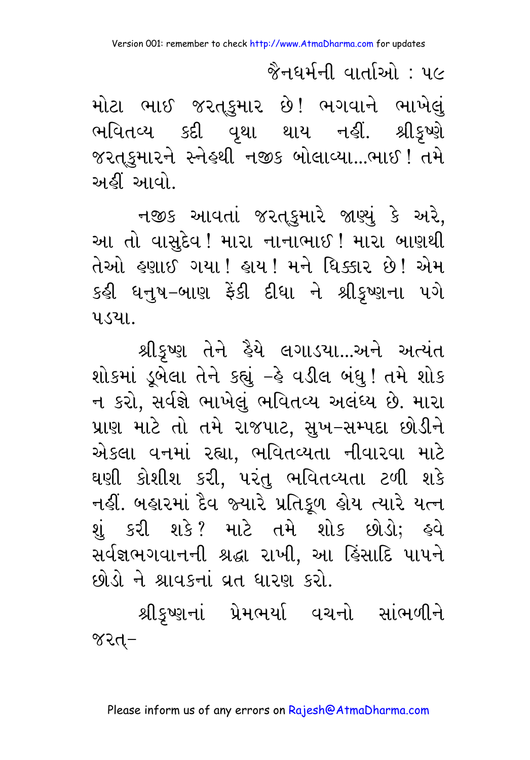મોટા ભાઈ જરત્કુમાર છે! ભગવાને ભાખેલું ભવિતવ્ય કદી વૃથા થાય નહીં. શ્રીકૃષ્ણે જરત્કુમારને સ્નેહથી નજીક બોલાવ્યા...ભાઈ! તમે અહીં આવો.

નજીક આવતાં જરત્કુમારે જાણ્યું કે અરે, આ તો વાસુદેવ! મારા નાનાભાઈ! મારા બાણથી તેઓ હણાઈ ગયા! હાય! મને ધિક્કાર છે! એમ કહી ધનુષ-બાણ ફેંકી દીધા ને શ્રીકૃષ્ણના પગે પડયા.

શ્રીકૃષ્ણ તેને હૈયે લગાડયા...અને અત્યંત શોકમાં ડૂબેલા તેને કહ્યું –હે વડીલ બંધુ! તમે શોક ન કરો, સર્વજ્ઞે ભાખેલું ભવિતવ્ય અલંઘ્ય છે. મારા પ્રાણ માટે તો તમે રાજપાટ, સુખ-સમ્પદા છોડીને એકલા વનમાં રહ્યા, ભવિતવ્યતા નીવારવા માટે ઘણી કોશીશ કરી, પરંતુ ભવિતવ્યતા ટળી શકે નહીં. બહારમાં દૈવ જ્યારે પ્રતિકૂળ હોય ત્યારે યત્ન શું કરી શકે? માટે તમે શોક છોડો; હવે સર્વજ્ઞભગવાનની શ્રદ્ધા રાખી, આ હિંસાદિ પાપને છોડો ને શ્રાવકનાં વ્રત ધારણ કરો.

શ્રીકૃષ્ણનાં પ્રેમભર્યા વચનો સાંભળીને જરત્-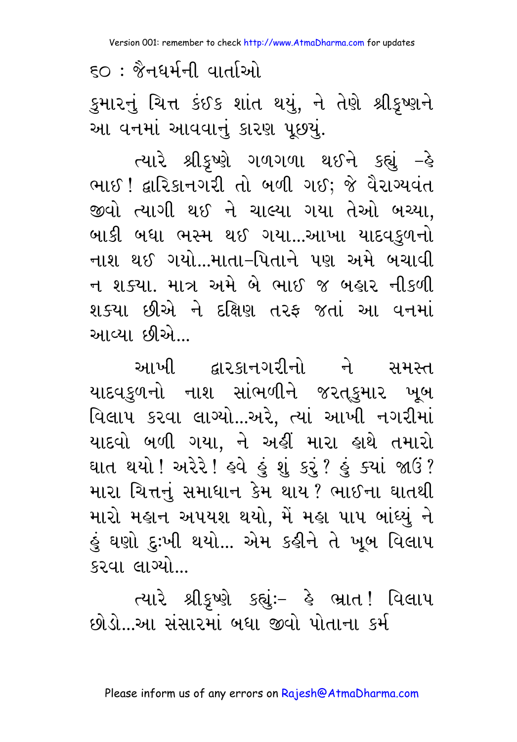કુમારનું ચિત્ત કંઈક શાંત થયું, ને તેણે શ્રીકૃષ્ણને આ વનમાં આવવાનું કારણ પૂછયું.

ત્યારે શ્રીકૃષ્ણે ગળગળા થઈને કહ્યું –હે ભાઈ! દ્વારિકાનગરી તો બળી ગઈ; જે વૈરાગ્યવંત જીવો ત્યાગી થઈ ને ચાલ્યા ગયા તેઓ બચ્યા, બાકી બધા ભસ્મ થઈ ગયા...આખા યાદવકુળનો નાશ થઈ ગયો...માતા-પિતાને પણ અમે બચાવી ન શક્યા. માત્ર અમે બે ભાઈ જ બહાર નીકળી શક્યા છીએ ને દક્ષિણ તરફ જતાં આ વનમાં આવ્યા છીએ...

આખી દ્વારકાનગરીનો ને સમસ્ત યાદવકુળનો નાશ સાંભળીને જરત્કુમાર ખૂબ વિલાપ કરવા લાગ્યો...અરે, ત્યાં આખી નગરીમાં યાદવો બળી ગયા, ને અહીં મારા હાથે તમારો ઘાત થયો! અરેરે! હવે હું શું કરું? હું ક્યાં જાઉં? મારા ચિત્તનું સમાધાન કેમ થાય? ભાઈના ઘાતથી મારો મહાન અપયશ થયો, મેં મહા પાપ બાંધ્યું ને હું ઘણો દુઃખી થયો... એમ કહીને તે ખૂબ વિલાપ કરવા લાગ્યો...

ત્યારે શ્રીકૃષ્ણે કહ્યું:– હે ભ્રાત! વિલાપ છોડો...આ સંસારમાં બધા જીવો પોતાના કર્મ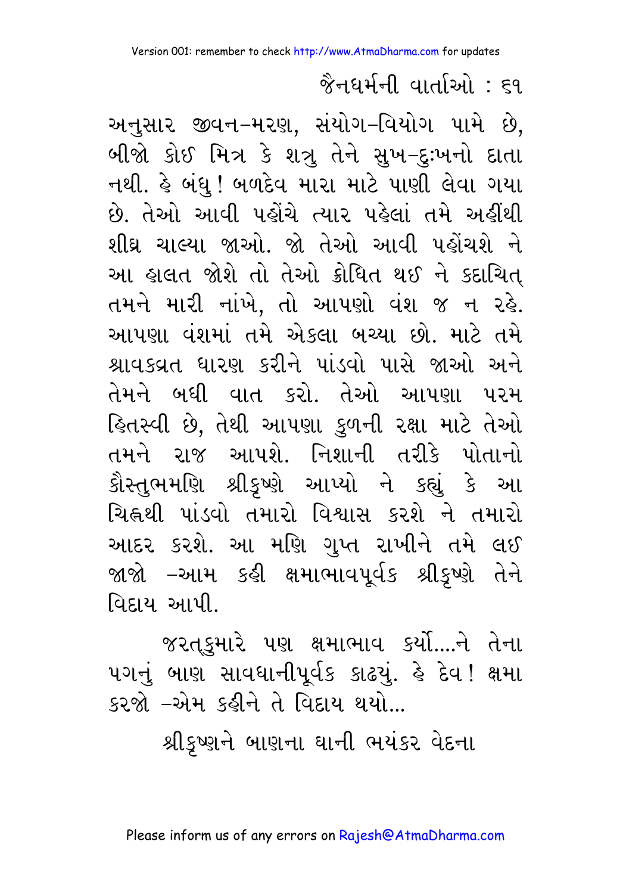અનુસાર જીવન-મરણ, સંયોગ-વિયોગ પામે છે, બીજો કોઈ મિત્ર કે શત્રુ તેને સુખ-દુઃખનો દાતા નથી. હે બંધુ! બળદેવ મારા માટે પાણી લેવા ગયા છે. તેઓ આવી પહોંચે ત્યાર પહેલાં તમે અહીંથી શીઘ્ર ચાલ્યા જાઓ. જો તેઓ આવી પહોંચશે ને આ હાલત જોશે તો તેઓ ક્રોધિત થઈ ને કદાચિત્ તમને મારી નાંખે, તો આપણો વંશ જ ન રહે. આપણા વંશમાં તમે એકલા બચ્યા છો. માટે તમે શ્રાવકવ્રત ધારણ કરીને પાંડવો પાસે જાઓ અને તેમને બધી વાત કરો. તેઓ આપણા પરમ હિતસ્વી છે, તેથી આપણા કુળની રક્ષા માટે તેઓ તમને રાજ આપશે. નિશાની તરીકે પોતાનો કૌસ્તુભમણિ શ્રીકૃષ્ણે આપ્યો ને કહ્યું કે આ ચિહ્નથી પાંડવો તમારો વિશ્વાસ કરશે ને તમારો આદર કરશે. આ મણિ ગુપ્ત રાખીને તમે લઈ જાજો -આમ કહી ક્ષમાભાવપૂર્વક શ્રીકૃષ્ણે તેને વિદાય આપી.

જરત્કુમારે પણ ક્ષમાભાવ કર્યો....ને તેના પગનું બાણ સાવધાનીપૂર્વક કાઢ્યું. હે દેવ! ક્ષમા કરજો -એમ કહીને તે વિદાય થયો...

શ્રીકૃષ્ણને બાણના ઘાની ભયંકર વેદના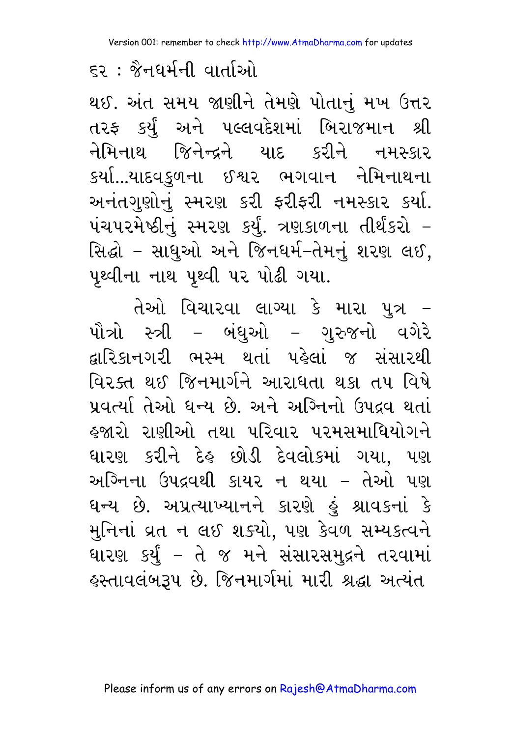થઈ. અંત સમય જાણીને તેમણે પોતાનું મખ ઉત્તર તરફ કર્યું અને પલ્લવદેશમાં બિરાજમાન શ્રી નેમિનાથ જિનેન્દ્રને યાદ કરીને નમસ્કાર કર્યા...યાદવકુળના ઈશ્વર ભગવાન નેમિનાથના અનંતગુણોનું સ્મરણ કરી ફરીફરી નમસ્કાર કર્યા. પંચપરમેષ્ઠીનું સ્મરણ કર્યું. ત્રણકાળના તીર્થંકરો – સિદ્ધો – સાધુઓ અને જિનધર્મ–તેમનું શરણ લઈ, પૃથ્વીના નાથ પૃથ્વી પર પોઢી ગયા.

તેઓ વિચારવા લાગ્યા કે મારા પુત્ર – પૌત્રો સ્ત્રી – બંધુઓ – ગુરુજનો વગેરે દ્વારિકાનગરી ભસ્મ થતાં પહેલાં જ સંસારથી વિરક્ત થઈ જિનમાર્ગને આરાધતા થકા તપ વિષે પ્રવર્ત્યા તેઓ ધન્ય છે. અને અગ્નિનો ઉપદ્રવ થતાં હજારો રાણીઓ તથા પરિવાર પરમસમાધિયોગને ધારણ કરીને દેહ છોડી દેવલોકમાં ગયા, પણ અગ્નિના ઉપદ્રવથી કાયર ન થયા – તેઓ પણ ધન્ય છે. અપ્રત્યાખ્યાનને કારણે હું શ્રાવકનાં કે મુનિનાં વ્રત ન લઈ શક્યો, પણ કેવળ સમ્યક્ત્વને ધારણ કર્યું – તે જ મને સંસારસમુદ્રને તરવામાં હસ્તાવલંબરૂપ છે. જિનમાર્ગમાં મારી શ્રદ્ધા અત્યંત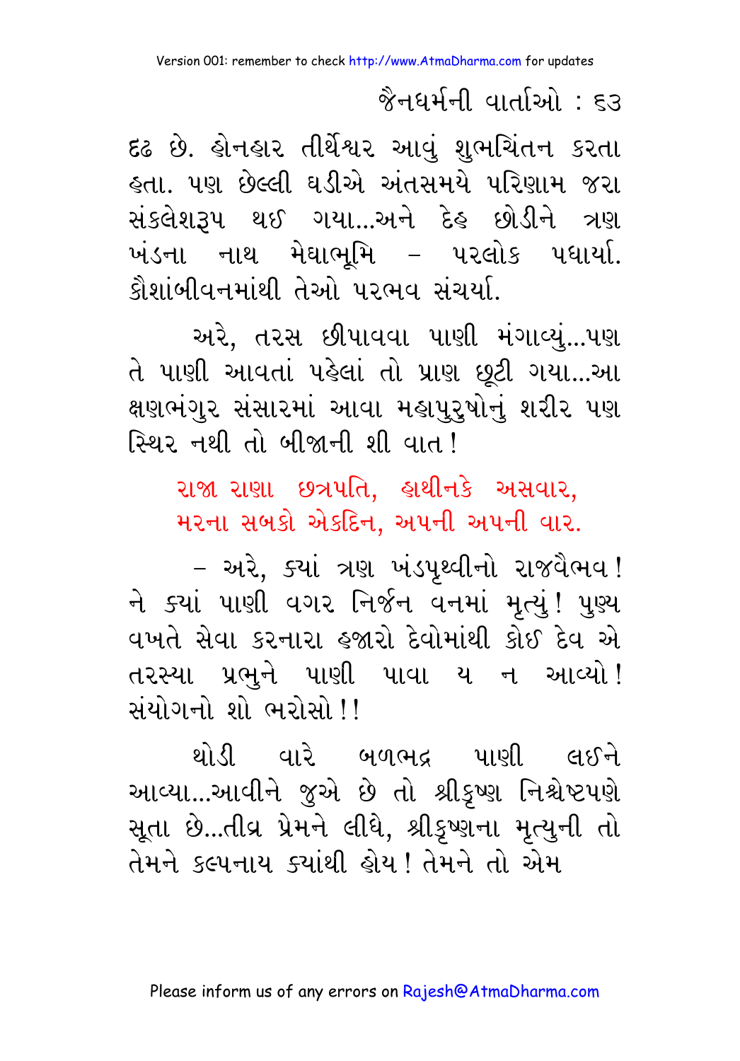દૃઢ છે. હોનહાર તીર્થેશ્વર આવું શુભચિંતન કરતા હતા. પણ છેલ્લી ઘડીએ અંતસમયે પરિણામ જરા સંકલેશરૂપ થઈ ગયા...અને દેહ છોડીને ત્રણ ખંડના નાથ મેઘાભૂમિ – પરલોક પધાર્યા. કૌશાંબીવનમાંથી તેઓ પરભવ સંચર્યા.

અરે, તરસ છીપાવવા પાણી મંગાવ્યું...પણ તે પાણી આવતાં પહેલાં તો પ્રાણ છૂટી ગયા...આ ક્ષણભંગુર સંસારમાં આવા મહાપુરુષોનું શરીર પણ સ્થિર નથી તો બીજાની શી વાત!

> રાજા રાણા છત્રપતિ, હાથીનકે અસવાર,
> મરના સબકો એકદિન, અપની અપની વાર.

– અરે, ક્યાં ત્રણ ખંડપૃથ્વીનો રાજવૈભવ! ને ક્યાં પાણી વગર નિર્જન વનમાં મૃત્યું! પુણ્ય વખતે સેવા કરનારા હજારો દેવોમાંથી કોઈ દેવ એ તરસ્યા પ્રભુને પાણી પાવા ય ન આવ્યો! સંયોગનો શો ભરોસો!!

થોડી વારે બળભદ્ર પાણી લઈને આવ્યા...આવીને જુએ છે તો શ્રીકૃષ્ણ નિશ્ચેષ્ટપણે સૂતા છે...તીવ્ર પ્રેમને લીધે, શ્રીકૃષ્ણના મૃત્યુની તો તેમને કલ્પનાય ક્યાંથી હોય! તેમને તો એમ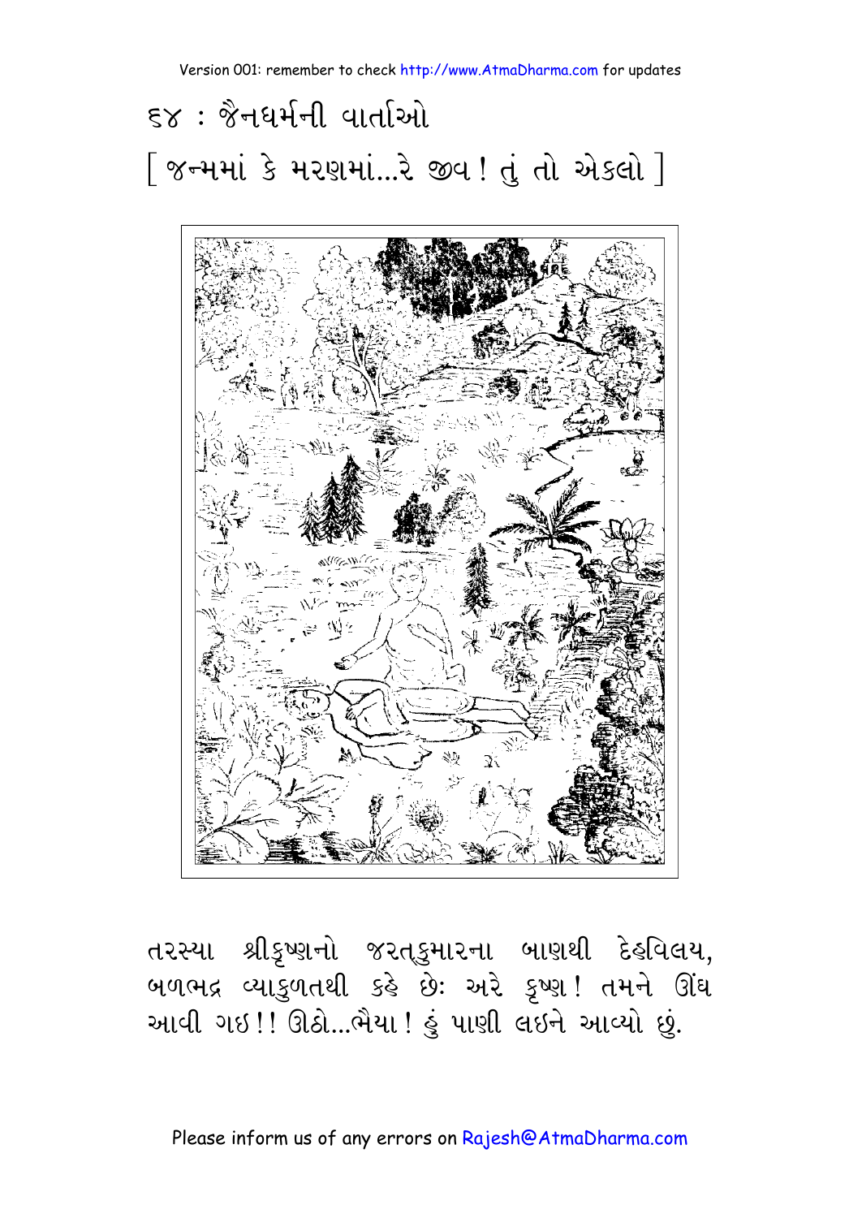## ૬૪ : જૈનધર્મની વાર્તાઓ

[ જન્મમાં કે મરણમાં...રે જીવ ! તું તો એકલો ]

તરસ્યા શ્રીકૃષ્ણનો જરત્કુમારના બાણથી દેહવિલય, બળભદ્ર વ્યાકુળતથી કહે છેઃ અરે કૃષ્ણ ! તમને ઊંઘ આવી ગઇ !! ઊઠો...ભૈયા ! હું પાણી લઇને આવ્યો છું.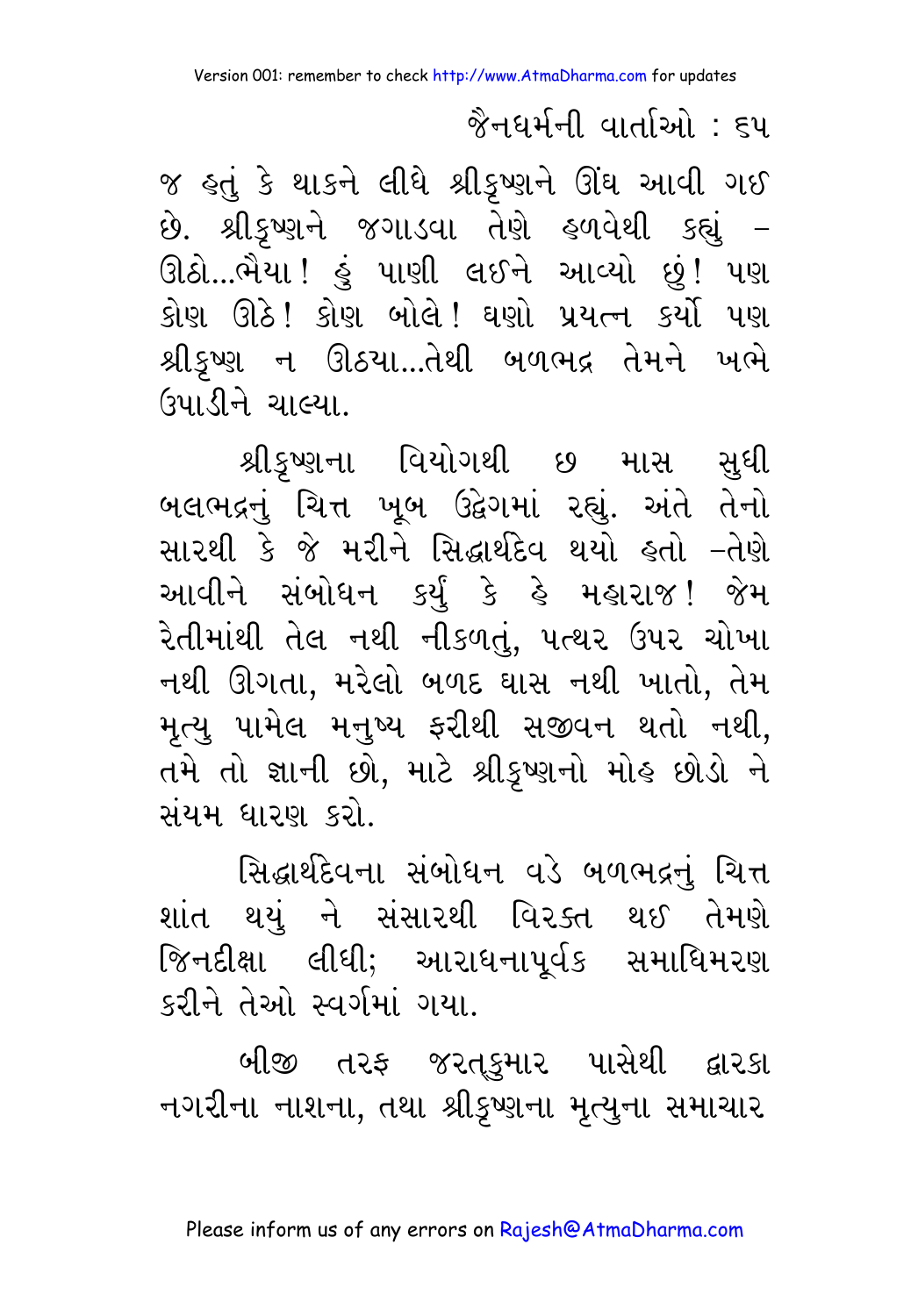જ હતું કે થાકને લીધે શ્રીકૃષ્ણને ઊંઘ આવી ગઈ છે. શ્રીકૃષ્ણને જગાડવા તેણે હળવેથી કહ્યું – ઊઠો...ભૈયા! હું પાણી લઈને આવ્યો છું! પણ કોણ ઊઠે! કોણ બોલે! ઘણો પ્રયત્ન કર્યો પણ શ્રીકૃષ્ણ ન ઊઠયા...તેથી બળભદ્ર તેમને ખભે ઉપાડીને ચાલ્યા.

શ્રીકૃષ્ણના વિયોગથી છ માસ સુધી બલભદ્રનું ચિત્ત ખૂબ ઉદ્વેગમાં રહ્યું. અંતે તેનો સારથી કે જે મરીને સિદ્ધાર્થદેવ થયો હતો –તેણે આવીને સંબોધન કર્યું કે હે મહારાજ! જેમ રેતીમાંથી તેલ નથી નીકળતું, પત્થર ઉપર ચોખા નથી ઊગતા, મરેલો બળદ ઘાસ નથી ખાતો, તેમ મૃત્યુ પામેલ મનુષ્ય ફરીથી સજીવન થતો નથી, તમે તો જ્ઞાની છો, માટે શ્રીકૃષ્ણનો મોહ છોડો ને સંયમ ધારણ કરો.

સિદ્ધાર્થદેવના સંબોધન વડે બળભદ્રનું ચિત્ત શાંત થયું ને સંસારથી વિરક્ત થઈ તેમણે જિનદીક્ષા લીધી; આરાધનાપૂર્વક સમાધિમરણ કરીને તેઓ સ્વર્ગમાં ગયા.

બીજી તરફ જરત્કુમાર પાસેથી દ્વારકા નગરીના નાશના, તથા શ્રીકૃષ્ણના મૃત્યુના સમાચાર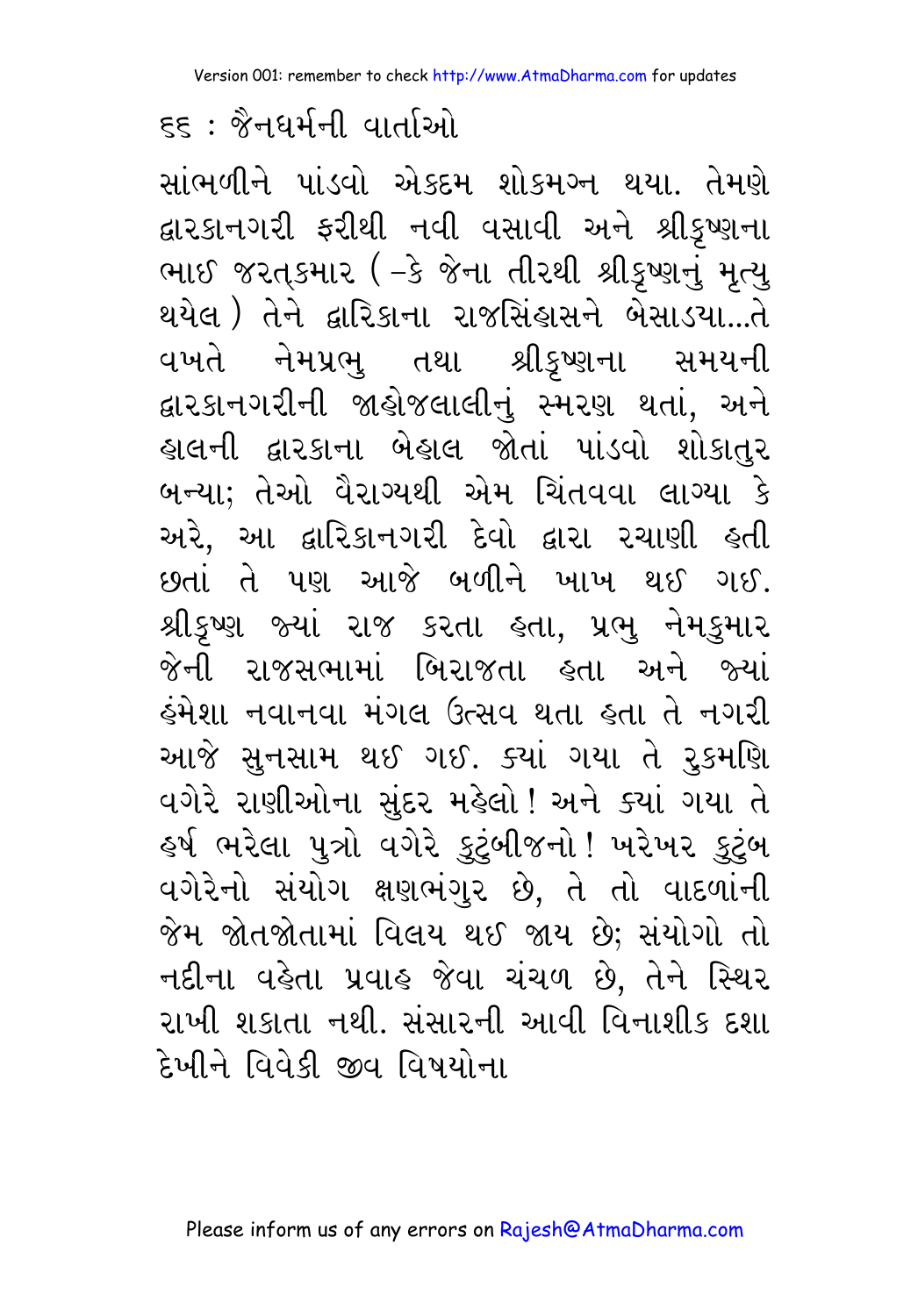સાંભળીને પાંડવો એકદમ શોકમગ્ન થયા. તેમણે દ્વારકાનગરી ફરીથી નવી વસાવી અને શ્રીકૃષ્ણના ભાઈ જરત્‌કુમાર (–કે જેના તીરથી શ્રીકૃષ્ણનું મૃત્યુ થયેલ) તેને દ્વારિકાના રાજસિંહાસને બેસાડયા...તે વખતે નેમપ્રભુ તથા શ્રીકૃષ્ણના સમયની દ્વારકાનગરીની જાહોજલાલીનું સ્મરણ થતાં, અને હાલની દ્વારકાના બેહાલ જોતાં પાંડવો શોકાતુર બન્યા; તેઓ વૈરાગ્યથી એમ ચિંતવવા લાગ્યા કે અરે, આ દ્વારિકાનગરી દેવો દ્વારા રચાણી હતી છતાં તે પણ આજે બળીને ખાખ થઈ ગઈ. શ્રીકૃષ્ણ જ્યાં રાજ કરતા હતા, પ્રભુ નેમકુમાર જેની રાજસભામાં બિરાજતા હતા અને જ્યાં હંમેશા નવાનવા મંગલ ઉત્સવ થતા હતા તે નગરી આજે સુનસામ થઈ ગઈ. ક્યાં ગયા તે રુકમણિ વગેરે રાણીઓના સુંદર મહેલો! અને ક્યાં ગયા તે હર્ષ ભરેલા પુત્રો વગેરે કુટુંબીજનો! ખરેખર કુટુંબ વગેરેનો સંયોગ ક્ષણભંગુર છે, તે તો વાદળાંની જેમ જોતજોતામાં વિલય થઈ જાય છે; સંયોગો તો નદીના વહેતા પ્રવાહ જેવા ચંચળ છે, તેને સ્થિર રાખી શકાતા નથી. સંસારની આવી વિનાશીક દશા દેખીને વિવેકી જીવ વિષયોના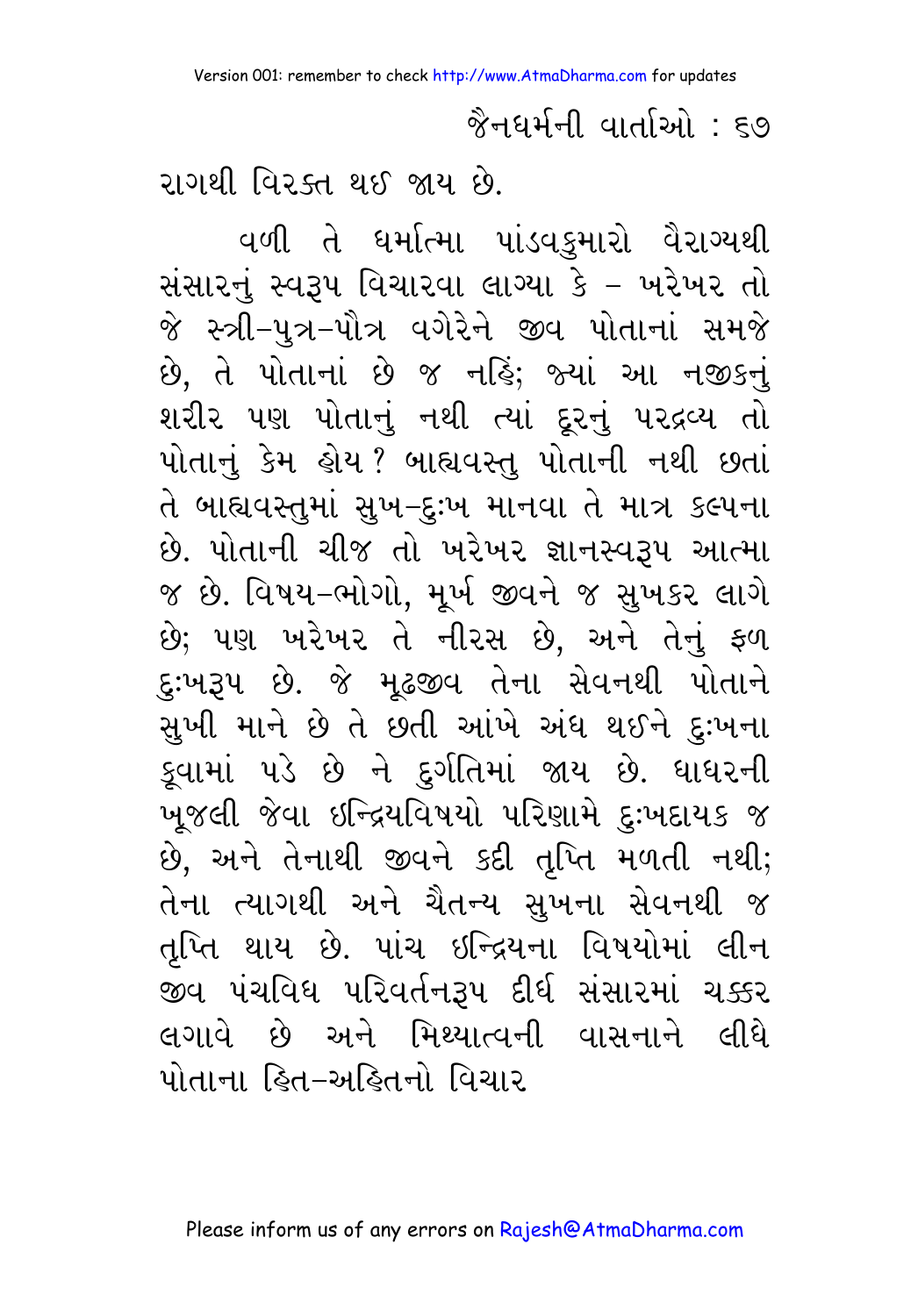રાગથી વિરક્ત થઈ જાય છે.

વળી તે ધર્માત્મા પાંડવકુમારો વૈરાગ્યથી સંસારનું સ્વરૂપ વિચારવા લાગ્યા કે - ખરેખર તો જે સ્ત્રી-પુત્ર-પૌત્ર વગેરેને જીવ પોતાનાં સમજે છે, તે પોતાનાં છે જ નહિં; જ્યાં આ નજીકનું શરીર પણ પોતાનું નથી ત્યાં દૂરનું પરદ્રવ્ય તો પોતાનું કેમ હોય? બાહ્યવસ્તુ પોતાની નથી છતાં તે બાહ્યવસ્તુમાં સુખ-દુઃખ માનવા તે માત્ર કલ્પના છે. પોતાની ચીજ તો ખરેખર જ્ઞાનસ્વરૂપ આત્મા જ છે. વિષય-ભોગો, મૂર્ખ જીવને જ સુખકર લાગે છે; પણ ખરેખર તે નીરસ છે, અને તેનું ફળ દુઃખરૂપ છે. જે મૂઢજીવ તેના સેવનથી પોતાને સુખી માને છે તે છતી આંખે અંધ થઈને દુઃખના કૂવામાં પડે છે ને દુર્ગતિમાં જાય છે. ધાધરની ખૂજલી જેવા ઇન્દ્રિયવિષયો પરિણામે દુઃખદાયક જ છે, અને તેનાથી જીવને કદી તૃપ્તિ મળતી નથી; તેના ત્યાગથી અને ચૈતન્ય સુખના સેવનથી જ તૃપ્તિ થાય છે. પાંચ ઇન્દ્રિયના વિષયોમાં લીન જીવ પંચવિધ પરિવર્તનરૂપ દીર્ઘ સંસારમાં ચક્કર લગાવે છે અને મિથ્યાત્વની વાસનાને લીધે પોતાના હિત-અહિતનો વિચાર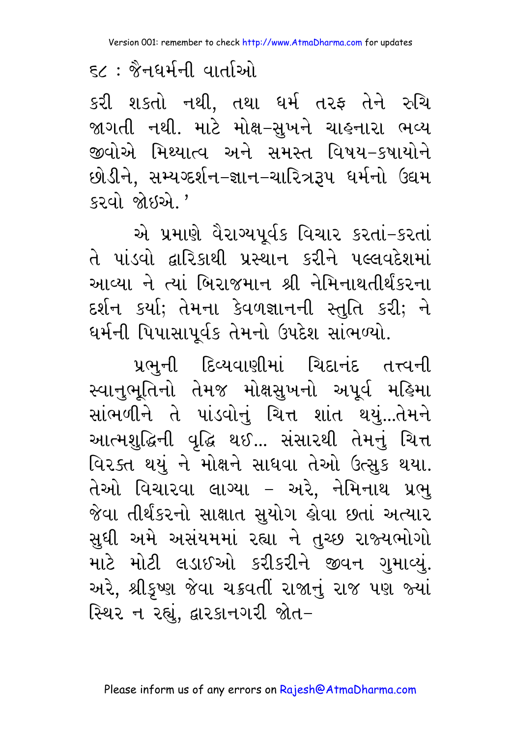કરી શકતો નથી, તથા ધર્મ તરફ તેને રુચિ જાગતી નથી. માટે મોક્ષ-સુખને ચાહનારા ભવ્ય જીવોએ મિથ્યાત્વ અને સમસ્ત વિષય-કષાયોને છોડીને, સમ્યગ્દર્શન-જ્ઞાન-ચારિત્રરૂપ ધર્મનો ઉદ્યમ કરવો જોઇએ.'

એ પ્રમાણે વૈરાગ્યપૂર્વક વિચાર કરતાં-કરતાં તે પાંડવો દ્વારિકાથી પ્રસ્થાન કરીને પલ્લવદેશમાં આવ્યા ને ત્યાં બિરાજમાન શ્રી નેમિનાથતીર્થંકરના દર્શન કર્યા; તેમના કેવળજ્ઞાનની સ્તુતિ કરી; ને ધર્મની પિપાસાપૂર્વક તેમનો ઉપદેશ સાંભળ્યો.

પ્રભુની દિવ્યવાણીમાં ચિદાનંદ તત્ત્વની સ્વાનુભૂતિનો તેમજ મોક્ષસુખનો અપૂર્વ મહિમા સાંભળીને તે પાંડવોનું ચિત્ત શાંત થયું...તેમને આત્મશુદ્ધિની વૃદ્ધિ થઈ... સંસારથી તેમનું ચિત્ત વિરક્ત થયું ને મોક્ષને સાધવા તેઓ ઉત્સુક થયા. તેઓ વિચારવા લાગ્યા - અરે, નેમિનાથ પ્રભુ જેવા તીર્થંકરનો સાક્ષાત સુયોગ હોવા છતાં અત્યાર સુધી અમે અસંયમમાં રહ્યા ને તુચ્છ રાજ્યભોગો માટે મોટી લડાઈઓ કરીકરીને જીવન ગુમાવ્યું. અરે, શ્રીકૃષ્ણ જેવા ચક્રવર્તી રાજાનું રાજ પણ જ્યાં સ્થિર ન રહ્યું, દ્વારકાનગરી જોત-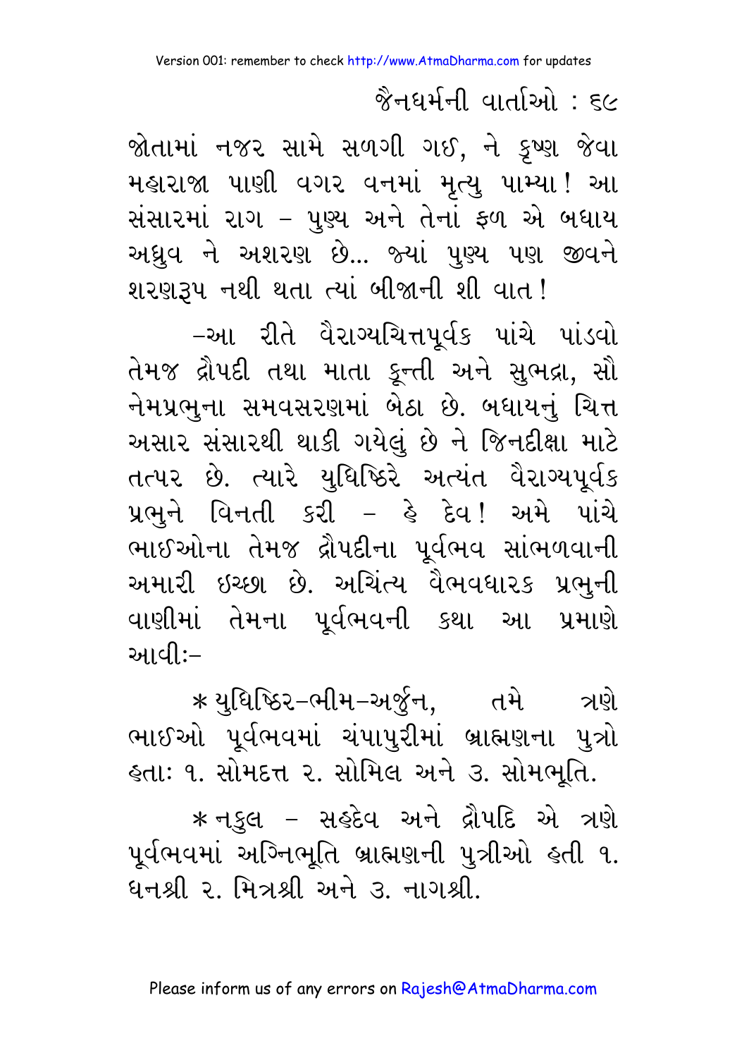જોતામાં નજર સામે સળગી ગઈ, ને કૃષ્ણ જેવા મહારાજા પાણી વગર વનમાં મૃત્યુ પામ્યા! આ સંસારમાં રાગ – પુણ્ય અને તેનાં ફળ એ બધાય અધ્રુવ ને અશરણ છે... જ્યાં પુણ્ય પણ જીવને શરણરૂપ નથી થતા ત્યાં બીજાની શી વાત!

–આ રીતે વૈરાગ્યચિત્તપૂર્વક પાંચે પાંડવો તેમજ દ્રૌપદી તથા માતા કુન્તી અને સુભદ્રા, સૌ નેમપ્રભુના સમવસરણમાં બેઠા છે. બધાયનું ચિત્ત અસાર સંસારથી થાકી ગયેલું છે ને જિનદીક્ષા માટે તત્પર છે. ત્યારે યુધિષ્ઠિરે અત્યંત વૈરાગ્યપૂર્વક પ્રભુને વિનતી કરી – હે દેવ! અમે પાંચે ભાઈઓના તેમજ દ્રૌપદીના પૂર્વભવ સાંભળવાની અમારી ઇચ્છા છે. અચિંત્ય વૈભવધારક પ્રભુની વાણીમાં તેમના પૂર્વભવની કથા આ પ્રમાણે આવી:–

* યુધિષ્ઠિર–ભીમ–અર્જુન, તમે ત્રણે ભાઈઓ પૂર્વભવમાં ચંપાપુરીમાં બ્રાહ્મણના પુત્રો હતાઃ ૧. સોમદત્ત ૨. સોમિલ અને ૩. સોમભૂતિ.

* નકુલ – સહદેવ અને દ્રૌપદિ એ ત્રણે પૂર્વભવમાં અગ્નિભૂતિ બ્રાહ્મણની પુત્રીઓ હતી ૧. ધનશ્રી ૨. મિત્રશ્રી અને ૩. નાગશ્રી.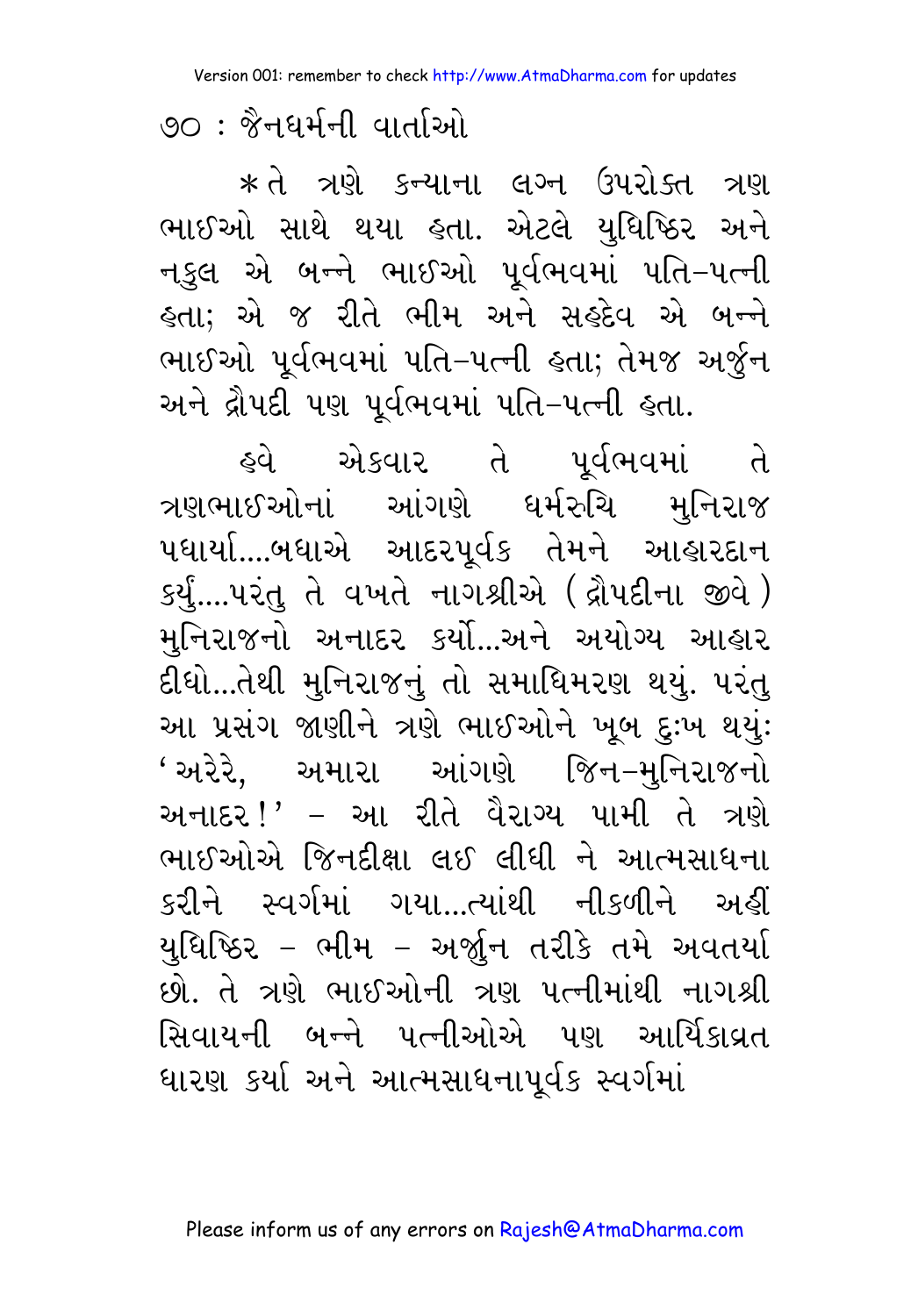* તે ત્રણે કન્યાના લગ્ન ઉપરોક્ત ત્રણ ભાઈઓ સાથે થયા હતા. એટલે યુધિષ્ઠિર અને નકુલ એ બન્ને ભાઈઓ પૂર્વભવમાં પતિ-પત્ની હતા; એ જ રીતે ભીમ અને સહદેવ એ બન્ને ભાઈઓ પૂર્વભવમાં પતિ-પત્ની હતા; તેમજ અર્જુન અને દ્રૌપદી પણ પૂર્વભવમાં પતિ-પત્ની હતા.

હવે એકવાર તે પૂર્વભવમાં તે ત્રણભાઈઓનાં આંગણે ધર્મરુચિ મુનિરાજ પધાર્યા....બધાએ આદરપૂર્વક તેમને આહારદાન કર્યું....પરંતુ તે વખતે નાગશ્રીએ (દ્રૌપદીના જીવે) મુનિરાજનો અનાદર કર્યો...અને અયોગ્ય આહાર દીધો...તેથી મુનિરાજનું તો સમાધિમરણ થયું. પરંતુ આ પ્રસંગ જાણીને ત્રણે ભાઈઓને ખૂબ દુઃખ થયું: 'અરેરે, અમારા આંગણે જિન-મુનિરાજનો અનાદર!' - આ રીતે વૈરાગ્ય પામી તે ત્રણે ભાઈઓએ જિનદીક્ષા લઈ લીધી ને આત્મસાધના કરીને સ્વર્ગમાં ગયા...ત્યાંથી નીકળીને અહીં યુધિષ્ઠિર - ભીમ - અર્જુન તરીકે તમે અવતર્યા છો. તે ત્રણે ભાઈઓની ત્રણ પત્નીમાંથી નાગશ્રી સિવાયની બન્ને પત્નીઓએ પણ આર્યિકાવ્રત ધારણ કર્યા અને આત્મસાધનાપૂર્વક સ્વર્ગમાં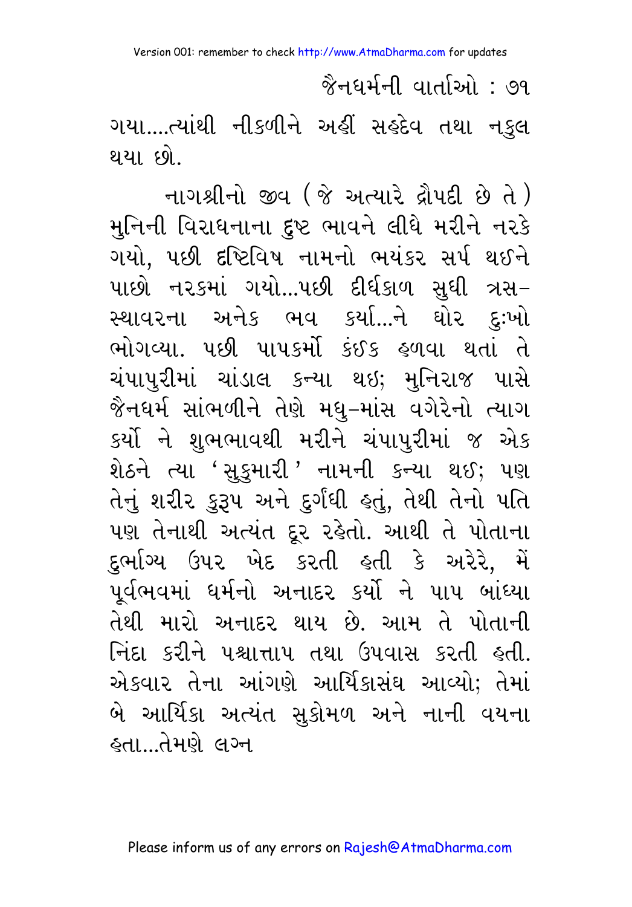ગયા....ત્યાંથી નીકળીને અહીં સહદેવ તથા નકુલ થયા છો.

નાગશ્રીનો જીવ (જે અત્યારે દ્રૌપદી છે તે) મુનિની વિરાધનાના દુષ્ટ ભાવને લીધે મરીને નરકે ગયો, પછી દૃષ્ટિવિષ નામનો ભયંકર સર્પ થઈને પાછો નરકમાં ગયો...પછી દીર્ઘકાળ સુધી ત્રસ–સ્થાવરના અનેક ભવ કર્યા...ને ઘોર દુઃખો ભોગવ્યા. પછી પાપકર્મો કંઈક હળવા થતાં તે ચંપાપુરીમાં ચાંડાલ કન્યા થઈ; મુનિરાજ પાસે જૈનધર્મ સાંભળીને તેણે મધુ–માંસ વગેરેનો ત્યાગ કર્યો ને શુભભાવથી મરીને ચંપાપુરીમાં જ એક શેઠને ત્યા 'સુકુમારી' નામની કન્યા થઈ; પણ તેનું શરીર કુરૂપ અને દુર્ગંધી હતું, તેથી તેનો પતિ પણ તેનાથી અત્યંત દૂર રહેતો. આથી તે પોતાના દુર્ભાગ્ય ઉપર ખેદ કરતી હતી કે અરેરે, મેં પૂર્વભવમાં ધર્મનો અનાદર કર્યો ને પાપ બાંધ્યા તેથી મારો અનાદર થાય છે. આમ તે પોતાની નિંદા કરીને પશ્ચાત્તાપ તથા ઉપવાસ કરતી હતી. એકવાર તેના આંગણે આર્યિકાસંઘ આવ્યો; તેમાં બે આર્યિકા અત્યંત સુકોમળ અને નાની વયના હતા...તેમણે લગ્ન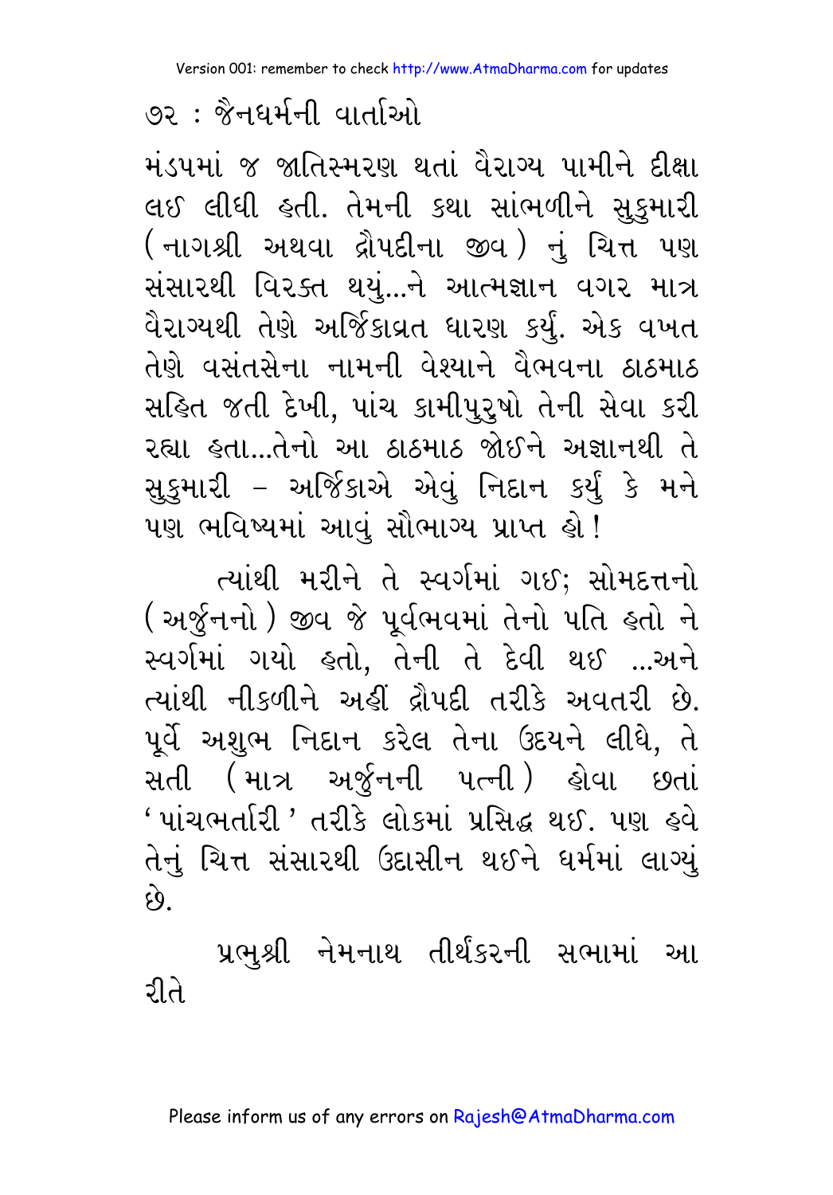મંડપમાં જ જાતિસ્મરણ થતાં વૈરાગ્ય પામીને દીક્ષા લઈ લીધી હતી. તેમની કથા સાંભળીને સુકુમારી (નાગશ્રી અથવા દ્રૌપદીના જીવ) નું ચિત્ત પણ સંસારથી વિરક્ત થયું...ને આત્મજ્ઞાન વગર માત્ર વૈરાગ્યથી તેણે અર્જિકાવ્રત ધારણ કર્યું. એક વખત તેણે વસંતસેના નામની વેશ્યાને વૈભવના ઠાઠમાઠ સહિત જતી દેખી, પાંચ કામીપુરુષો તેની સેવા કરી રહ્યા હતા...તેનો આ ઠાઠમાઠ જોઈને અજ્ઞાનથી તે સુકુમારી – અર્જિકાએ એવું નિદાન કર્યું કે મને પણ ભવિષ્યમાં આવું સૌભાગ્ય પ્રાપ્ત હો!

ત્યાંથી મરીને તે સ્વર્ગમાં ગઈ; સોમદત્તનો (અર્જુનનો) જીવ જે પૂર્વભવમાં તેનો પતિ હતો ને સ્વર્ગમાં ગયો હતો, તેની તે દેવી થઈ ...અને ત્યાંથી નીકળીને અહીં દ્રૌપદી તરીકે અવતરી છે. પૂર્વે અશુભ નિદાન કરેલ તેના ઉદયને લીધે, તે સતી (માત્ર અર્જુનની પત્ની) હોવા છતાં 'પાંચભર્તારી' તરીકે લોકમાં પ્રસિદ્ધ થઈ. પણ હવે તેનું ચિત્ત સંસારથી ઉદાસીન થઈને ધર્મમાં લાગ્યું છે.

પ્રભુશ્રી નેમનાથ તીર્થંકરની સભામાં આ રીતે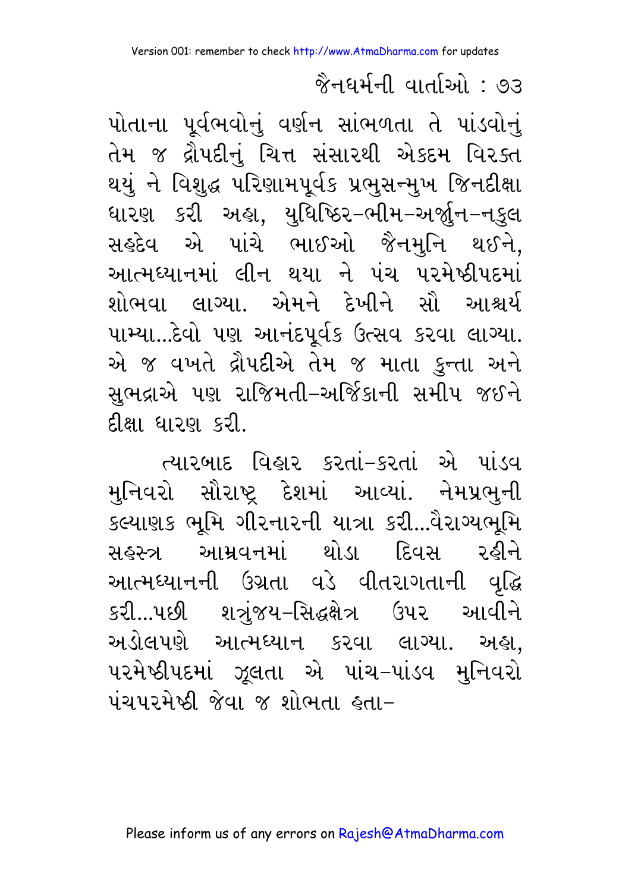પોતાના પૂર્વભવોનું વર્ણન સાંભળતા તે પાંડવોનું તેમ જ દ્રૌપદીનું ચિત્ત સંસારથી એકદમ વિરક્ત થયું ને વિશુદ્ધ પરિણામપૂર્વક પ્રભુસન્મુખ જિનદીક્ષા ધારણ કરી અહા, યુધિષ્ઠિર-ભીમ-અર્જુન-નકુલ સહદેવ એ પાંચે ભાઈઓ જૈનમુનિ થઈને, આત્મધ્યાનમાં લીન થયા ને પંચ પરમેષ્ઠીપદમાં શોભવા લાગ્યા. એમને દેખીને સૌ આશ્ચર્ય પામ્યા...દેવો પણ આનંદપૂર્વક ઉત્સવ કરવા લાગ્યા. એ જ વખતે દ્રૌપદીએ તેમ જ માતા કુન્તા અને સુભદ્રાએ પણ રાજિમતી-અર્જિકાની સમીપ જઈને દીક્ષા ધારણ કરી.

ત્યારબાદ વિહાર કરતાં-કરતાં એ પાંડવ મુનિવરો સૌરાષ્ટ્ર દેશમાં આવ્યાં. નેમપ્રભુની કલ્યાણક ભૂમિ ગીરનારની યાત્રા કરી...વૈરાગ્યભૂમિ સહસ્ત્ર આમ્રવનમાં થોડા દિવસ રહીને આત્મધ્યાનની ઉગ્રતા વડે વીતરાગતાની વૃદ્ધિ કરી...પછી શત્રુંજય-સિદ્ધક્ષેત્ર ઉપર આવીને અડોલપણે આત્મધ્યાન કરવા લાગ્યા. અહા, પરમેષ્ઠીપદમાં ઝૂલતા એ પાંચ-પાંડવ મુનિવરો પંચપરમેષ્ઠી જેવા જ શોભતા હતા-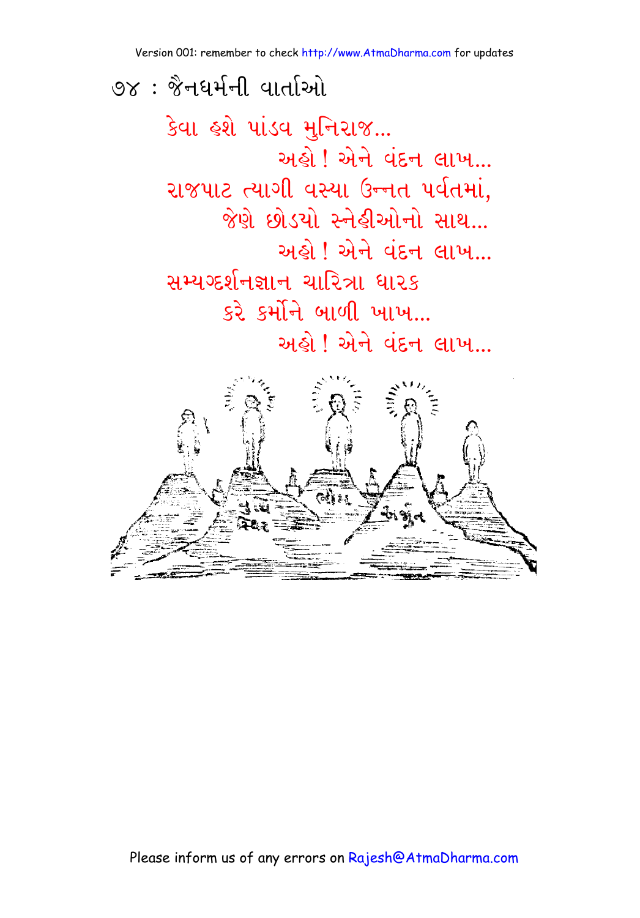કેવા હશે પાંડવ મુનિરાજ...
અહો ! એને વંદન લાખ...
રાજપાટ ત્યાગી વસ્યા ઉન્નત પર્વતમાં,
જેણે છોડયો સ્નેહીઓનો સાથ...
અહો ! એને વંદન લાખ...
સમ્યગ્દર્શનજ્ઞાન ચારિત્રા ધારક
કરે કર્મોને બાળી ખાખ...
અહો ! એને વંદન લાખ...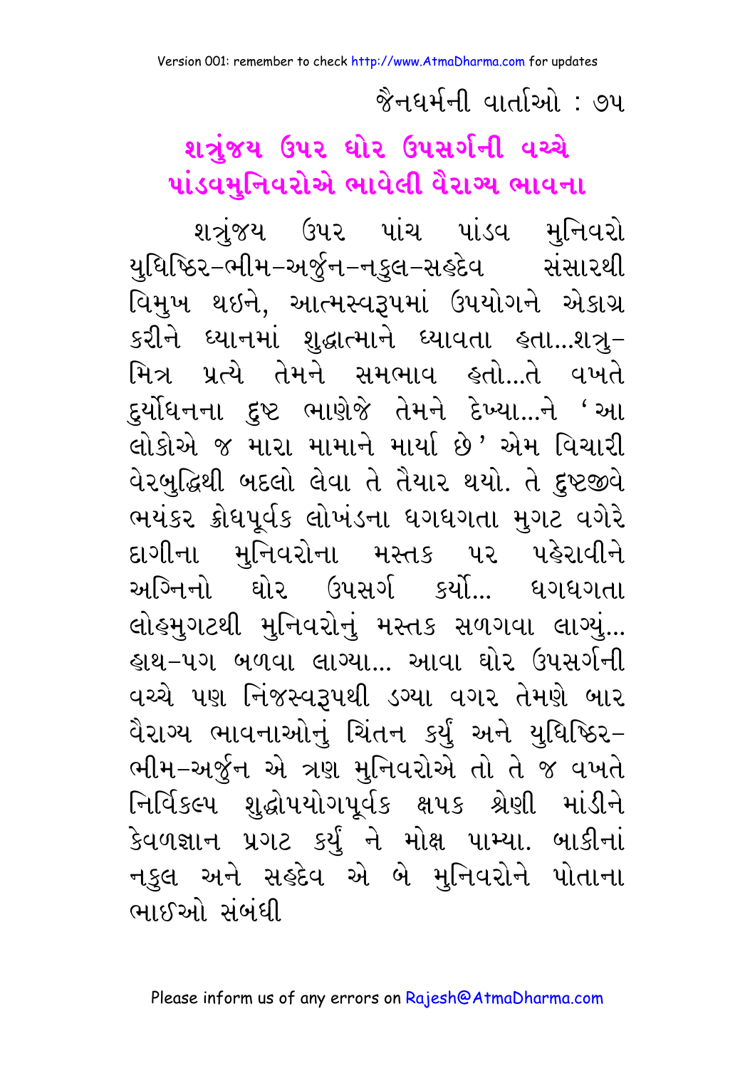## શત્રુંજય ઉપર ઘોર ઉપસર્ગની વચ્ચે પાંડવમુનિવરોએ ભાવેલી વૈરાગ્ય ભાવના

શત્રુંજય ઉપર પાંચ પાંડવ મુનિવરો યુધિષ્ઠિર-ભીમ-અર્જુન-નકુલ-સહદેવ સંસારથી વિમુખ થઇને, આત્મસ્વરૂપમાં ઉપયોગને એકાગ્ર કરીને ધ્યાનમાં શુદ્ધાત્માને ધ્યાવતા હતા...શત્રુ-મિત્ર પ્રત્યે તેમને સમભાવ હતો...તે વખતે દુર્યોધનના દુષ્ટ ભાણેજે તેમને દેખ્યા...ને 'આ લોકોએ જ મારા મામાને માર્યા છે' એમ વિચારી વેરબુદ્ધિથી બદલો લેવા તે તૈયાર થયો. તે દુષ્ટજીવે ભયંકર ક્રોધપૂર્વક લોખંડના ધગધગતા મુગટ વગેરે દાગીના મુનિવરોના મસ્તક પર પહેરાવીને અગ્નિનો ઘોર ઉપસર્ગ કર્યો... ધગધગતા લોહમુગટથી મુનિવરોનું મસ્તક સળગવા લાગ્યું... હાથ-પગ બળવા લાગ્યા... આવા ઘોર ઉપસર્ગની વચ્ચે પણ નિંજસ્વરૂપથી ડગ્યા વગર તેમણે બાર વૈરાગ્ય ભાવનાઓનું ચિંતન કર્યું અને યુધિષ્ઠિર-ભીમ-અર્જુન એ ત્રણ મુનિવરોએ તો તે જ વખતે નિર્વિકલ્પ શુદ્ધોપયોગપૂર્વક ક્ષપક શ્રેણી માંડીને કેવળજ્ઞાન પ્રગટ કર્યું ને મોક્ષ પામ્યા. બાકીનાં નકુલ અને સહદેવ એ બે મુનિવરોને પોતાના ભાઈઓ સંબંધી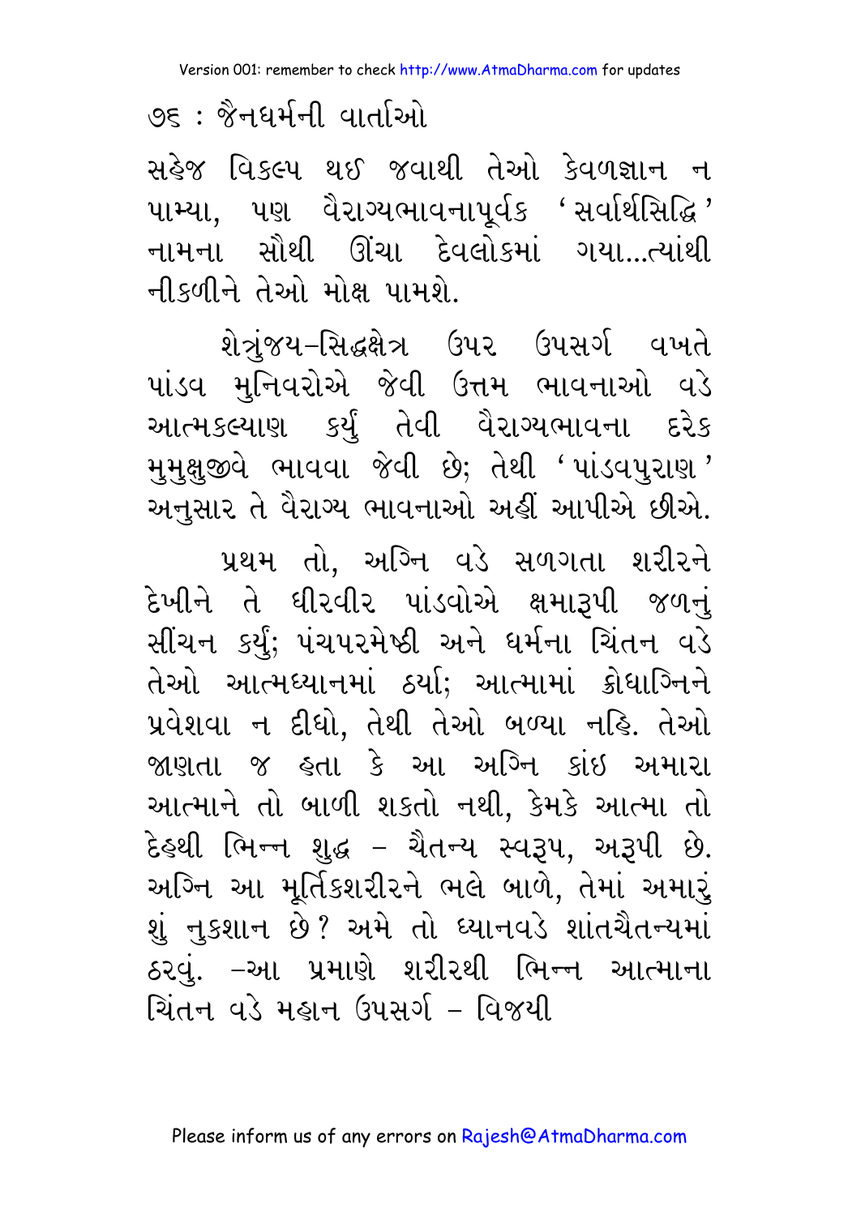સહેજ વિકલ્પ થઈ જવાથી તેઓ કેવળજ્ઞાન ન પામ્યા, પણ વૈરાગ્યભાવનાપૂર્વક ‘સર્વાર્થસિદ્ધિ’ નામના સૌથી ઊંચા દેવલોકમાં ગયા...ત્યાંથી નીકળીને તેઓ મોક્ષ પામશે.

શેત્રુંજય–સિદ્ધક્ષેત્ર ઉપર ઉપસર્ગ વખતે પાંડવ મુનિવરોએ જેવી ઉત્તમ ભાવનાઓ વડે આત્મકલ્યાણ કર્યું તેવી વૈરાગ્યભાવના દરેક મુમુક્ષુજીવે ભાવવા જેવી છે; તેથી ‘પાંડવપુરાણ’ અનુસાર તે વૈરાગ્ય ભાવનાઓ અહીં આપીએ છીએ.

પ્રથમ તો, અગ્નિ વડે સળગતા શરીરને દેખીને તે ધીરવીર પાંડવોએ ક્ષમારૂપી જળનું સીંચન કર્યું; પંચપરમેષ્ઠી અને ધર્મના ચિંતન વડે તેઓ આત્મધ્યાનમાં ઠર્યા; આત્મામાં ક્રોધાગ્નિને પ્રવેશવા ન દીધો, તેથી તેઓ બળ્યા નહિ. તેઓ જાણતા જ હતા કે આ અગ્નિ કાંઈ અમારા આત્માને તો બાળી શકતો નથી, કેમકે આત્મા તો દેહથી ભિન્ન શુદ્ધ – ચૈતન્ય સ્વરૂપ, અરૂપી છે. અગ્નિ આ મૂર્તિકશરીરને ભલે બાળે, તેમાં અમારું શું નુકશાન છે? અમે તો ધ્યાનવડે શાંતચૈતન્યમાં ઠરવું. –આ પ્રમાણે શરીરથી ભિન્ન આત્માના ચિંતન વડે મહાન ઉપસર્ગ – વિજયી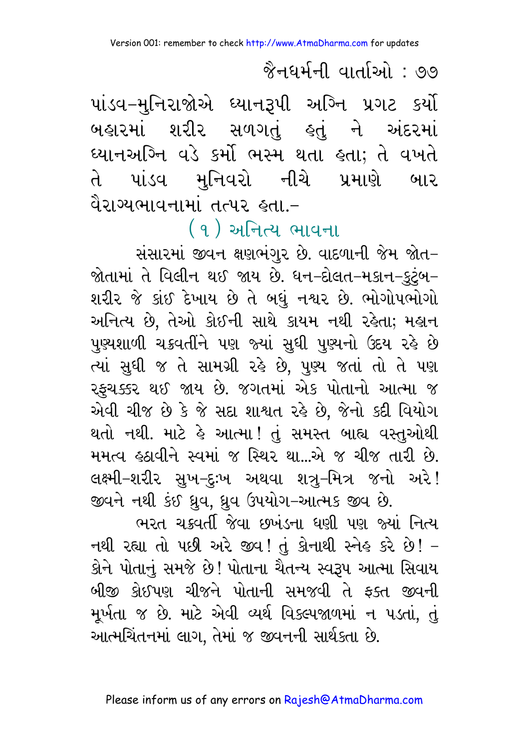પાંડવ–મુનિરાજોએ ધ્યાનરૂપી અગ્નિ પ્રગટ કર્યો બહારમાં શરીર સળગતું હતું ને અંદરમાં ધ્યાનઅગ્નિ વડે કર્મો ભસ્મ થતા હતા; તે વખતે તે પાંડવ મુનિવરો નીચે પ્રમાણે બાર વૈરાગ્યભાવનામાં તત્પર હતા.–

## (૧) અનિત્ય ભાવના

સંસારમાં જીવન ક્ષણભંગુર છે. વાદળાની જેમ જોત–જોતામાં તે વિલીન થઈ જાય છે. ધન–દોલત–મકાન–કુટુંબ–શરીર જે કાંઈ દેખાય છે તે બધું નશ્વર છે. ભોગોપભોગો અનિત્ય છે, તેઓ કોઈની સાથે કાયમ નથી રહેતા; મહાન પુણ્યશાળી ચક્રવર્તીને પણ જ્યાં સુધી પુણ્યનો ઉદય રહે છે ત્યાં સુધી જ તે સામગ્રી રહે છે, પુણ્ય જતાં તો તે પણ રફુચક્કર થઈ જાય છે. જગતમાં એક પોતાનો આત્મા જ એવી ચીજ છે કે જે સદા શાશ્વત રહે છે, જેનો કદી વિયોગ થતો નથી. માટે હે આત્મા! તું સમસ્ત બાહ્ય વસ્તુઓથી મમત્વ હઠાવીને સ્વમાં જ સ્થિર થા...એ જ ચીજ તારી છે. લક્ષ્મી–શરીર સુખ–દુઃખ અથવા શત્રુ–મિત્ર જનો અરે! જીવને નથી કંઈ ધ્રુવ, ધ્રુવ ઉપયોગ–આત્મક જીવ છે.

ભરત ચક્રવર્તી જેવા છખંડના ધણી પણ જ્યાં નિત્ય નથી રહ્યા તો પછી અરે જીવ! તું કોનાથી સ્નેહ કરે છે! – કોને પોતાનું સમજે છે! પોતાના ચૈતન્ય સ્વરૂપ આત્મા સિવાય બીજી કોઈપણ ચીજને પોતાની સમજવી તે ફક્ત જીવની મૂર્ખતા જ છે. માટે એવી વ્યર્થ વિકલ્પજાળમાં ન પડતાં, તું આત્મચિંતનમાં લાગ, તેમાં જ જીવનની સાર્થકતા છે.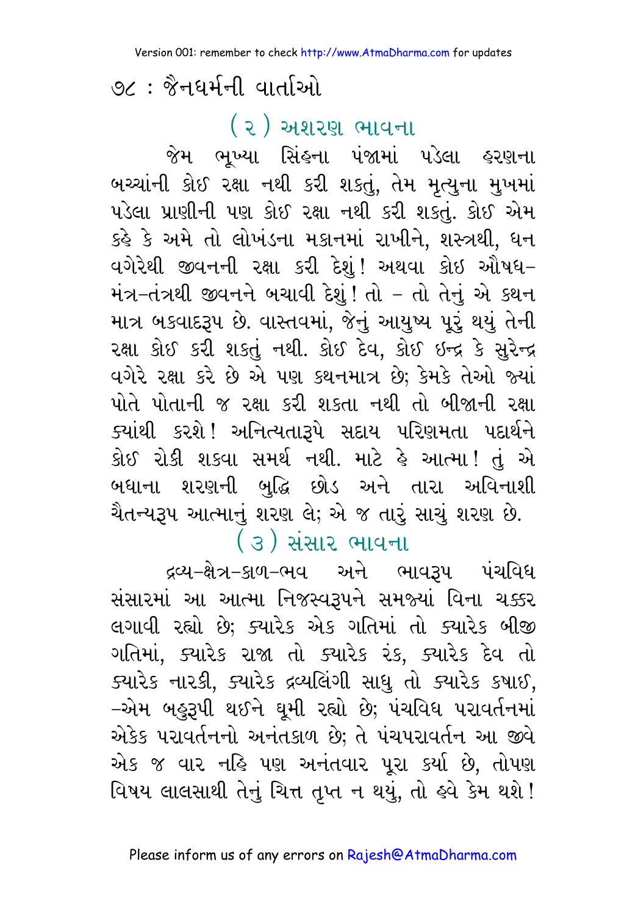## ( ૨ ) અશરણ ભાવના

જેમ ભૂખ્યા સિંહના પંજામાં પડેલા હરણના બચ્ચાંની કોઈ રક્ષા નથી કરી શકતું, તેમ મૃત્યુના મુખમાં પડેલા પ્રાણીની પણ કોઈ રક્ષા નથી કરી શકતું. કોઈ એમ કહે કે અમે તો લોખંડના મકાનમાં રાખીને, શસ્ત્રથી, ધન વગેરેથી જીવનની રક્ષા કરી દેશું! અથવા કોઇ ઔષધ–મંત્ર–તંત્રથી જીવનને બચાવી દેશું! તો – તો તેનું એ કથન માત્ર બકવાદરૂપ છે. વાસ્તવમાં, જેનું આયુષ્ય પૂરું થયું તેની રક્ષા કોઈ કરી શકતું નથી. કોઈ દેવ, કોઈ ઇન્દ્ર કે સુરેન્દ્ર વગેરે રક્ષા કરે છે એ પણ કથનમાત્ર છે; કેમકે તેઓ જ્યાં પોતે પોતાની જ રક્ષા કરી શકતા નથી તો બીજાની રક્ષા ક્યાંથી કરશે! અનિત્યતારૂપે સદાય પરિણમતા પદાર્થને કોઇ રોકી શકવા સમર્થ નથી. માટે હે આત્મા! તું એ બધાના શરણની બુદ્ધિ છોડ અને તારા અવિનાશી ચૈતન્યરૂપ આત્માનું શરણ લે; એ જ તારું સાચું શરણ છે.

## ( ૩ ) સંસાર ભાવના

દ્રવ્ય–ક્ષેત્ર–કાળ–ભવ અને ભાવરૂપ પંચવિધ સંસારમાં આ આત્મા નિજસ્વરૂપને સમજ્યાં વિના ચક્કર લગાવી રહ્યો છે; ક્યારેક એક ગતિમાં તો ક્યારેક બીજી ગતિમાં, ક્યારેક રાજા તો ક્યારેક રંક, ક્યારેક દેવ તો ક્યારેક નારકી, ક્યારેક દ્રવ્યલિંગી સાધુ તો ક્યારેક કષાઈ, –એમ બહુરૂપી થઈને ઘૂમી રહ્યો છે; પંચવિધ પરાવર્તનમાં એકેક પરાવર્તનનો અનંતકાળ છે; તે પંચપરાવર્તન આ જીવે એક જ વાર નહિ પણ અનંતવાર પૂરા કર્યા છે, તોપણ વિષય લાલસાથી તેનું ચિત્ત તૃપ્ત ન થયું, તો હવે કેમ થશે!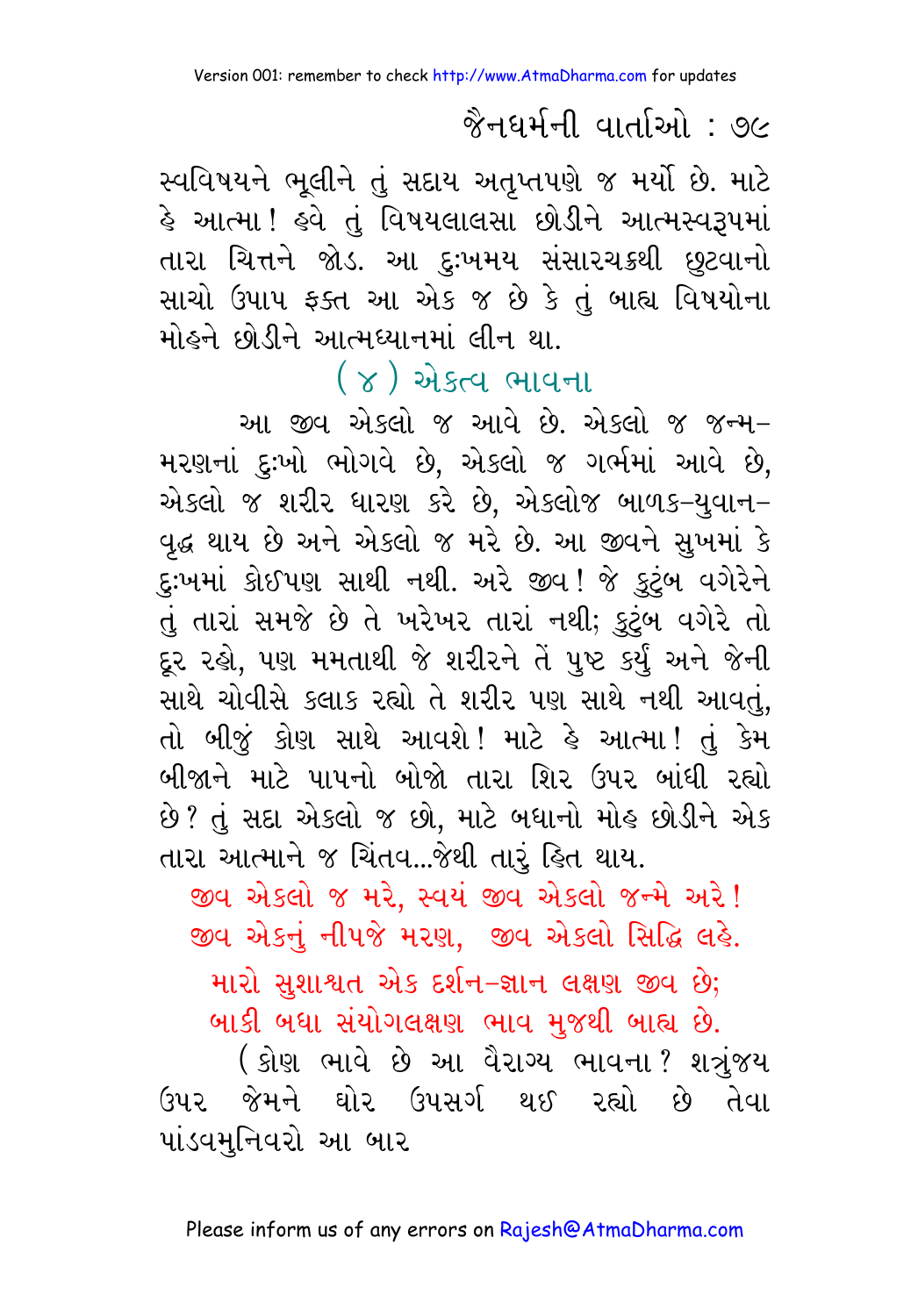સ્વવિષયને ભૂલીને તું સદાય અતૃપ્તપણે જ મર્યો છે. માટે હે આત્મા! હવે તું વિષયલાલસા છોડીને આત્મસ્વરૂપમાં તારા ચિત્તને જોડ. આ દુઃખમય સંસારચક્રથી છુટવાનો સાચો ઉપાય ફક્ત આ એક જ છે કે તું બાહ્ય વિષયોના મોહને છોડીને આત્મધ્યાનમાં લીન થા.

## ( ૪ ) એકત્વ ભાવના

આ જીવ એકલો જ આવે છે. એકલો જ જન્મ-મરણનાં દુઃખો ભોગવે છે, એકલો જ ગર્ભમાં આવે છે, એકલો જ શરીર ધારણ કરે છે, એકલોજ બાળક-યુવાન-વૃદ્ધ થાય છે અને એકલો જ મરે છે. આ જીવને સુખમાં કે દુઃખમાં કોઈપણ સાથી નથી. અરે જીવ! જે કુટુંબ વગેરેને તું તારાં સમજે છે તે ખરેખર તારાં નથી; કુટુંબ વગેરે તો દૂર રહો, પણ મમતાથી જે શરીરને તેં પુષ્ટ કર્યું અને જેની સાથે ચોવીસે કલાક રહ્યો તે શરીર પણ સાથે નથી આવતું, તો બીજું કોણ સાથે આવશે! માટે હે આત્મા! તું કેમ બીજાને માટે પાપનો બોજો તારા શિર ઉપર બાંધી રહ્યો છે? તું સદા એકલો જ છો, માટે બધાનો મોહ છોડીને એક તારા આત્માને જ ચિંતવ...જેથી તારું હિત થાય.

જીવ એકલો જ મરે, સ્વયં જીવ એકલો જન્મે અરે!
જીવ એકનું નીપજે મરણ, જીવ એકલો સિદ્ધિ લહે.

મારો સુશાશ્વત એક દર્શન-જ્ઞાન લક્ષણ જીવ છે;
બાકી બધા સંયોગલક્ષણ ભાવ મુજથી બાહ્ય છે.

( કોણ ભાવે છે આ વૈરાગ્ય ભાવના? શત્રુંજય ઉપર જેમને ઘોર ઉપસર્ગ થઈ રહ્યો છે તેવા પાંડવમુનિવરો આ બાર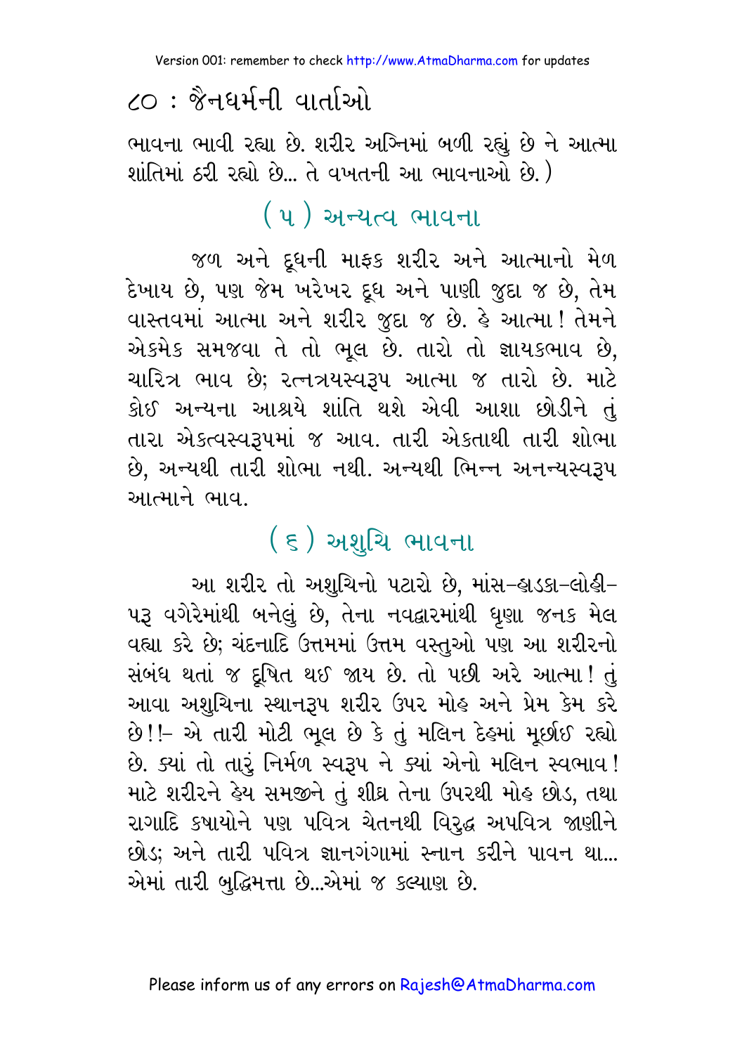ભાવના ભાવી રહ્યા છે. શરીર અગ્નિમાં બળી રહ્યું છે ને આત્મા શાંતિમાં ઠરી રહ્યો છે... તે વખતની આ ભાવનાઓ છે.)

## (૫) અન્યત્વ ભાવના

જળ અને દૂધની માફક શરીર અને આત્માનો મેળ દેખાય છે, પણ જેમ ખરેખર દૂધ અને પાણી જુદા જ છે, તેમ વાસ્તવમાં આત્મા અને શરીર જુદા જ છે. હે આત્મા! તેમને એકમેક સમજવા તે તો ભૂલ છે. તારો તો જ્ઞાયકભાવ છે, ચારિત્ર ભાવ છે; રત્નત્રયસ્વરૂપ આત્મા જ તારો છે. માટે કોઈ અન્યના આશ્રયે શાંતિ થશે એવી આશા છોડીને તું તારા એકત્વસ્વરૂપમાં જ આવ. તારી એકતાથી તારી શોભા છે, અન્યથી તારી શોભા નથી. અન્યથી ભિન્ન અનન્યસ્વરૂપ આત્માને ભાવ.

## (૬) અશુચિ ભાવના

આ શરીર તો અશુચિનો પટારો છે, માંસ-હાડકા-લોહી-પરૂ વગેરેમાંથી બનેલું છે, તેના નવદ્વારમાંથી ઘૃણા જનક મેલ વહ્યા કરે છે; ચંદનાદિ ઉત્તમમાં ઉત્તમ વસ્તુઓ પણ આ શરીરનો સંબંધ થતાં જ દૂષિત થઈ જાય છે. તો પછી અરે આત્મા! તું આવા અશુચિના સ્થાનરૂપ શરીર ઉપર મોહ અને પ્રેમ કેમ કરે છે!!- એ તારી મોટી ભૂલ છે કે તું મલિન દેહમાં મૂર્છાઈ રહ્યો છે. ક્યાં તો તારું નિર્મળ સ્વરૂપ ને ક્યાં એનો મલિન સ્વભાવ! માટે શરીરને હેય સમજીને તું શીઘ્ર તેના ઉપરથી મોહ છોડ, તથા રાગાદિ કષાયોને પણ પવિત્ર ચેતનથી વિરુદ્ધ અપવિત્ર જાણીને છોડ; અને તારી પવિત્ર જ્ઞાનગંગામાં સ્નાન કરીને પાવન થા... એમાં તારી બુદ્ધિમત્તા છે...એમાં જ કલ્યાણ છે.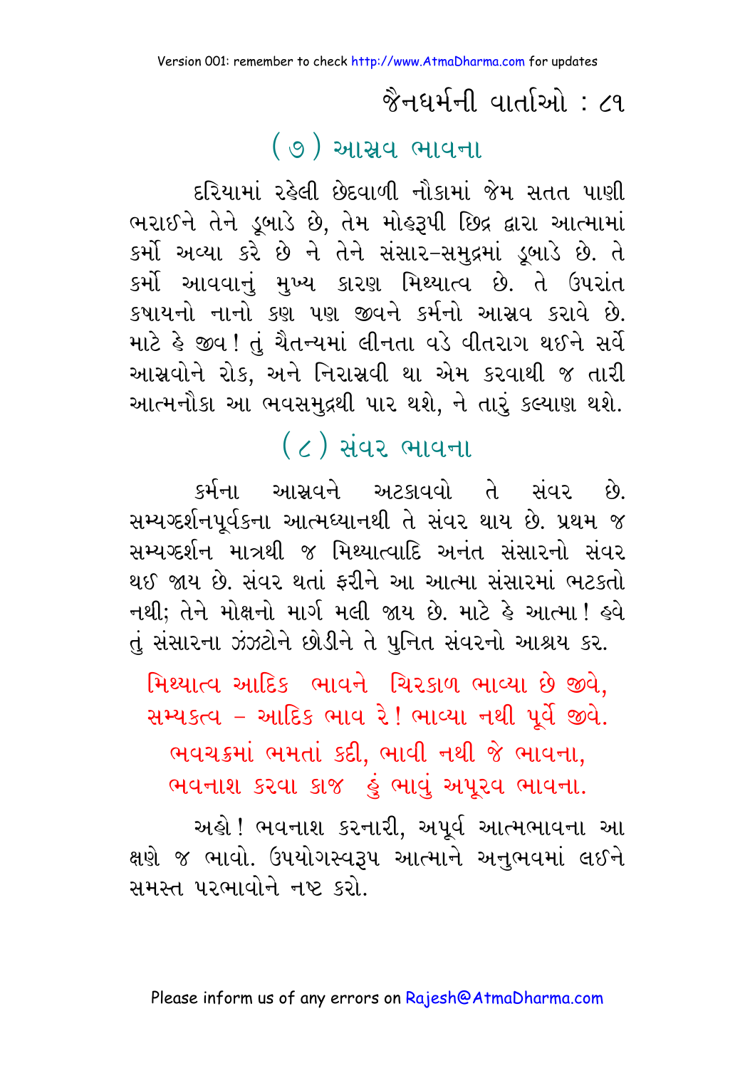## ( ૭ ) આસ્રવ ભાવના

દરિયામાં રહેલી છેદવાળી નૌકામાં જેમ સતત પાણી ભરાઈને તેને ડૂબાડે છે, તેમ મોહરૂપી છિદ્ર દ્વારા આત્મામાં કર્મો અવ્યા કરે છે ને તેને સંસાર-સમુદ્રમાં ડૂબાડે છે. તે કર્મો આવવાનું મુખ્ય કારણ મિથ્યાત્વ છે. તે ઉપરાંત કષાયનો નાનો કણ પણ જીવને કર્મનો આસ્રવ કરાવે છે. માટે હે જીવ! તું ચૈતન્યમાં લીનતા વડે વીતરાગ થઈને સર્વે આસ્રવોને રોક, અને નિરાસ્રવી થા એમ કરવાથી જ તારી આત્મનૌકા આ ભવસમુદ્રથી પાર થશે, ને તારું કલ્યાણ થશે.

## ( ૮ ) સંવર ભાવના

કર્મના આસ્રવને અટકાવવો તે સંવર છે. સમ્યગ્દર્શનપૂર્વકના આત્મધ્યાનથી તે સંવર થાય છે. પ્રથમ જ સમ્યગ્દર્શન માત્રથી જ મિથ્યાત્વાદિ અનંત સંસારનો સંવર થઈ જાય છે. સંવર થતાં ફરીને આ આત્મા સંસારમાં ભટકતો નથી; તેને મોક્ષનો માર્ગ મલી જાય છે. માટે હે આત્મા! હવે તું સંસારના ઝંઝટોને છોડીને તે પુનિત સંવરનો આશ્રય કર.

મિથ્યાત્વ આદિક ભાવને ચિરકાળ ભાવ્યા છે જીવે,
સમ્યક્ત્વ – આદિક ભાવ રે! ભાવ્યા નથી પૂર્વે જીવે.
ભવચક્રમાં ભમતાં કદી, ભાવી નથી જે ભાવના,
ભવનાશ કરવા કાજ હું ભાવું અપૂરવ ભાવના.

અહો! ભવનાશ કરનારી, અપૂર્વ આત્મભાવના આ ક્ષણે જ ભાવો. ઉપયોગસ્વરૂપ આત્માને અનુભવમાં લઈને સમસ્ત પરભાવોને નષ્ટ કરો.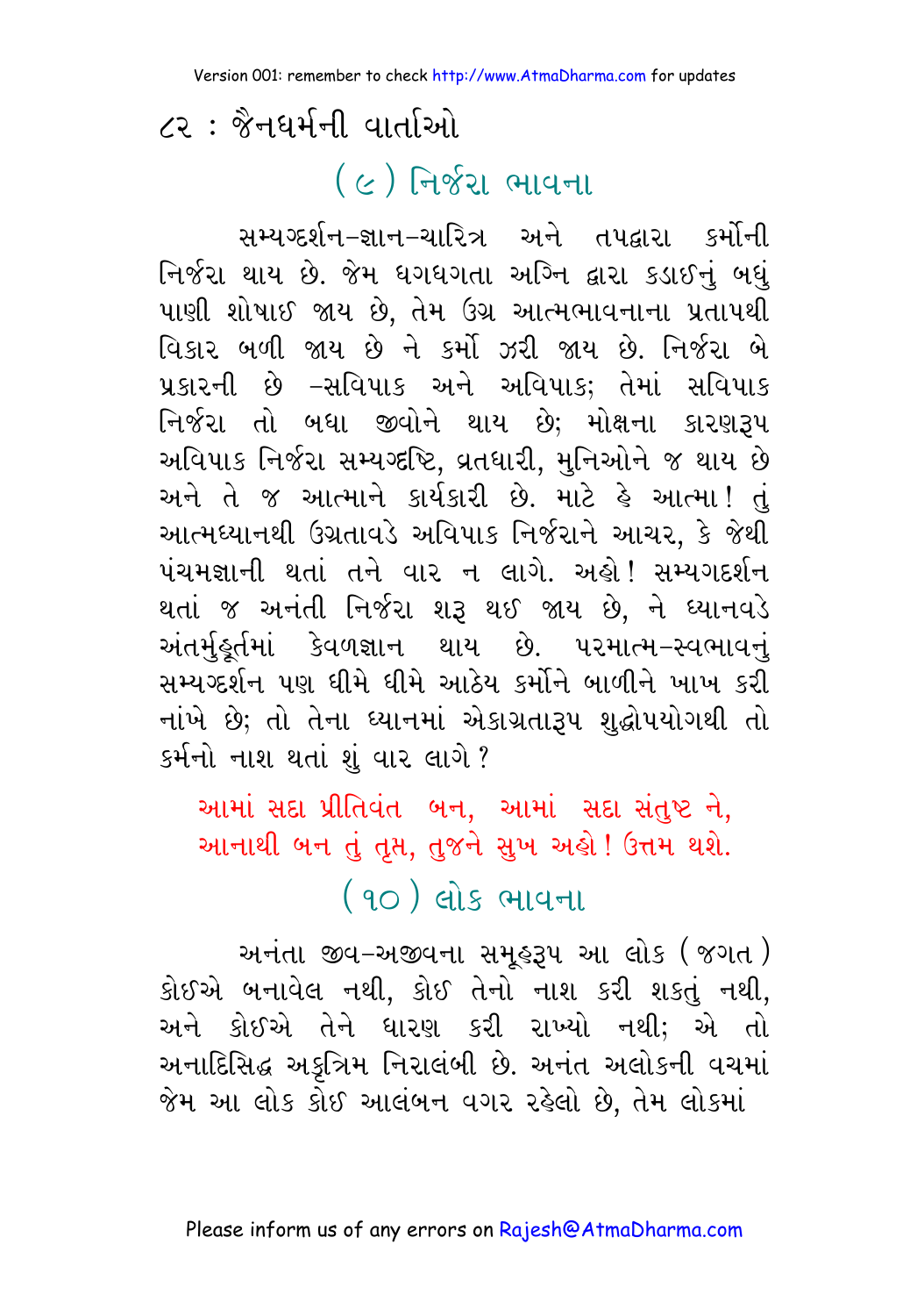## (૯) નિર્જરા ભાવના

સમ્યગ્દર્શન-જ્ઞાન-ચારિત્ર અને તપદ્વારા કર્મોની નિર્જરા થાય છે. જેમ ધગધગતા અગ્નિ દ્વારા કડાઈનું બધું પાણી શોષાઈ જાય છે, તેમ ઉગ્ર આત્મભાવનાના પ્રતાપથી વિકાર બળી જાય છે ને કર્મો ઝરી જાય છે. નિર્જરા બે પ્રકારની છે -સવિપાક અને અવિપાક; તેમાં સવિપાક નિર્જરા તો બધા જીવોને થાય છે; મોક્ષના કારણરૂપ અવિપાક નિર્જરા સમ્યગ્દષ્ટિ, વ્રતધારી, મુનિઓને જ થાય છે અને તે જ આત્માને કાર્યકારી છે. માટે હે આત્મા! તું આત્મધ્યાનથી ઉગ્રતાવડે અવિપાક નિર્જરાને આચર, કે જેથી પંચમજ્ઞાની થતાં તને વાર ન લાગે. અહો! સમ્યગદર્શન થતાં જ અનંતી નિર્જરા શરૂ થઈ જાય છે, ને ધ્યાનવડે અંતર્મુહૂર્તમાં કેવળજ્ઞાન થાય છે. પરમાત્મ-સ્વભાવનું સમ્યગ્દર્શન પણ ધીમે ધીમે આઠેય કર્મોને બાળીને ખાખ કરી નાંખે છે; તો તેના ધ્યાનમાં એકાગ્રતારૂપ શુદ્ધોપયોગથી તો કર્મનો નાશ થતાં શું વાર લાગે?

આમાં સદા પ્રીતિવંત બન, આમાં સદા સંતુષ્ટ ને,
આનાથી બન તું તૃપ્ત, તુજને સુખ અહો! ઉત્તમ થશે.

## (૧૦) લોક ભાવના

અનંતા જીવ-અજીવના સમૂહરૂપ આ લોક (જગત) કોઈએ બનાવેલ નથી, કોઈ તેનો નાશ કરી શકતું નથી, અને કોઈએ તેને ધારણ કરી રાખ્યો નથી; એ તો અનાદિસિદ્ધ અકૃત્રિમ નિરાલંબી છે. અનંત અલોકની વચમાં જેમ આ લોક કોઈ આલંબન વગર રહેલો છે, તેમ લોકમાં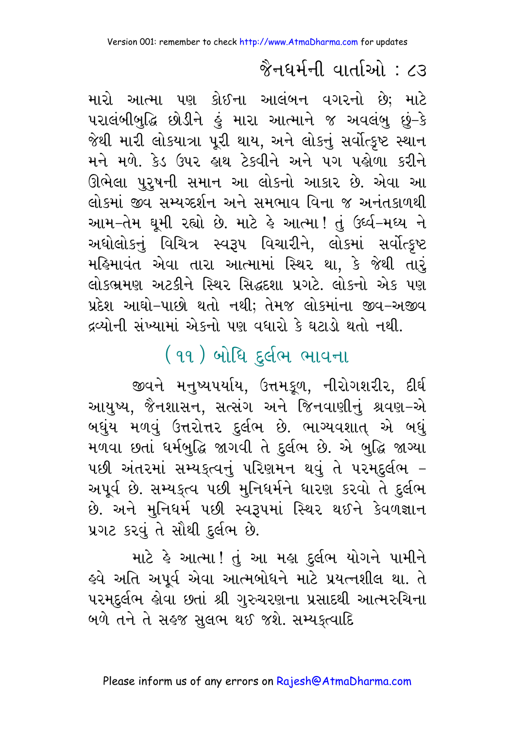મારો આત્મા પણ કોઈના આલંબન વગરનો છે; માટે પરાલંબીબુદ્ધિ છોડીને હું મારા આત્માને જ અવલંબુ છું–કે જેથી મારી લોકયાત્રા પૂરી થાય, અને લોકનું સર્વોત્કૃષ્ટ સ્થાન મને મળે. કેડ ઉપર હાથ ટેકવીને અને પગ પહોળા કરીને ઊભેલા પુરુષની સમાન આ લોકનો આકાર છે. એવા આ લોકમાં જીવ સમ્યગ્દર્શન અને સમભાવ વિના જ અનંતકાળથી આમ–તેમ ઘૂમી રહ્યો છે. માટે હે આત્મા! તું ઉર્ધ્વ–મધ્ય ને અધોલોકનું વિચિત્ર સ્વરૂપ વિચારીને, લોકમાં સર્વોત્કૃષ્ટ મહિમાવંત એવા તારા આત્મામાં સ્થિર થા, કે જેથી તારું લોકભ્રમણ અટકીને સ્થિર સિદ્ધદશા પ્રગટે. લોકનો એક પણ પ્રદેશ આઘો–પાછો થતો નથી; તેમજ લોકમાંના જીવ–અજીવ દ્રવ્યોની સંખ્યામાં એકનો પણ વધારો કે ઘટાડો થતો નથી.

## (૧૧) બોધિ દુર્લભ ભાવના

જીવને મનુષ્યપર્યાય, ઉત્તમકૂળ, નીરોગશરીર, દીર્ઘ આયુષ્ય, જૈનશાસન, સત્સંગ અને જિનવાણીનું શ્રવણ–એ બધુંય મળવું ઉત્તરોત્તર દુર્લભ છે. ભાગ્યવશાત્ એ બધું મળવા છતાં ધર્મબુદ્ધિ જાગવી તે દુર્લભ છે. એ બુદ્ધિ જાગ્યા પછી અંતરમાં સમ્યક્ત્વનું પરિણમન થવું તે પરમદુર્લભ – અપૂર્વ છે. સમ્યક્ત્વ પછી મુનિધર્મને ધારણ કરવો તે દુર્લભ છે. અને મુનિધર્મ પછી સ્વરૂપમાં સ્થિર થઈને કેવળજ્ઞાન પ્રગટ કરવું તે સૌથી દુર્લભ છે.

માટે હે આત્મા! તું આ મહા દુર્લભ યોગને પામીને હવે અતિ અપૂર્વ એવા આત્મબોધને માટે પ્રયત્નશીલ થા. તે પરમદુર્લભ હોવા છતાં શ્રી ગુરુચરણના પ્રસાદથી આત્મરુચિના બળે તને તે સહજ સુલભ થઈ જશે. સમ્યક્ત્વાદિ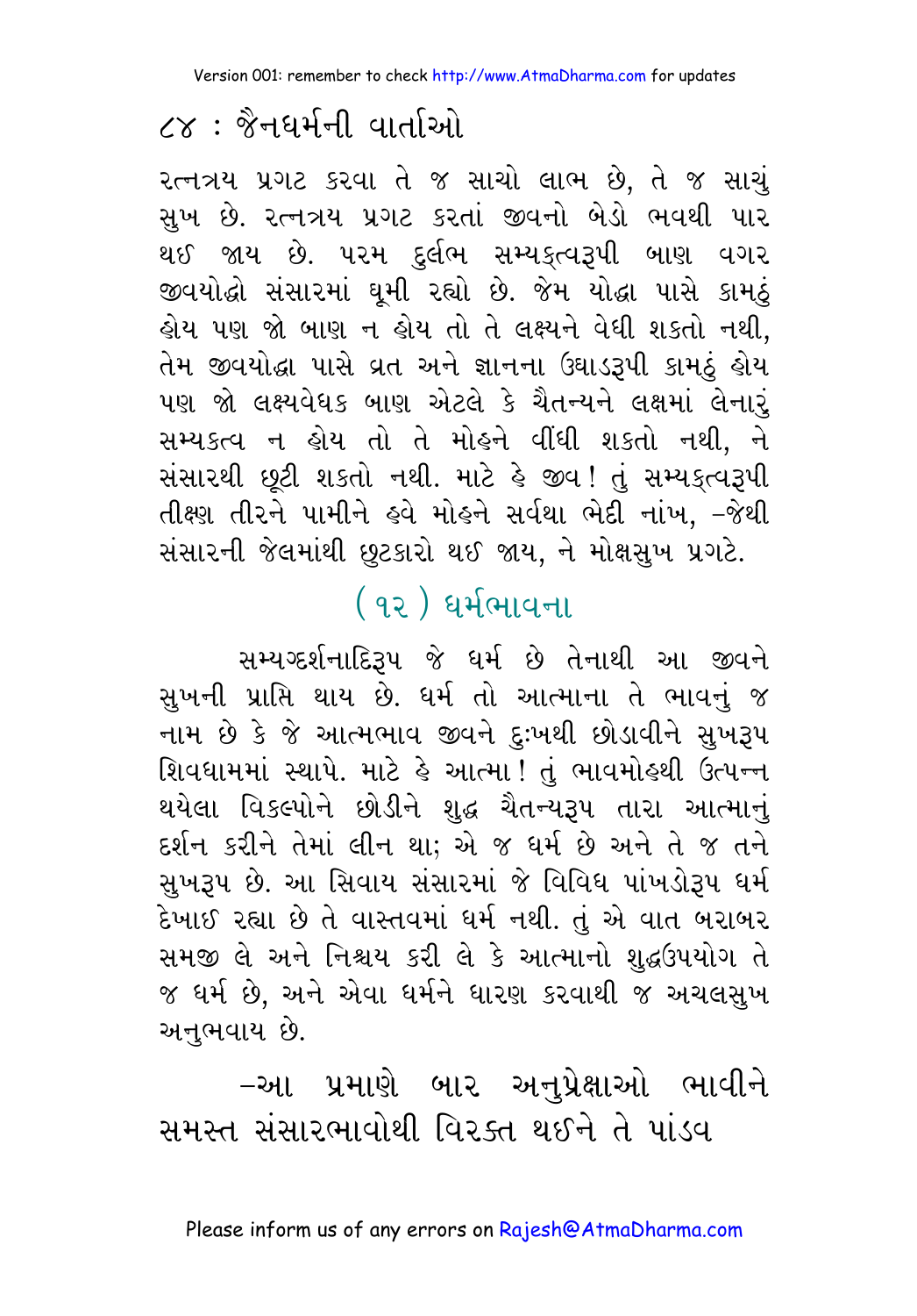રત્નત્રય પ્રગટ કરવા તે જ સાચો લાભ છે, તે જ સાચું સુખ છે. રત્નત્રય પ્રગટ કરતાં જીવનો બેડો ભવથી પાર થઈ જાય છે. પરમ દુર્લભ સમ્યક્ત્વરૂપી બાણ વગર જીવયોદ્ધો સંસારમાં ઘૂમી રહ્યો છે. જેમ યોદ્ધા પાસે કામઠું હોય પણ જો બાણ ન હોય તો તે લક્ષ્યને વેધી શકતો નથી, તેમ જીવયોદ્ધા પાસે વ્રત અને જ્ઞાનના ઉઘાડરૂપી કામઠું હોય પણ જો લક્ષ્યવેધક બાણ એટલે કે ચૈતન્યને લક્ષમાં લેનારું સમ્યક્ત્વ ન હોય તો તે મોહને વીંધી શકતો નથી, ને સંસારથી છૂટી શકતો નથી. માટે હે જીવ! તું સમ્યક્ત્વરૂપી તીક્ષ્ણ તીરને પામીને હવે મોહને સર્વથા ભેદી નાંખ, –જેથી સંસારની જેલમાંથી છુટકારો થઈ જાય, ને મોક્ષસુખ પ્રગટે.

## ( ૧૨ ) ધર્મભાવના

સમ્યગ્દર્શનાદિરૂપ જે ધર્મ છે તેનાથી આ જીવને સુખની પ્રાપ્તિ થાય છે. ધર્મ તો આત્માના તે ભાવનું જ નામ છે કે જે આત્મભાવ જીવને દુઃખથી છોડાવીને સુખરૂપ શિવધામમાં સ્થાપે. માટે હે આત્મા! તું ભાવમોહથી ઉત્પન્ન થયેલા વિકલ્પોને છોડીને શુદ્ધ ચૈતન્યરૂપ તારા આત્માનું દર્શન કરીને તેમાં લીન થા; એ જ ધર્મ છે અને તે જ તને સુખરૂપ છે. આ સિવાય સંસારમાં જે વિવિધ પાંખડોરૂપ ધર્મ દેખાઈ રહ્યા છે તે વાસ્તવમાં ધર્મ નથી. તું એ વાત બરાબર સમજી લે અને નિશ્ચય કરી લે કે આત્માનો શુદ્ધઉપયોગ તે જ ધર્મ છે, અને એવા ધર્મને ધારણ કરવાથી જ અચલસુખ અનુભવાય છે.

–આ પ્રમાણે બાર અનુપ્રેક્ષાઓ ભાવીને સમસ્ત સંસારભાવોથી વિરક્ત થઈને તે પાંડવ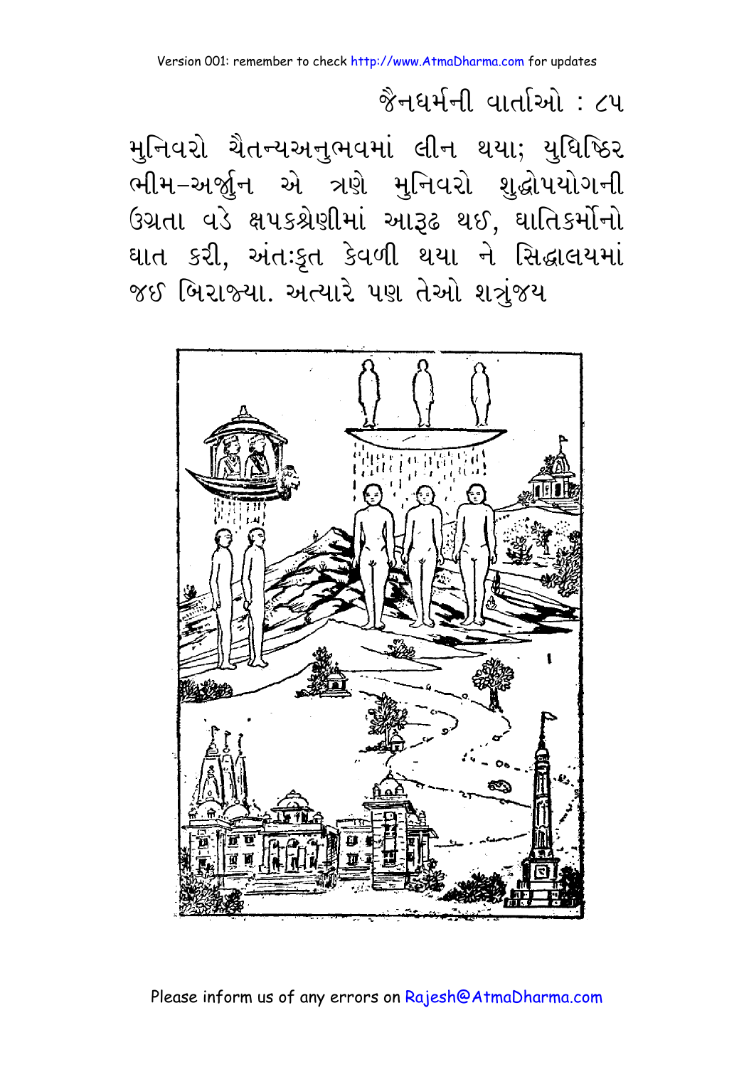મુનિવરો ચૈતન્યઅનુભવમાં લીન થયા; યુધિષ્ઠિર ભીમ–અર્જુન એ ત્રણે મુનિવરો શુદ્ધોપયોગની ઉગ્રતા વડે ક્ષપકશ્રેણીમાં આરૂઢ થઈ, ઘાતિકર્મોનો ઘાત કરી, અંતઃકૃત કેવળી થયા ને સિદ્ધાલયમાં જઈ બિરાજ્યા. અત્યારે પણ તેઓ શત્રુંજય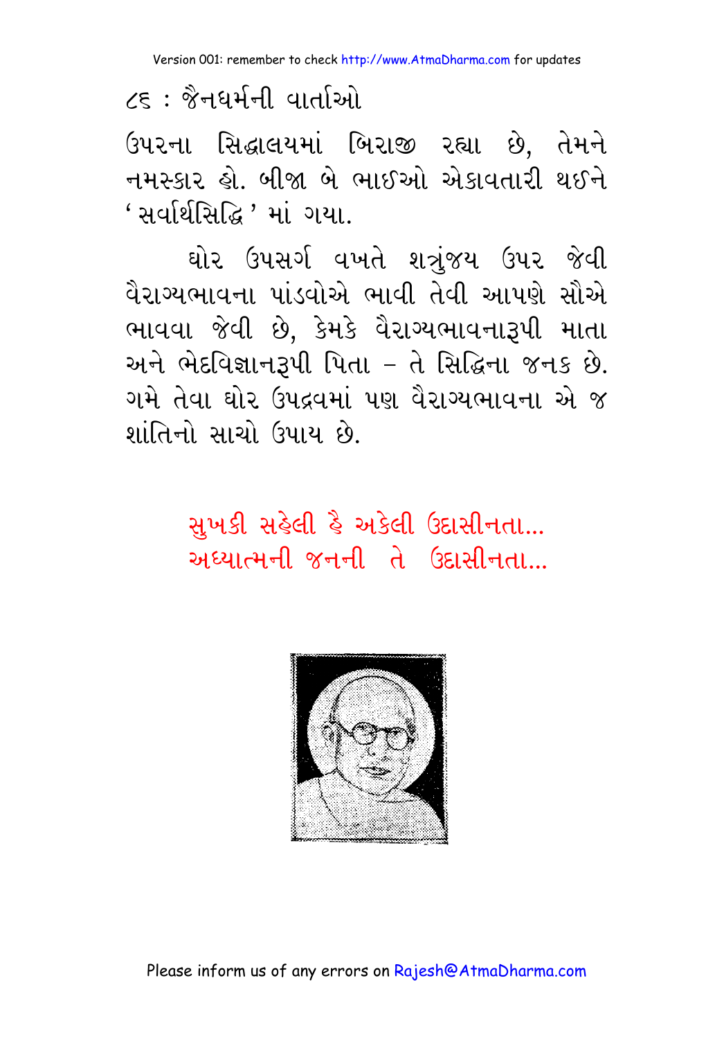ઉપરના સિદ્ધાલયમાં બિરાજી રહ્યા છે, તેમને નમસ્કાર હો. બીજા બે ભાઈઓ એકાવતારી થઈને 'સર્વાર્થસિદ્ધિ' માં ગયા.

ઘોર ઉપસર્ગ વખતે શત્રુંજય ઉપર જેવી વૈરાગ્યભાવના પાંડવોએ ભાવી તેવી આપણે સૌએ ભાવવા જેવી છે, કેમકે વૈરાગ્યભાવનારૂપી માતા અને ભેદવિજ્ઞાનરૂપી પિતા – તે સિદ્ધિના જનક છે. ગમે તેવા ઘોર ઉપદ્રવમાં પણ વૈરાગ્યભાવના એ જ શાંતિનો સાચો ઉપાય છે.

સુખકી સહેલી હૈ અકેલી ઉદાસીનતા...
અધ્યાત્મની જનની તે ઉદાસીનતા...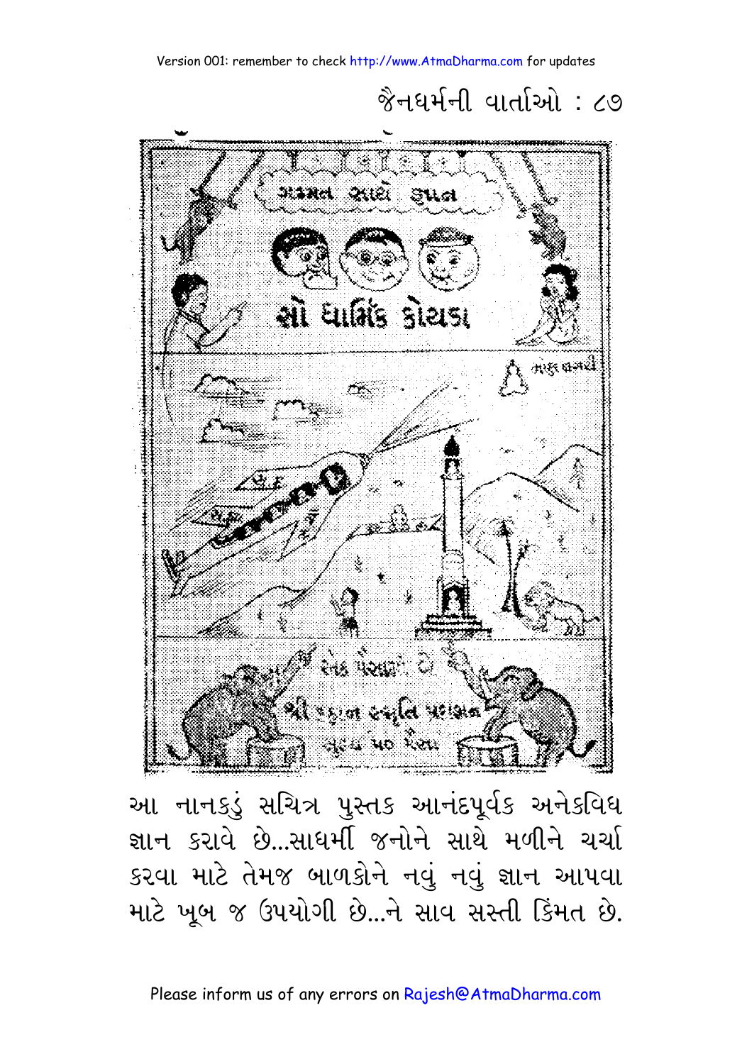આ નાનકડું સચિત્ર પુસ્તક આનંદપૂર્વક અનેકવિધ જ્ઞાન કરાવે છે...સાધર્મી જનોને સાથે મળીને ચર્ચા કરવા માટે તેમજ બાળકોને નવું નવું જ્ઞાન આપવા માટે ખૂબ જ ઉપયોગી છે...ને સાવ સસ્તી કિંમત છે.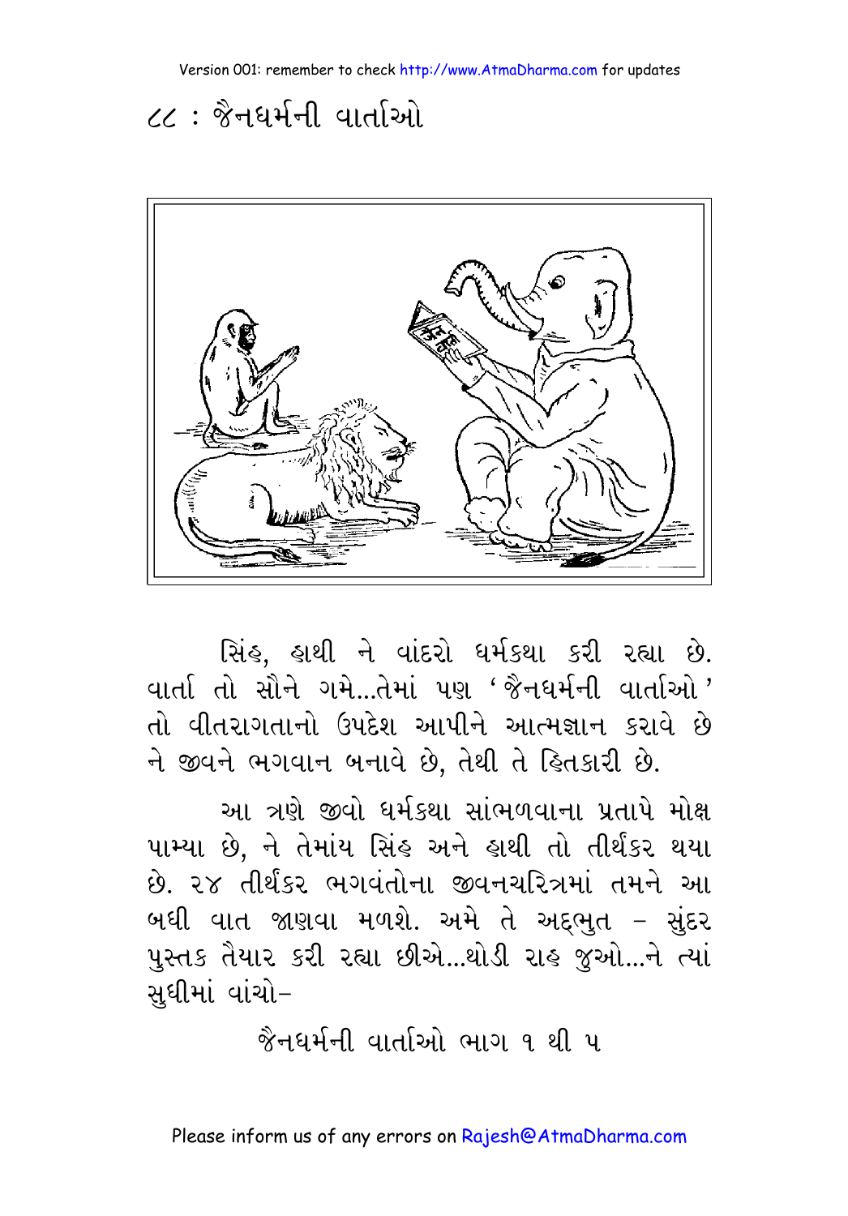સિંહ, હાથી ને વાંદરો ધર્મકથા કરી રહ્યા છે. વાર્તા તો સૌને ગમે...તેમાં પણ 'જૈનધર્મની વાર્તાઓ' તો વીતરાગતાનો ઉપદેશ આપીને આત્મજ્ઞાન કરાવે છે ને જીવને ભગવાન બનાવે છે, તેથી તે હિતકારી છે.

આ ત્રણે જીવો ધર્મકથા સાંભળવાના પ્રતાપે મોક્ષ પામ્યા છે, ને તેમાંય સિંહ અને હાથી તો તીર્થંકર થયા છે. ૨૪ તીર્થંકર ભગવંતોના જીવનચરિત્રમાં તમને આ બધી વાત જાણવા મળશે. અમે તે અદ્‌ભુત – સુંદર પુસ્તક તૈયાર કરી રહ્યા છીએ...થોડી રાહ જુઓ...ને ત્યાં સુધીમાં વાંચો–

જૈનધર્મની વાર્તાઓ ભાગ ૧ થી ૫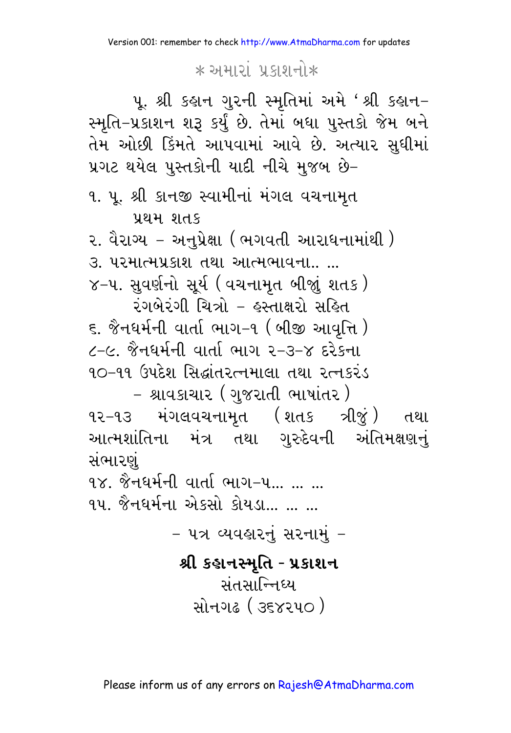## \*અમારાં પ્રકાશનો\*

પૂ. શ્રી કહાન ગુરની સ્મૃતિમાં અમે 'શ્રી કહાન-સ્મૃતિ-પ્રકાશન શરૂ કર્યું છે. તેમાં બધા પુસ્તકો જેમ બને તેમ ઓછી કિંમતે આપવામાં આવે છે. અત્યાર સુધીમાં પ્રગટ થયેલ પુસ્તકોની યાદી નીચે મુજબ છે-

૧. પૂ. શ્રી કાનજી સ્વામીનાં મંગલ વચનામૃત પ્રથમ શતક
૨. વૈરાગ્ય - અનુપ્રેક્ષા (ભગવતી આરાધનામાંથી)
૩. પરમાત્મપ્રકાશ તથા આત્મભાવના.. ...
૪-૫. સુવર્ણનો સૂર્ય (વચનામૃત બીજું શતક) રંગબેરંગી ચિત્રો - હસ્તાક્ષરો સહિત
૬. જૈનધર્મની વાર્તા ભાગ-૧ (બીજી આવૃત્તિ)
૮-૯. જૈનધર્મની વાર્તા ભાગ ૨-૩-૪ દરેકના
૧૦-૧૧ ઉપદેશ સિદ્ધાંતરત્નમાલા તથા રત્નકરંડ - શ્રાવકાચાર (ગુજરાતી ભાષાંતર)
૧૨-૧૩ મંગલવચનામૃત (શતક ત્રીજું) તથા આત્મશાંતિના મંત્ર તથા ગુરુદેવની અંતિમક્ષણનું સંભારણું
૧૪. જૈનધર્મની વાર્તા ભાગ-૫... ... ...
૧૫. જૈનધર્મના એકસો કોયડા... ... ...

- પત્ર વ્યવહારનું સરનામું -

**શ્રી કહાનસ્મૃતિ - પ્રકાશન**
સંતસાન્નિધ્ય
સોનગઢ (૩૬૪૨૫૦)